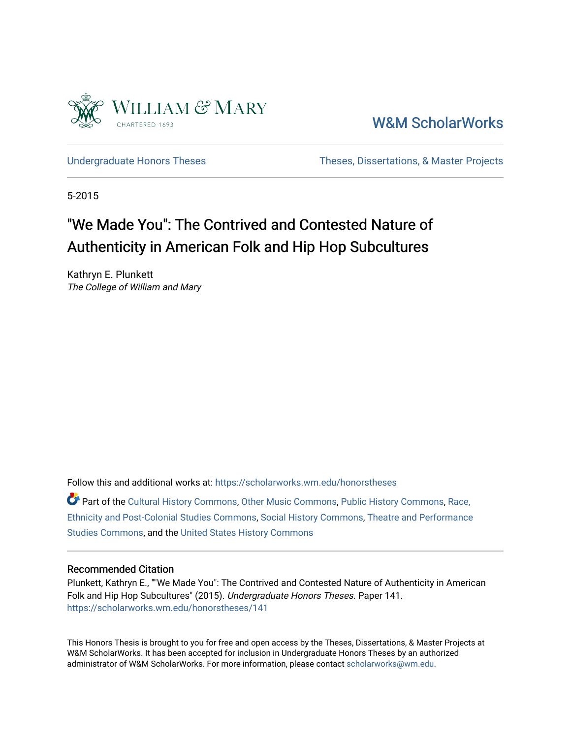William & Mary

CHARTERED 1693

W&M ScholarWorks

Undergraduate Honors Theses | Theses, Dissertations, & Master Projects

5-2015

# "We Made You": The Contrived and Contested Nature of Authenticity in American Folk and Hip Hop Subcultures

Kathryn E. Plunkett
*The College of William and Mary*

Follow this and additional works at: https://scholarworks.wm.edu/honorstheses

Part of the Cultural History Commons, Other Music Commons, Public History Commons, Race, Ethnicity and Post-Colonial Studies Commons, Social History Commons, Theatre and Performance Studies Commons, and the United States History Commons

## Recommended Citation

Plunkett, Kathryn E., ""We Made You": The Contrived and Contested Nature of Authenticity in American Folk and Hip Hop Subcultures" (2015). *Undergraduate Honors Theses.* Paper 141.
https://scholarworks.wm.edu/honorstheses/141

This Honors Thesis is brought to you for free and open access by the Theses, Dissertations, & Master Projects at W&M ScholarWorks. It has been accepted for inclusion in Undergraduate Honors Theses by an authorized administrator of W&M ScholarWorks. For more information, please contact scholarworks@wm.edu.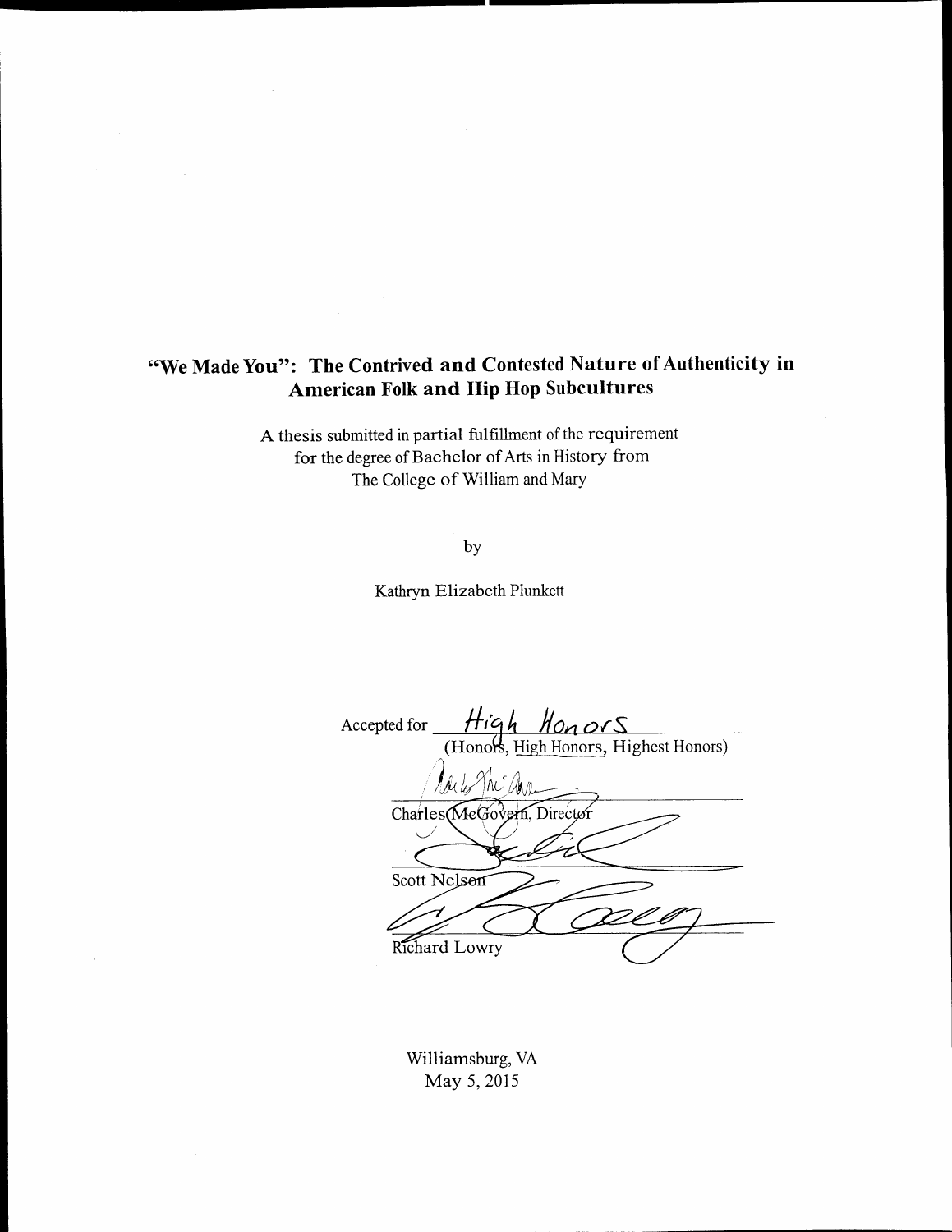# "We Made You": The Contrived and Contested Nature of Authenticity in American Folk and Hip Hop Subcultures

A thesis submitted in partial fulfillment of the requirement for the degree of Bachelor of Arts in History from The College of William and Mary

by

Kathryn Elizabeth Plunkett

Accepted for High Honors
(Honors, High Honors, Highest Honors)

Charles McGovern, Director

Scott Nelson

Richard Lowry

Williamsburg, VA
May 5, 2015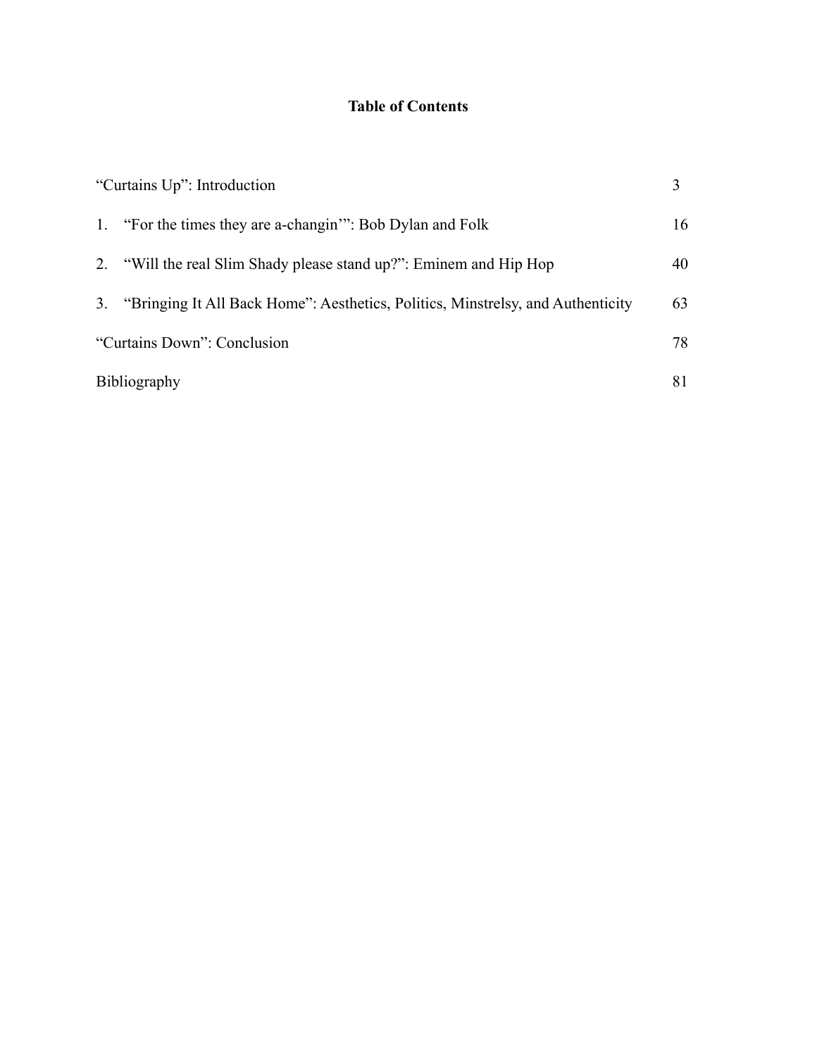# Table of Contents

| | |
|---|---|
| "Curtains Up": Introduction | 3 |
| 1. "For the times they are a-changin'": Bob Dylan and Folk | 16 |
| 2. "Will the real Slim Shady please stand up?": Eminem and Hip Hop | 40 |
| 3. "Bringing It All Back Home": Aesthetics, Politics, Minstrelsy, and Authenticity | 63 |
| "Curtains Down": Conclusion | 78 |
| Bibliography | 81 |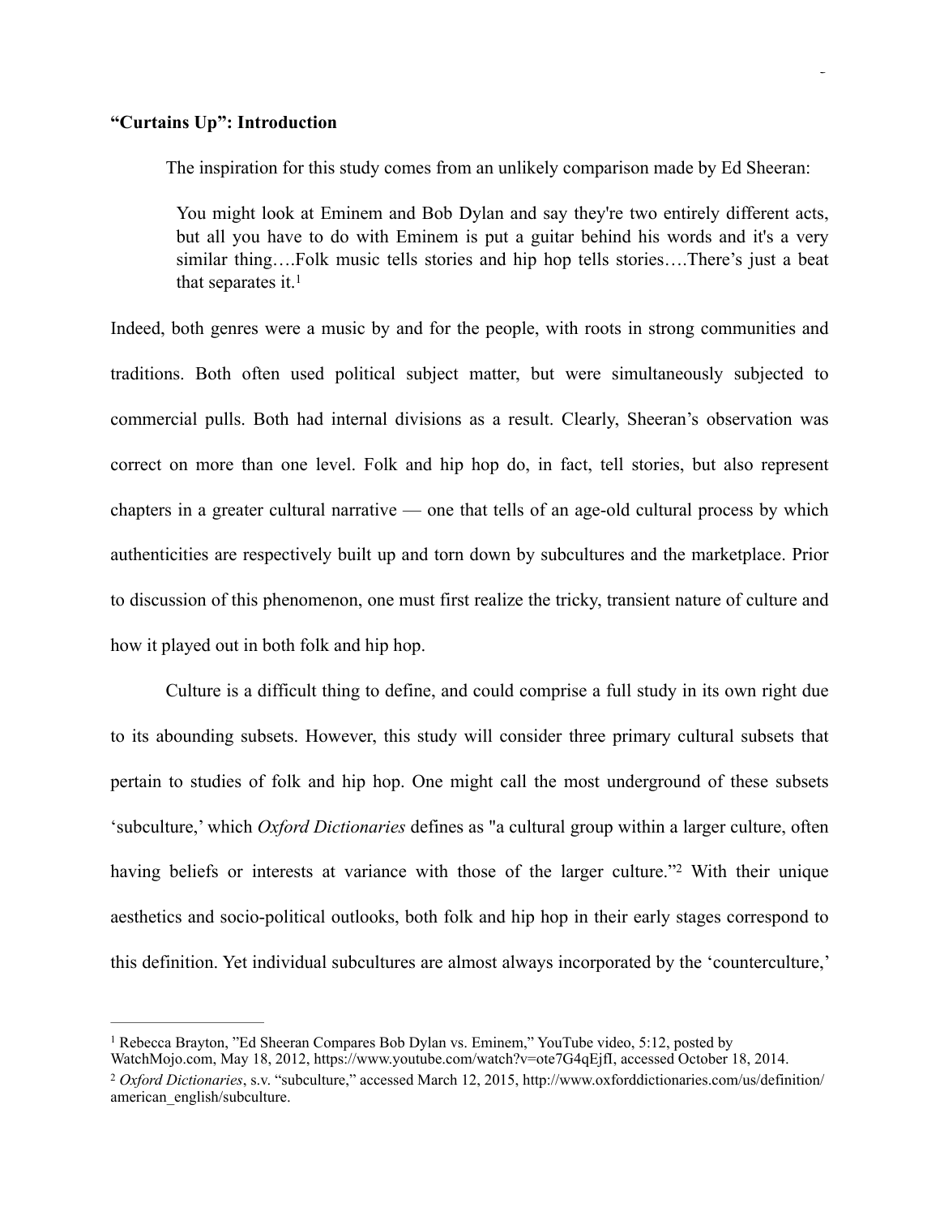**"Curtains Up": Introduction**

The inspiration for this study comes from an unlikely comparison made by Ed Sheeran:

> You might look at Eminem and Bob Dylan and say they're two entirely different acts, but all you have to do with Eminem is put a guitar behind his words and it's a very similar thing….Folk music tells stories and hip hop tells stories….There's just a beat that separates it.[1]

Indeed, both genres were a music by and for the people, with roots in strong communities and traditions. Both often used political subject matter, but were simultaneously subjected to commercial pulls. Both had internal divisions as a result. Clearly, Sheeran's observation was correct on more than one level. Folk and hip hop do, in fact, tell stories, but also represent chapters in a greater cultural narrative — one that tells of an age-old cultural process by which authenticities are respectively built up and torn down by subcultures and the marketplace. Prior to discussion of this phenomenon, one must first realize the tricky, transient nature of culture and how it played out in both folk and hip hop.

Culture is a difficult thing to define, and could comprise a full study in its own right due to its abounding subsets. However, this study will consider three primary cultural subsets that pertain to studies of folk and hip hop. One might call the most underground of these subsets 'subculture,' which *Oxford Dictionaries* defines as "a cultural group within a larger culture, often having beliefs or interests at variance with those of the larger culture."[2] With their unique aesthetics and socio-political outlooks, both folk and hip hop in their early stages correspond to this definition. Yet individual subcultures are almost always incorporated by the 'counterculture,'

---

[1] Rebecca Brayton, "Ed Sheeran Compares Bob Dylan vs. Eminem," YouTube video, 5:12, posted by WatchMojo.com, May 18, 2012, https://www.youtube.com/watch?v=ote7G4qEjfI, accessed October 18, 2014.

[2] *Oxford Dictionaries*, s.v. "subculture," accessed March 12, 2015, http://www.oxforddictionaries.com/us/definition/american_english/subculture.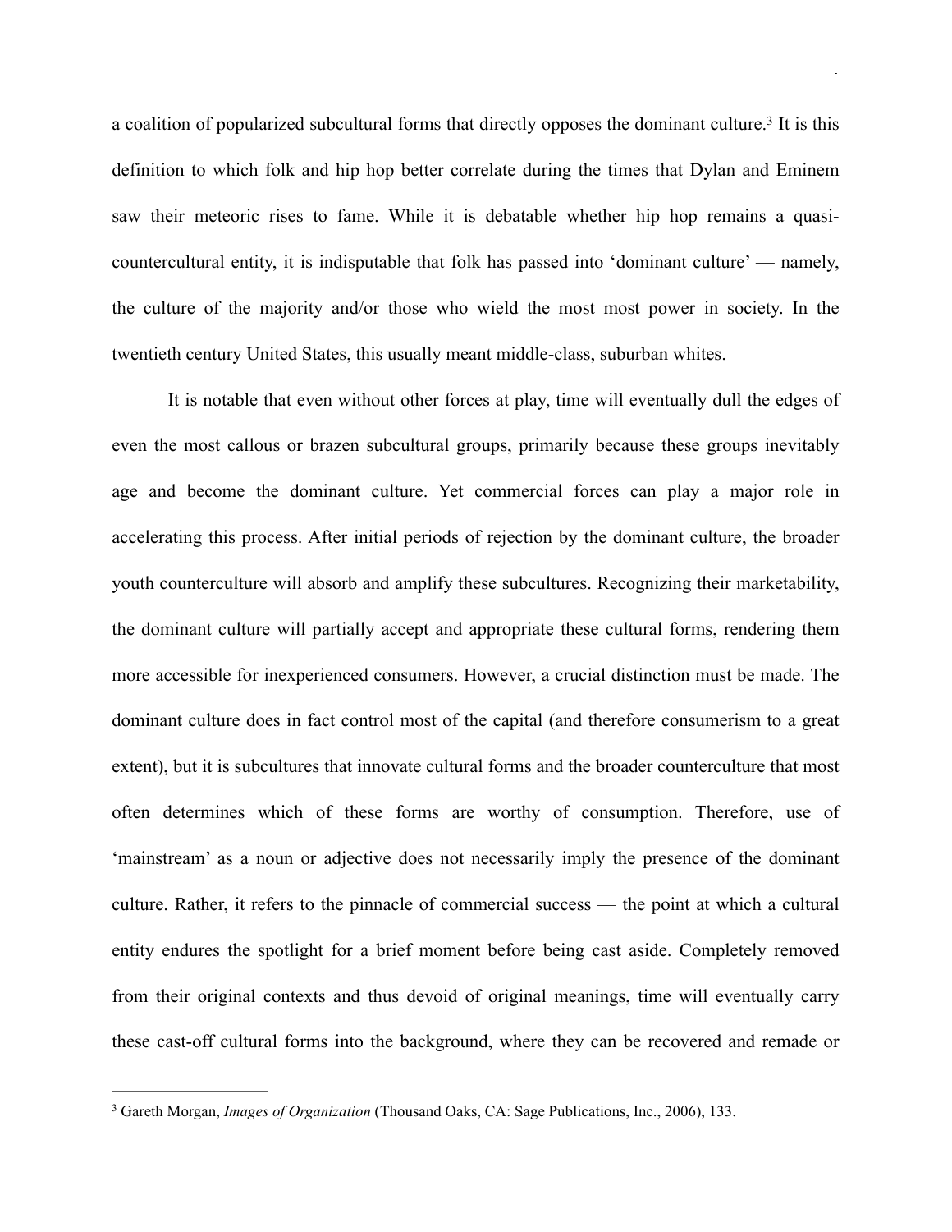a coalition of popularized subcultural forms that directly opposes the dominant culture.[3] It is this definition to which folk and hip hop better correlate during the times that Dylan and Eminem saw their meteoric rises to fame. While it is debatable whether hip hop remains a quasi-countercultural entity, it is indisputable that folk has passed into 'dominant culture' — namely, the culture of the majority and/or those who wield the most most power in society. In the twentieth century United States, this usually meant middle-class, suburban whites.

It is notable that even without other forces at play, time will eventually dull the edges of even the most callous or brazen subcultural groups, primarily because these groups inevitably age and become the dominant culture. Yet commercial forces can play a major role in accelerating this process. After initial periods of rejection by the dominant culture, the broader youth counterculture will absorb and amplify these subcultures. Recognizing their marketability, the dominant culture will partially accept and appropriate these cultural forms, rendering them more accessible for inexperienced consumers. However, a crucial distinction must be made. The dominant culture does in fact control most of the capital (and therefore consumerism to a great extent), but it is subcultures that innovate cultural forms and the broader counterculture that most often determines which of these forms are worthy of consumption. Therefore, use of 'mainstream' as a noun or adjective does not necessarily imply the presence of the dominant culture. Rather, it refers to the pinnacle of commercial success — the point at which a cultural entity endures the spotlight for a brief moment before being cast aside. Completely removed from their original contexts and thus devoid of original meanings, time will eventually carry these cast-off cultural forms into the background, where they can be recovered and remade or

---

[3] Gareth Morgan, *Images of Organization* (Thousand Oaks, CA: Sage Publications, Inc., 2006), 133.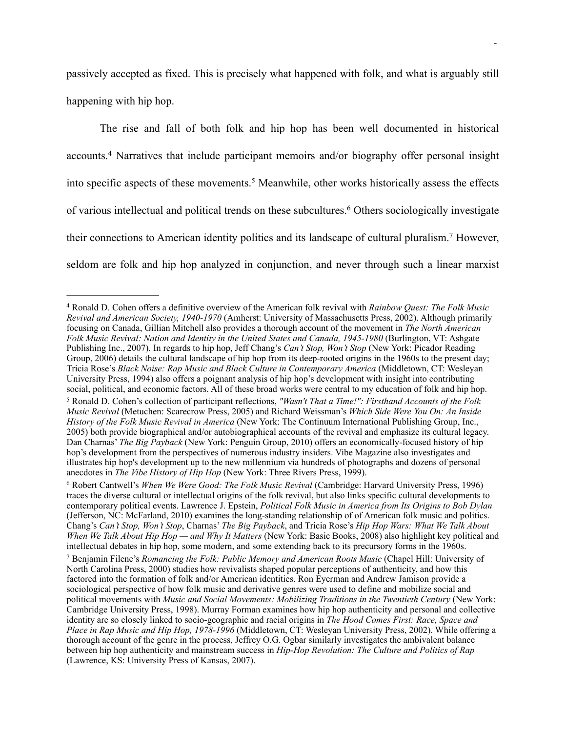passively accepted as fixed. This is precisely what happened with folk, and what is arguably still happening with hip hop.

The rise and fall of both folk and hip hop has been well documented in historical accounts.[4] Narratives that include participant memoirs and/or biography offer personal insight into specific aspects of these movements.[5] Meanwhile, other works historically assess the effects of various intellectual and political trends on these subcultures.[6] Others sociologically investigate their connections to American identity politics and its landscape of cultural pluralism.[7] However, seldom are folk and hip hop analyzed in conjunction, and never through such a linear marxist

---

[4] Ronald D. Cohen offers a definitive overview of the American folk revival with *Rainbow Quest: The Folk Music Revival and American Society, 1940-1970* (Amherst: University of Massachusetts Press, 2002). Although primarily focusing on Canada, Gillian Mitchell also provides a thorough account of the movement in *The North American Folk Music Revival: Nation and Identity in the United States and Canada, 1945-1980* (Burlington, VT: Ashgate Publishing Inc., 2007). In regards to hip hop, Jeff Chang's *Can't Stop, Won't Stop* (New York: Picador Reading Group, 2006) details the cultural landscape of hip hop from its deep-rooted origins in the 1960s to the present day; Tricia Rose's *Black Noise: Rap Music and Black Culture in Contemporary America* (Middletown, CT: Wesleyan University Press, 1994) also offers a poignant analysis of hip hop's development with insight into contributing social, political, and economic factors. All of these broad works were central to my education of folk and hip hop.

[5] Ronald D. Cohen's collection of participant reflections, *"Wasn't That a Time!": Firsthand Accounts of the Folk Music Revival* (Metuchen: Scarecrow Press, 2005) and Richard Weissman's *Which Side Were You On: An Inside History of the Folk Music Revival in America* (New York: The Continuum International Publishing Group, Inc., 2005) both provide biographical and/or autobiographical accounts of the revival and emphasize its cultural legacy. Dan Charnas' *The Big Payback* (New York: Penguin Group, 2010) offers an economically-focused history of hip hop's development from the perspectives of numerous industry insiders. Vibe Magazine also investigates and illustrates hip hop's development up to the new millennium via hundreds of photographs and dozens of personal anecdotes in *The Vibe History of Hip Hop* (New York: Three Rivers Press, 1999).

[6] Robert Cantwell's *When We Were Good: The Folk Music Revival* (Cambridge: Harvard University Press, 1996) traces the diverse cultural or intellectual origins of the folk revival, but also links specific cultural developments to contemporary political events. Lawrence J. Epstein, *Political Folk Music in America from Its Origins to Bob Dylan* (Jefferson, NC: McFarland, 2010) examines the long-standing relationship of of American folk music and politics. Chang's *Can't Stop, Won't Stop*, Charnas' *The Big Payback*, and Tricia Rose's *Hip Hop Wars: What We Talk About When We Talk About Hip Hop — and Why It Matters* (New York: Basic Books, 2008) also highlight key political and intellectual debates in hip hop, some modern, and some extending back to its precursory forms in the 1960s.

[7] Benjamin Filene's *Romancing the Folk: Public Memory and American Roots Music* (Chapel Hill: University of North Carolina Press, 2000) studies how revivalists shaped popular perceptions of authenticity, and how this factored into the formation of folk and/or American identities. Ron Eyerman and Andrew Jamison provide a sociological perspective of how folk music and derivative genres were used to define and mobilize social and political movements with *Music and Social Movements: Mobilizing Traditions in the Twentieth Century* (New York: Cambridge University Press, 1998). Murray Forman examines how hip hop authenticity and personal and collective identity are so closely linked to socio-geographic and racial origins in *The Hood Comes First: Race, Space and Place in Rap Music and Hip Hop, 1978-1996* (Middletown, CT: Wesleyan University Press, 2002). While offering a thorough account of the genre in the process, Jeffrey O.G. Ogbar similarly investigates the ambivalent balance between hip hop authenticity and mainstream success in *Hip-Hop Revolution: The Culture and Politics of Rap* (Lawrence, KS: University Press of Kansas, 2007).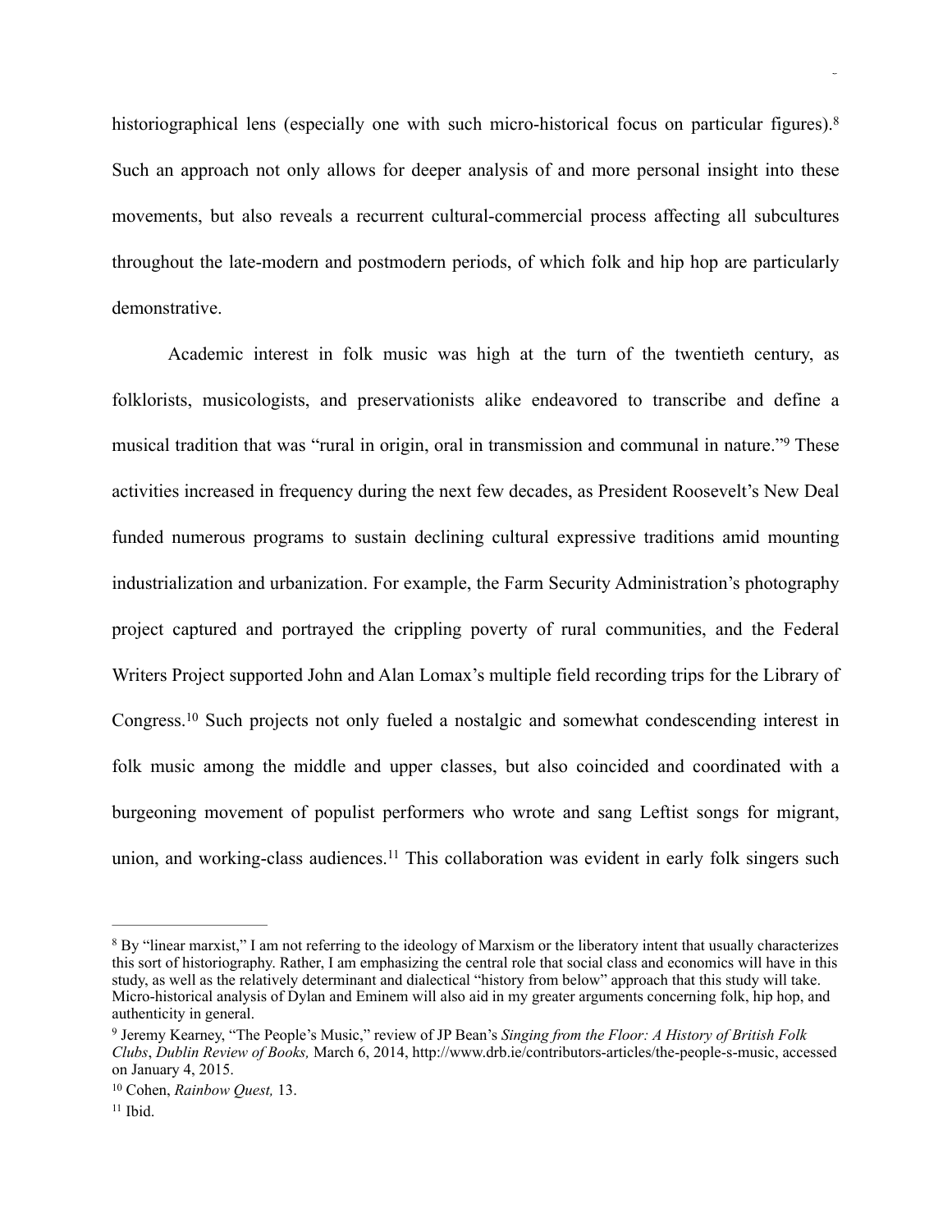historiographical lens (especially one with such micro-historical focus on particular figures).[8] Such an approach not only allows for deeper analysis of and more personal insight into these movements, but also reveals a recurrent cultural-commercial process affecting all subcultures throughout the late-modern and postmodern periods, of which folk and hip hop are particularly demonstrative.

Academic interest in folk music was high at the turn of the twentieth century, as folklorists, musicologists, and preservationists alike endeavored to transcribe and define a musical tradition that was "rural in origin, oral in transmission and communal in nature."[9] These activities increased in frequency during the next few decades, as President Roosevelt's New Deal funded numerous programs to sustain declining cultural expressive traditions amid mounting industrialization and urbanization. For example, the Farm Security Administration's photography project captured and portrayed the crippling poverty of rural communities, and the Federal Writers Project supported John and Alan Lomax's multiple field recording trips for the Library of Congress.[10] Such projects not only fueled a nostalgic and somewhat condescending interest in folk music among the middle and upper classes, but also coincided and coordinated with a burgeoning movement of populist performers who wrote and sang Leftist songs for migrant, union, and working-class audiences.[11] This collaboration was evident in early folk singers such

---

[8] By "linear marxist," I am not referring to the ideology of Marxism or the liberatory intent that usually characterizes this sort of historiography. Rather, I am emphasizing the central role that social class and economics will have in this study, as well as the relatively determinant and dialectical "history from below" approach that this study will take. Micro-historical analysis of Dylan and Eminem will also aid in my greater arguments concerning folk, hip hop, and authenticity in general.

[9] Jeremy Kearney, "The People's Music," review of JP Bean's *Singing from the Floor: A History of British Folk Clubs*, *Dublin Review of Books,* March 6, 2014, http://www.drb.ie/contributors-articles/the-people-s-music, accessed on January 4, 2015.

[10] Cohen, *Rainbow Quest,* 13.

[11] Ibid.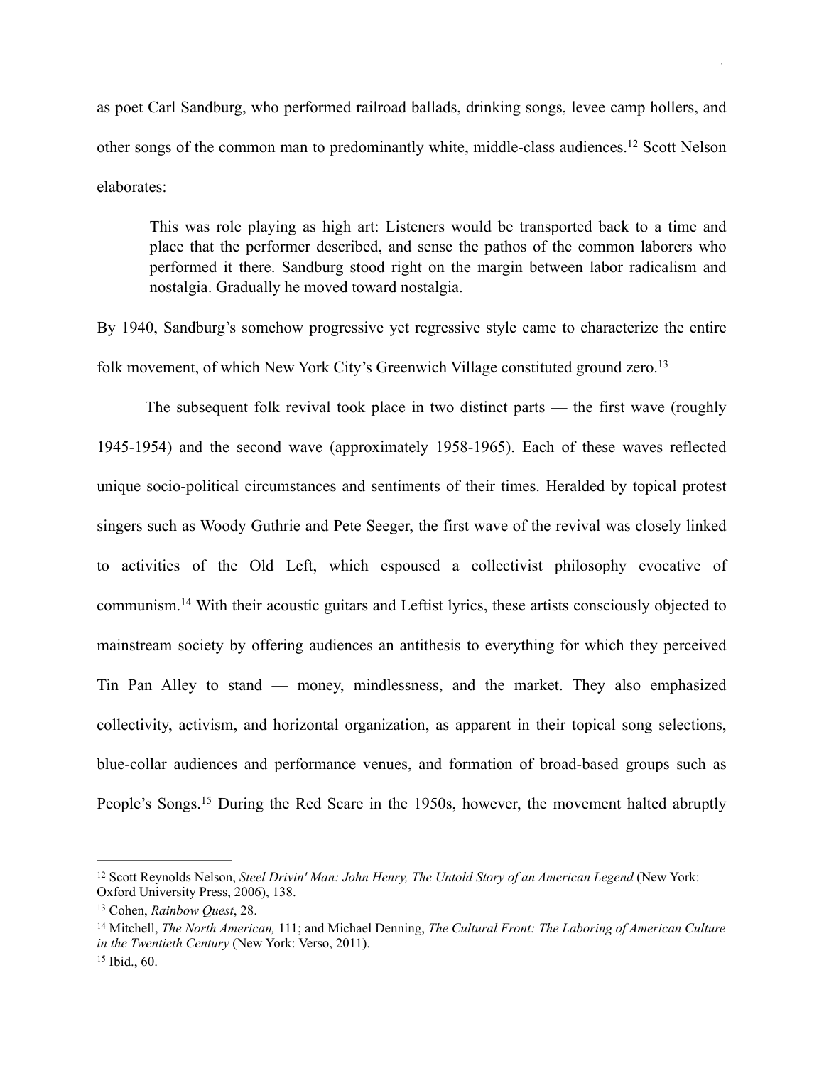as poet Carl Sandburg, who performed railroad ballads, drinking songs, levee camp hollers, and other songs of the common man to predominantly white, middle-class audiences.[12] Scott Nelson elaborates:

> This was role playing as high art: Listeners would be transported back to a time and place that the performer described, and sense the pathos of the common laborers who performed it there. Sandburg stood right on the margin between labor radicalism and nostalgia. Gradually he moved toward nostalgia.

By 1940, Sandburg's somehow progressive yet regressive style came to characterize the entire folk movement, of which New York City's Greenwich Village constituted ground zero.[13]

The subsequent folk revival took place in two distinct parts — the first wave (roughly 1945-1954) and the second wave (approximately 1958-1965). Each of these waves reflected unique socio-political circumstances and sentiments of their times. Heralded by topical protest singers such as Woody Guthrie and Pete Seeger, the first wave of the revival was closely linked to activities of the Old Left, which espoused a collectivist philosophy evocative of communism.[14] With their acoustic guitars and Leftist lyrics, these artists consciously objected to mainstream society by offering audiences an antithesis to everything for which they perceived Tin Pan Alley to stand — money, mindlessness, and the market. They also emphasized collectivity, activism, and horizontal organization, as apparent in their topical song selections, blue-collar audiences and performance venues, and formation of broad-based groups such as People's Songs.[15] During the Red Scare in the 1950s, however, the movement halted abruptly

---

[12] Scott Reynolds Nelson, *Steel Drivin' Man: John Henry, The Untold Story of an American Legend* (New York: Oxford University Press, 2006), 138.

[13] Cohen, *Rainbow Quest*, 28.

[14] Mitchell, *The North American,* 111; and Michael Denning, *The Cultural Front: The Laboring of American Culture in the Twentieth Century* (New York: Verso, 2011).

[15] Ibid., 60.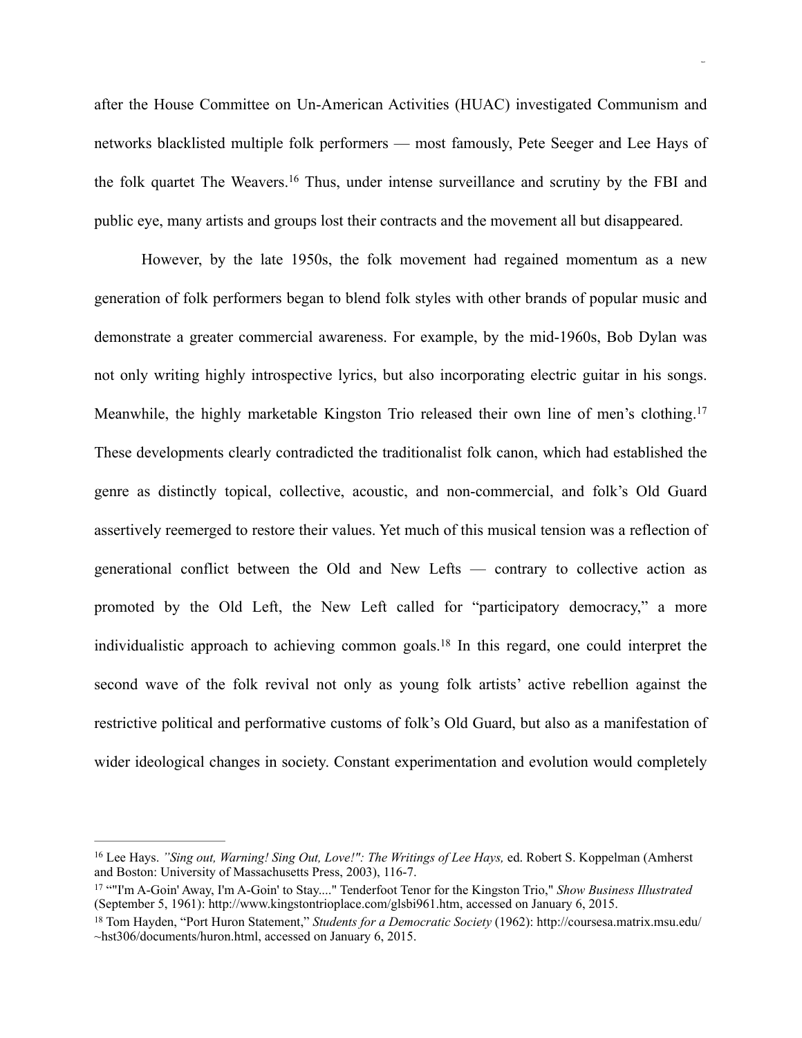after the House Committee on Un-American Activities (HUAC) investigated Communism and networks blacklisted multiple folk performers — most famously, Pete Seeger and Lee Hays of the folk quartet The Weavers.[16] Thus, under intense surveillance and scrutiny by the FBI and public eye, many artists and groups lost their contracts and the movement all but disappeared.

However, by the late 1950s, the folk movement had regained momentum as a new generation of folk performers began to blend folk styles with other brands of popular music and demonstrate a greater commercial awareness. For example, by the mid-1960s, Bob Dylan was not only writing highly introspective lyrics, but also incorporating electric guitar in his songs. Meanwhile, the highly marketable Kingston Trio released their own line of men's clothing.[17] These developments clearly contradicted the traditionalist folk canon, which had established the genre as distinctly topical, collective, acoustic, and non-commercial, and folk's Old Guard assertively reemerged to restore their values. Yet much of this musical tension was a reflection of generational conflict between the Old and New Lefts — contrary to collective action as promoted by the Old Left, the New Left called for "participatory democracy," a more individualistic approach to achieving common goals.[18] In this regard, one could interpret the second wave of the folk revival not only as young folk artists' active rebellion against the restrictive political and performative customs of folk's Old Guard, but also as a manifestation of wider ideological changes in society. Constant experimentation and evolution would completely

---

[16] Lee Hays. *"Sing out, Warning! Sing Out, Love!": The Writings of Lee Hays,* ed. Robert S. Koppelman (Amherst and Boston: University of Massachusetts Press, 2003), 116-7.

[17] ""I'm A-Goin' Away, I'm A-Goin' to Stay...." Tenderfoot Tenor for the Kingston Trio," *Show Business Illustrated* (September 5, 1961): http://www.kingstontrioplace.com/glsbi961.htm, accessed on January 6, 2015.

[18] Tom Hayden, "Port Huron Statement," *Students for a Democratic Society* (1962): http://coursesa.matrix.msu.edu/~hst306/documents/huron.html, accessed on January 6, 2015.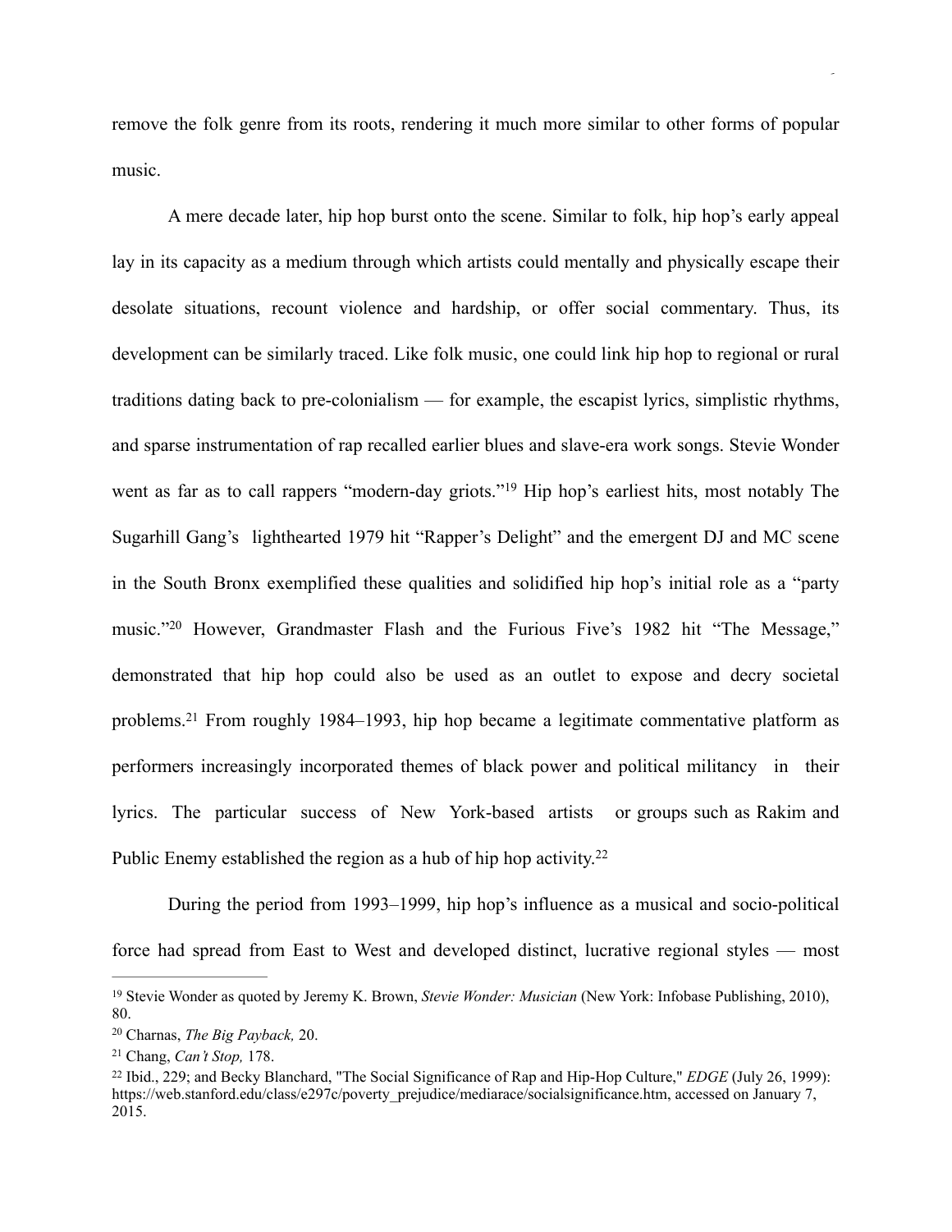remove the folk genre from its roots, rendering it much more similar to other forms of popular music.

A mere decade later, hip hop burst onto the scene. Similar to folk, hip hop's early appeal lay in its capacity as a medium through which artists could mentally and physically escape their desolate situations, recount violence and hardship, or offer social commentary. Thus, its development can be similarly traced. Like folk music, one could link hip hop to regional or rural traditions dating back to pre-colonialism — for example, the escapist lyrics, simplistic rhythms, and sparse instrumentation of rap recalled earlier blues and slave-era work songs. Stevie Wonder went as far as to call rappers "modern-day griots."[19] Hip hop's earliest hits, most notably The Sugarhill Gang's lighthearted 1979 hit "Rapper's Delight" and the emergent DJ and MC scene in the South Bronx exemplified these qualities and solidified hip hop's initial role as a "party music."[20] However, Grandmaster Flash and the Furious Five's 1982 hit "The Message," demonstrated that hip hop could also be used as an outlet to expose and decry societal problems.[21] From roughly 1984–1993, hip hop became a legitimate commentative platform as performers increasingly incorporated themes of black power and political militancy in their lyrics. The particular success of New York-based artists or groups such as Rakim and Public Enemy established the region as a hub of hip hop activity.[22]

During the period from 1993–1999, hip hop's influence as a musical and socio-political force had spread from East to West and developed distinct, lucrative regional styles — most

---

[19] Stevie Wonder as quoted by Jeremy K. Brown, *Stevie Wonder: Musician* (New York: Infobase Publishing, 2010), 80.

[20] Charnas, *The Big Payback,* 20.

[21] Chang, *Can't Stop,* 178.

[22] Ibid., 229; and Becky Blanchard, "The Social Significance of Rap and Hip-Hop Culture," *EDGE* (July 26, 1999): https://web.stanford.edu/class/e297c/poverty_prejudice/mediarace/socialsignificance.htm, accessed on January 7, 2015.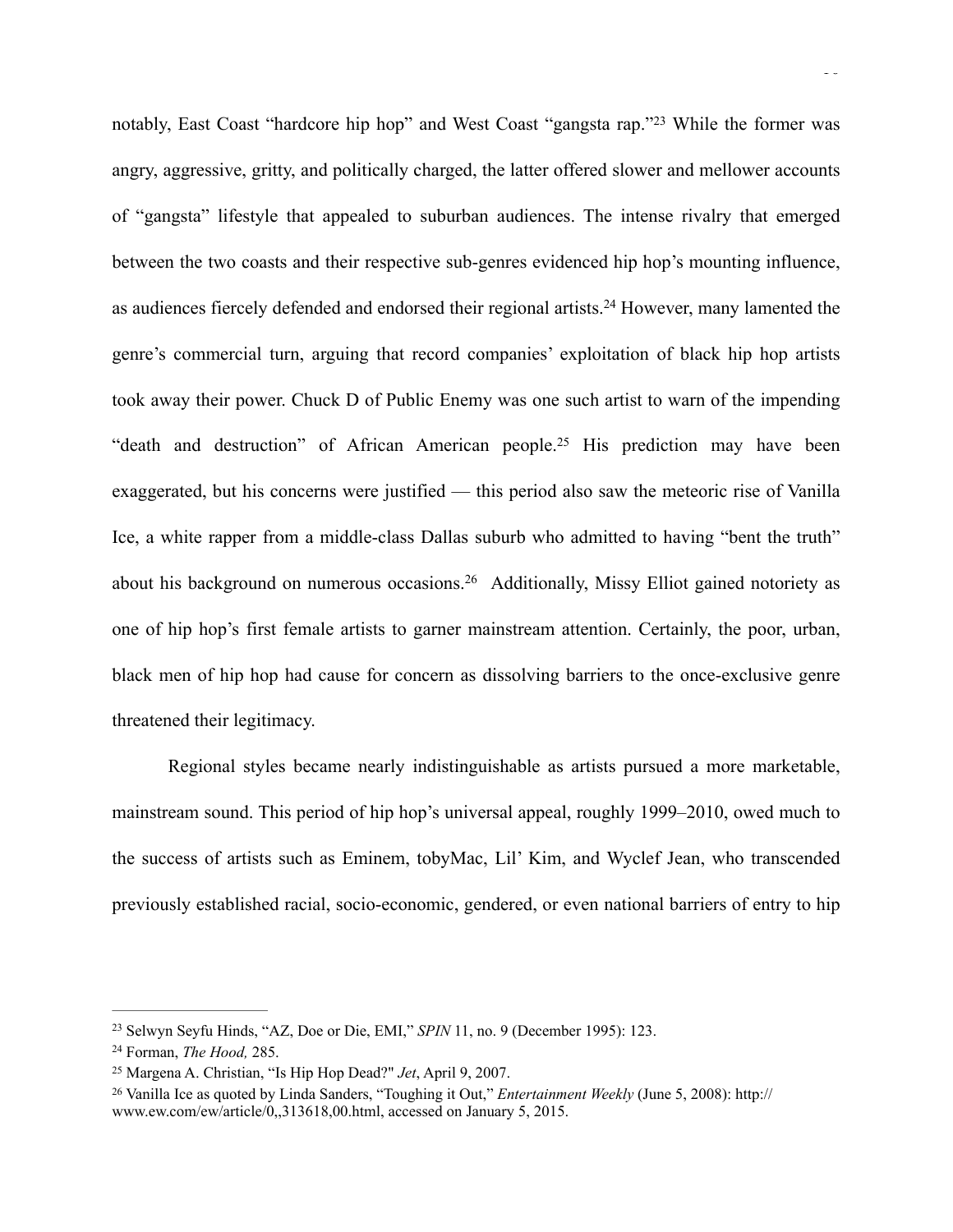notably, East Coast “hardcore hip hop” and West Coast “gangsta rap.”[23] While the former was angry, aggressive, gritty, and politically charged, the latter offered slower and mellower accounts of “gangsta” lifestyle that appealed to suburban audiences. The intense rivalry that emerged between the two coasts and their respective sub-genres evidenced hip hop’s mounting influence, as audiences fiercely defended and endorsed their regional artists.[24] However, many lamented the genre’s commercial turn, arguing that record companies’ exploitation of black hip hop artists took away their power. Chuck D of Public Enemy was one such artist to warn of the impending “death and destruction” of African American people.[25] His prediction may have been exaggerated, but his concerns were justified — this period also saw the meteoric rise of Vanilla Ice, a white rapper from a middle-class Dallas suburb who admitted to having “bent the truth” about his background on numerous occasions.[26] Additionally, Missy Elliot gained notoriety as one of hip hop’s first female artists to garner mainstream attention. Certainly, the poor, urban, black men of hip hop had cause for concern as dissolving barriers to the once-exclusive genre threatened their legitimacy.

Regional styles became nearly indistinguishable as artists pursued a more marketable, mainstream sound. This period of hip hop’s universal appeal, roughly 1999–2010, owed much to the success of artists such as Eminem, tobyMac, Lil’ Kim, and Wyclef Jean, who transcended previously established racial, socio-economic, gendered, or even national barriers of entry to hip

---

[23] Selwyn Seyfu Hinds, “AZ, Doe or Die, EMI,” *SPIN* 11, no. 9 (December 1995): 123.

[24] Forman, *The Hood,* 285.

[25] Margena A. Christian, “Is Hip Hop Dead?" *Jet*, April 9, 2007.

[26] Vanilla Ice as quoted by Linda Sanders, “Toughing it Out,” *Entertainment Weekly* (June 5, 2008): http://www.ew.com/ew/article/0,,313618,00.html, accessed on January 5, 2015.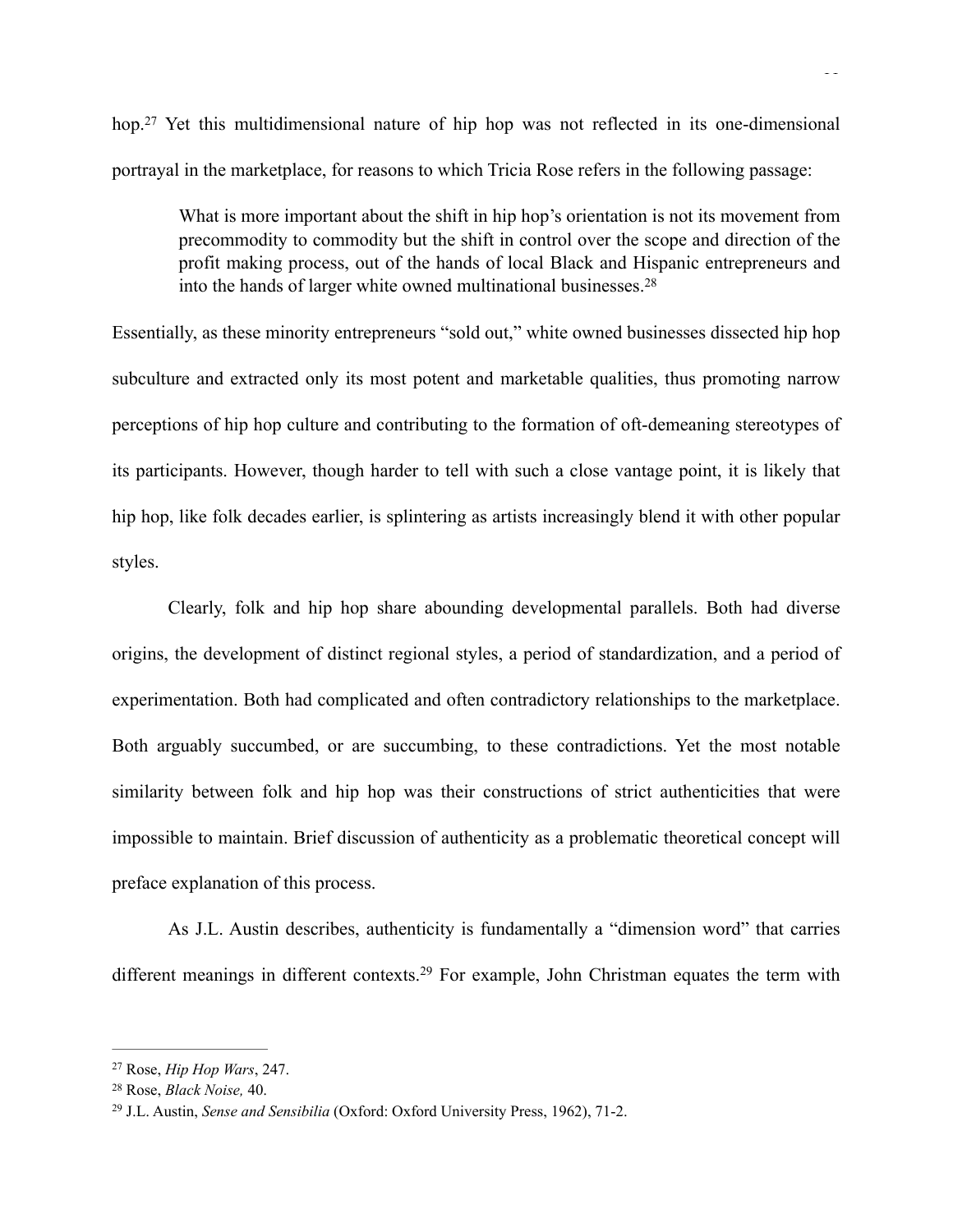hop.[27] Yet this multidimensional nature of hip hop was not reflected in its one-dimensional portrayal in the marketplace, for reasons to which Tricia Rose refers in the following passage:

> What is more important about the shift in hip hop's orientation is not its movement from precommodity to commodity but the shift in control over the scope and direction of the profit making process, out of the hands of local Black and Hispanic entrepreneurs and into the hands of larger white owned multinational businesses.[28]

Essentially, as these minority entrepreneurs "sold out," white owned businesses dissected hip hop subculture and extracted only its most potent and marketable qualities, thus promoting narrow perceptions of hip hop culture and contributing to the formation of oft-demeaning stereotypes of its participants. However, though harder to tell with such a close vantage point, it is likely that hip hop, like folk decades earlier, is splintering as artists increasingly blend it with other popular styles.

Clearly, folk and hip hop share abounding developmental parallels. Both had diverse origins, the development of distinct regional styles, a period of standardization, and a period of experimentation. Both had complicated and often contradictory relationships to the marketplace. Both arguably succumbed, or are succumbing, to these contradictions. Yet the most notable similarity between folk and hip hop was their constructions of strict authenticities that were impossible to maintain. Brief discussion of authenticity as a problematic theoretical concept will preface explanation of this process.

As J.L. Austin describes, authenticity is fundamentally a "dimension word" that carries different meanings in different contexts.[29] For example, John Christman equates the term with

---

[27] Rose, *Hip Hop Wars*, 247.

[28] Rose, *Black Noise,* 40.

[29] J.L. Austin, *Sense and Sensibilia* (Oxford: Oxford University Press, 1962), 71-2.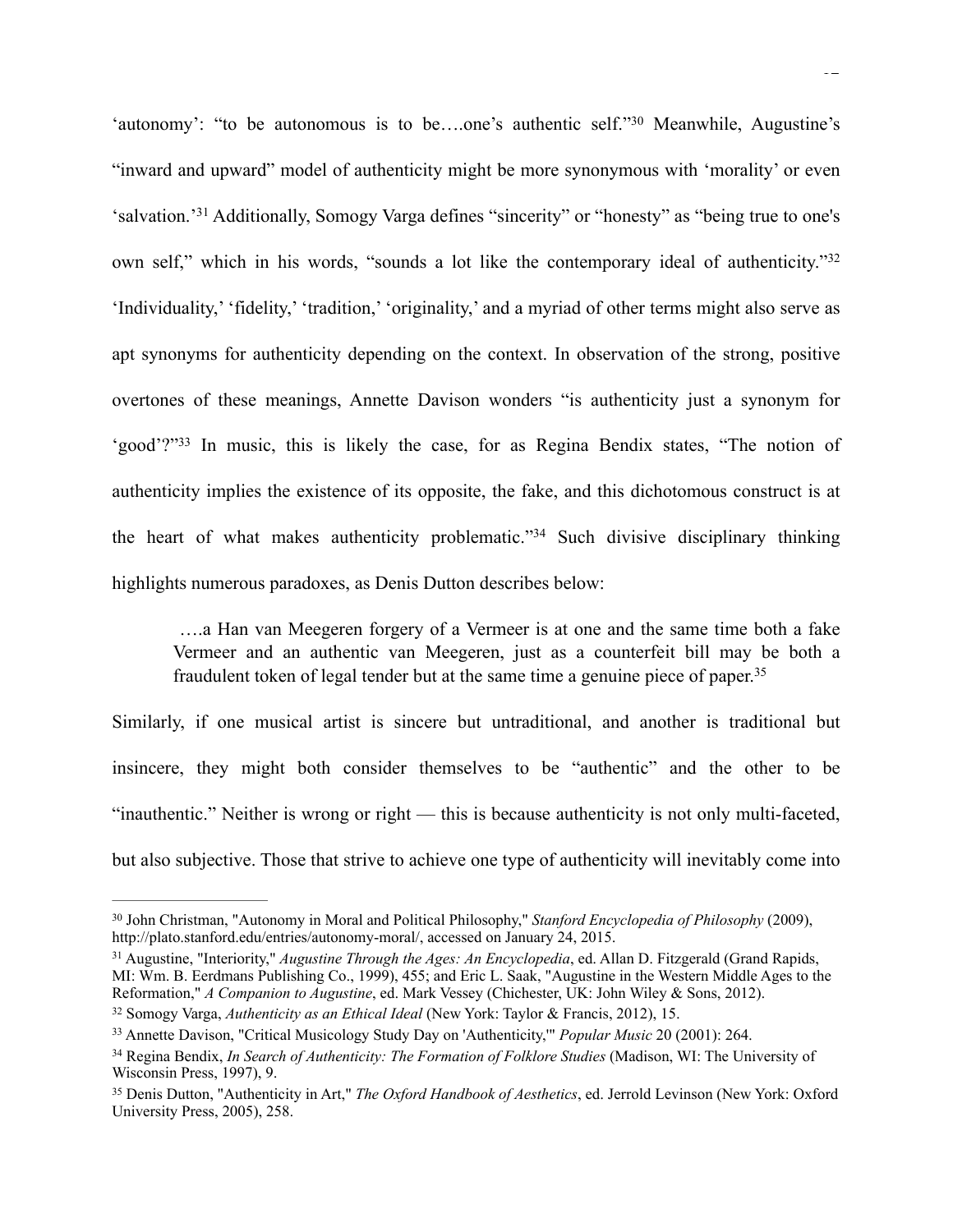'autonomy': "to be autonomous is to be….one's authentic self."[30] Meanwhile, Augustine's "inward and upward" model of authenticity might be more synonymous with 'morality' or even 'salvation.'[31] Additionally, Somogy Varga defines "sincerity" or "honesty" as "being true to one's own self," which in his words, "sounds a lot like the contemporary ideal of authenticity."[32] 'Individuality,' 'fidelity,' 'tradition,' 'originality,' and a myriad of other terms might also serve as apt synonyms for authenticity depending on the context. In observation of the strong, positive overtones of these meanings, Annette Davison wonders "is authenticity just a synonym for 'good'?"[33] In music, this is likely the case, for as Regina Bendix states, "The notion of authenticity implies the existence of its opposite, the fake, and this dichotomous construct is at the heart of what makes authenticity problematic."[34] Such divisive disciplinary thinking highlights numerous paradoxes, as Denis Dutton describes below:

> ….a Han van Meegeren forgery of a Vermeer is at one and the same time both a fake Vermeer and an authentic van Meegeren, just as a counterfeit bill may be both a fraudulent token of legal tender but at the same time a genuine piece of paper.[35]

Similarly, if one musical artist is sincere but untraditional, and another is traditional but insincere, they might both consider themselves to be "authentic" and the other to be "inauthentic." Neither is wrong or right — this is because authenticity is not only multi-faceted, but also subjective. Those that strive to achieve one type of authenticity will inevitably come into

---

[30] John Christman, "Autonomy in Moral and Political Philosophy," *Stanford Encyclopedia of Philosophy* (2009), http://plato.stanford.edu/entries/autonomy-moral/, accessed on January 24, 2015.

[31] Augustine, "Interiority," *Augustine Through the Ages: An Encyclopedia*, ed. Allan D. Fitzgerald (Grand Rapids, MI: Wm. B. Eerdmans Publishing Co., 1999), 455; and Eric L. Saak, "Augustine in the Western Middle Ages to the Reformation," *A Companion to Augustine*, ed. Mark Vessey (Chichester, UK: John Wiley & Sons, 2012).

[32] Somogy Varga, *Authenticity as an Ethical Ideal* (New York: Taylor & Francis, 2012), 15.

[33] Annette Davison, "Critical Musicology Study Day on 'Authenticity,'" *Popular Music* 20 (2001): 264.

[34] Regina Bendix, *In Search of Authenticity: The Formation of Folklore Studies* (Madison, WI: The University of Wisconsin Press, 1997), 9.

[35] Denis Dutton, "Authenticity in Art," *The Oxford Handbook of Aesthetics*, ed. Jerrold Levinson (New York: Oxford University Press, 2005), 258.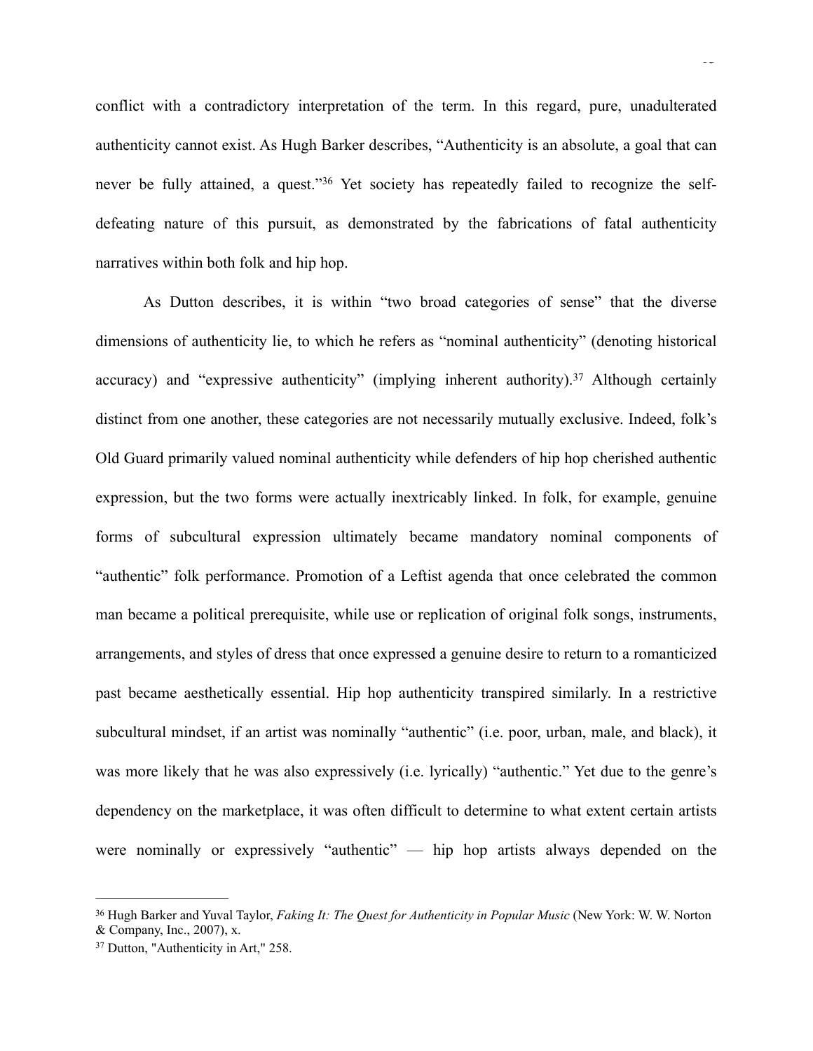conflict with a contradictory interpretation of the term. In this regard, pure, unadulterated authenticity cannot exist. As Hugh Barker describes, "Authenticity is an absolute, a goal that can never be fully attained, a quest."[36] Yet society has repeatedly failed to recognize the self-defeating nature of this pursuit, as demonstrated by the fabrications of fatal authenticity narratives within both folk and hip hop.

As Dutton describes, it is within "two broad categories of sense" that the diverse dimensions of authenticity lie, to which he refers as "nominal authenticity" (denoting historical accuracy) and "expressive authenticity" (implying inherent authority).[37] Although certainly distinct from one another, these categories are not necessarily mutually exclusive. Indeed, folk's Old Guard primarily valued nominal authenticity while defenders of hip hop cherished authentic expression, but the two forms were actually inextricably linked. In folk, for example, genuine forms of subcultural expression ultimately became mandatory nominal components of "authentic" folk performance. Promotion of a Leftist agenda that once celebrated the common man became a political prerequisite, while use or replication of original folk songs, instruments, arrangements, and styles of dress that once expressed a genuine desire to return to a romanticized past became aesthetically essential. Hip hop authenticity transpired similarly. In a restrictive subcultural mindset, if an artist was nominally "authentic" (i.e. poor, urban, male, and black), it was more likely that he was also expressively (i.e. lyrically) "authentic." Yet due to the genre's dependency on the marketplace, it was often difficult to determine to what extent certain artists were nominally or expressively "authentic" — hip hop artists always depended on the

---

[36] Hugh Barker and Yuval Taylor, *Faking It: The Quest for Authenticity in Popular Music* (New York: W. W. Norton & Company, Inc., 2007), x.

[37] Dutton, "Authenticity in Art," 258.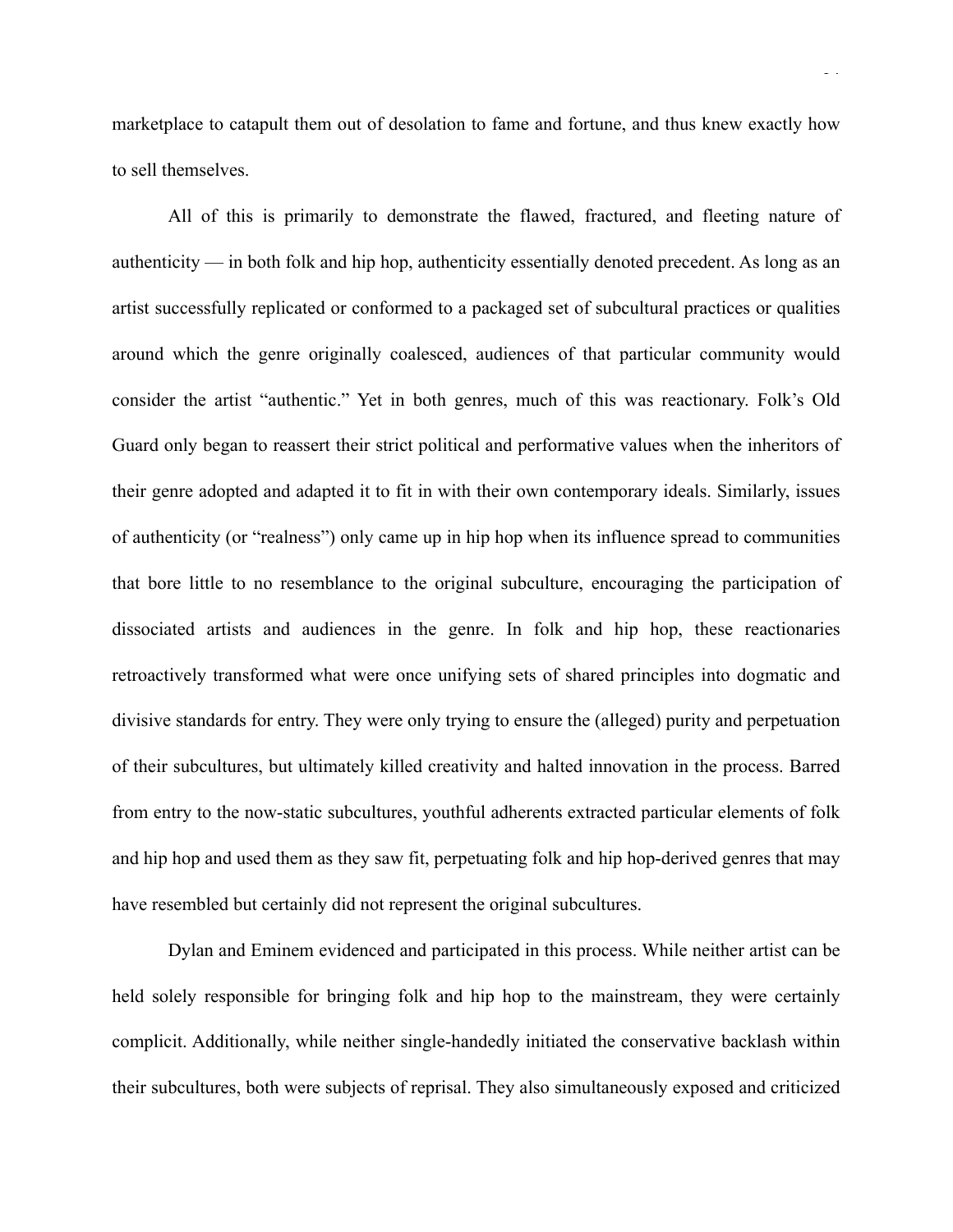marketplace to catapult them out of desolation to fame and fortune, and thus knew exactly how to sell themselves.

All of this is primarily to demonstrate the flawed, fractured, and fleeting nature of authenticity — in both folk and hip hop, authenticity essentially denoted precedent. As long as an artist successfully replicated or conformed to a packaged set of subcultural practices or qualities around which the genre originally coalesced, audiences of that particular community would consider the artist "authentic." Yet in both genres, much of this was reactionary. Folk's Old Guard only began to reassert their strict political and performative values when the inheritors of their genre adopted and adapted it to fit in with their own contemporary ideals. Similarly, issues of authenticity (or "realness") only came up in hip hop when its influence spread to communities that bore little to no resemblance to the original subculture, encouraging the participation of dissociated artists and audiences in the genre. In folk and hip hop, these reactionaries retroactively transformed what were once unifying sets of shared principles into dogmatic and divisive standards for entry. They were only trying to ensure the (alleged) purity and perpetuation of their subcultures, but ultimately killed creativity and halted innovation in the process. Barred from entry to the now-static subcultures, youthful adherents extracted particular elements of folk and hip hop and used them as they saw fit, perpetuating folk and hip hop-derived genres that may have resembled but certainly did not represent the original subcultures.

Dylan and Eminem evidenced and participated in this process. While neither artist can be held solely responsible for bringing folk and hip hop to the mainstream, they were certainly complicit. Additionally, while neither single-handedly initiated the conservative backlash within their subcultures, both were subjects of reprisal. They also simultaneously exposed and criticized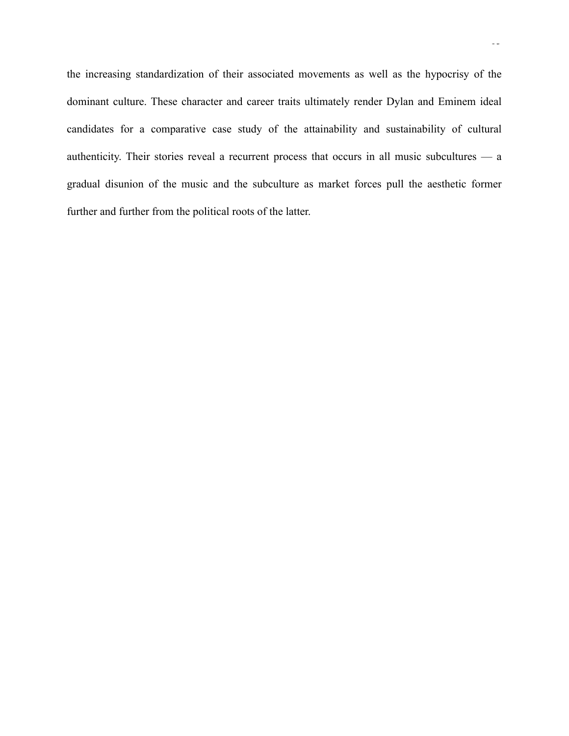the increasing standardization of their associated movements as well as the hypocrisy of the dominant culture. These character and career traits ultimately render Dylan and Eminem ideal candidates for a comparative case study of the attainability and sustainability of cultural authenticity. Their stories reveal a recurrent process that occurs in all music subcultures — a gradual disunion of the music and the subculture as market forces pull the aesthetic former further and further from the political roots of the latter.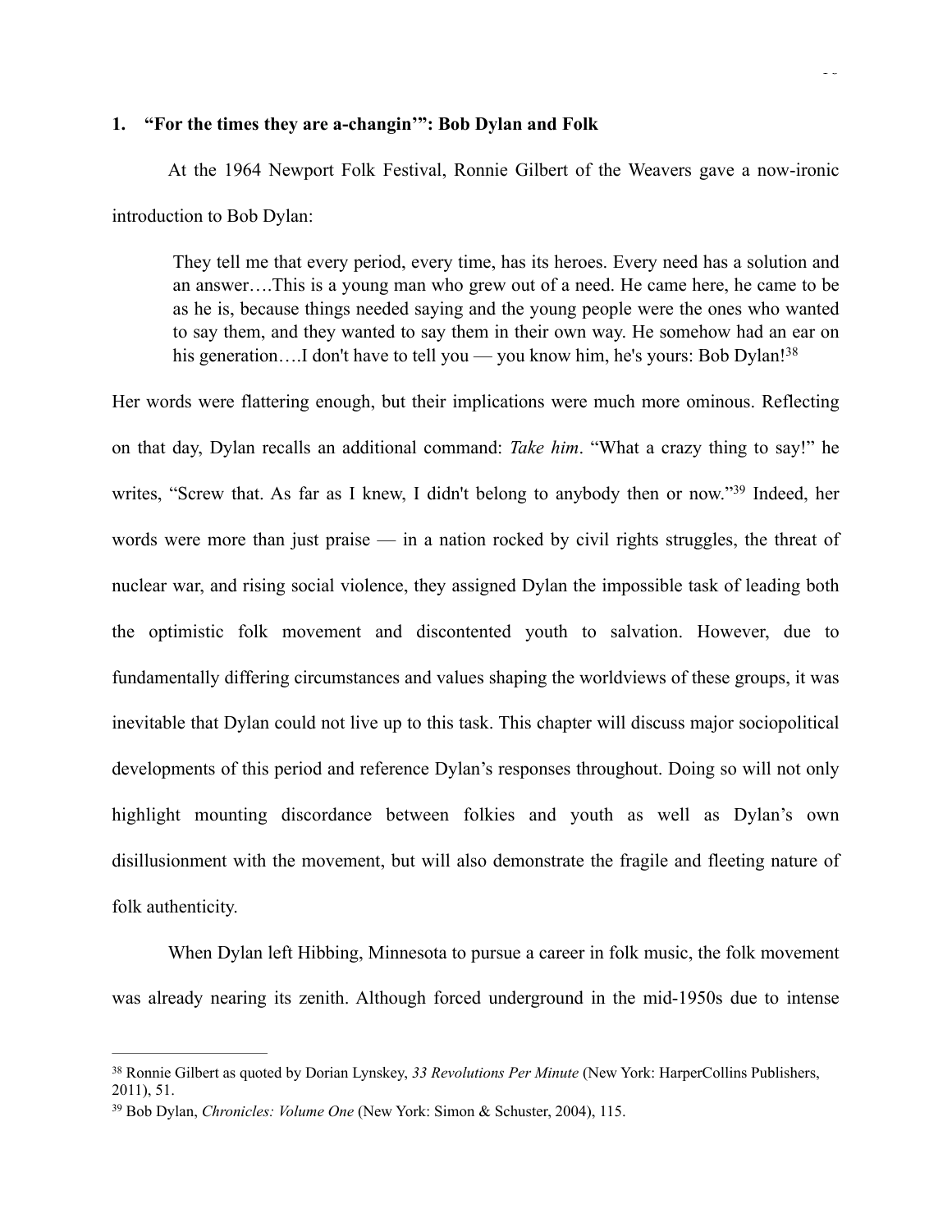## 1. “For the times they are a-changin’”: Bob Dylan and Folk

At the 1964 Newport Folk Festival, Ronnie Gilbert of the Weavers gave a now-ironic introduction to Bob Dylan:

> They tell me that every period, every time, has its heroes. Every need has a solution and an answer….This is a young man who grew out of a need. He came here, he came to be as he is, because things needed saying and the young people were the ones who wanted to say them, and they wanted to say them in their own way. He somehow had an ear on his generation….I don't have to tell you — you know him, he's yours: Bob Dylan![38]

Her words were flattering enough, but their implications were much more ominous. Reflecting on that day, Dylan recalls an additional command: *Take him*. “What a crazy thing to say!” he writes, “Screw that. As far as I knew, I didn't belong to anybody then or now.”[39] Indeed, her words were more than just praise — in a nation rocked by civil rights struggles, the threat of nuclear war, and rising social violence, they assigned Dylan the impossible task of leading both the optimistic folk movement and discontented youth to salvation. However, due to fundamentally differing circumstances and values shaping the worldviews of these groups, it was inevitable that Dylan could not live up to this task. This chapter will discuss major sociopolitical developments of this period and reference Dylan’s responses throughout. Doing so will not only highlight mounting discordance between folkies and youth as well as Dylan’s own disillusionment with the movement, but will also demonstrate the fragile and fleeting nature of folk authenticity.

When Dylan left Hibbing, Minnesota to pursue a career in folk music, the folk movement was already nearing its zenith. Although forced underground in the mid-1950s due to intense

---

[38] Ronnie Gilbert as quoted by Dorian Lynskey, *33 Revolutions Per Minute* (New York: HarperCollins Publishers, 2011), 51.

[39] Bob Dylan, *Chronicles: Volume One* (New York: Simon & Schuster, 2004), 115.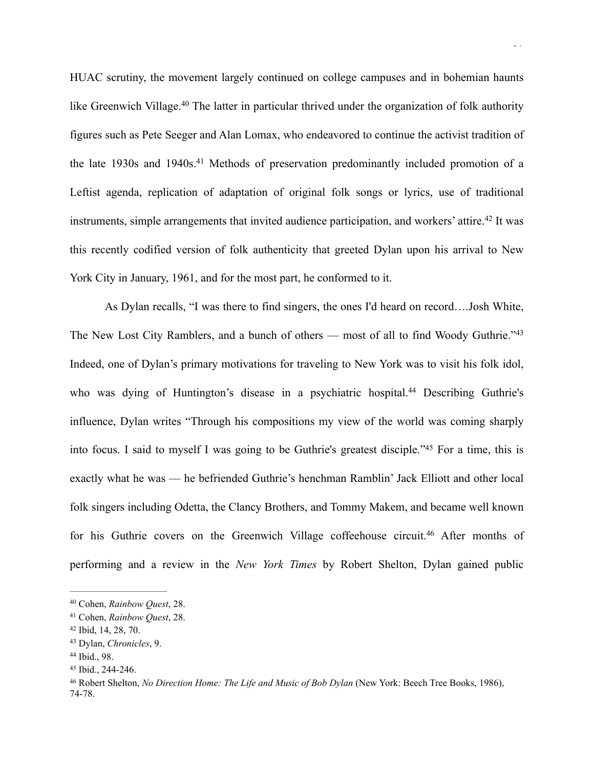HUAC scrutiny, the movement largely continued on college campuses and in bohemian haunts like Greenwich Village.[40] The latter in particular thrived under the organization of folk authority figures such as Pete Seeger and Alan Lomax, who endeavored to continue the activist tradition of the late 1930s and 1940s.[41] Methods of preservation predominantly included promotion of a Leftist agenda, replication of adaptation of original folk songs or lyrics, use of traditional instruments, simple arrangements that invited audience participation, and workers' attire.[42] It was this recently codified version of folk authenticity that greeted Dylan upon his arrival to New York City in January, 1961, and for the most part, he conformed to it.

As Dylan recalls, "I was there to find singers, the ones I'd heard on record….Josh White, The New Lost City Ramblers, and a bunch of others — most of all to find Woody Guthrie."[43] Indeed, one of Dylan's primary motivations for traveling to New York was to visit his folk idol, who was dying of Huntington's disease in a psychiatric hospital.[44] Describing Guthrie's influence, Dylan writes "Through his compositions my view of the world was coming sharply into focus. I said to myself I was going to be Guthrie's greatest disciple."[45] For a time, this is exactly what he was — he befriended Guthrie's henchman Ramblin' Jack Elliott and other local folk singers including Odetta, the Clancy Brothers, and Tommy Makem, and became well known for his Guthrie covers on the Greenwich Village coffeehouse circuit.[46] After months of performing and a review in the *New York Times* by Robert Shelton, Dylan gained public

---

[40] Cohen, *Rainbow Quest*, 28.

[41] Cohen, *Rainbow Quest*, 28.

[42] Ibid, 14, 28, 70.

[43] Dylan, *Chronicles*, 9.

[44] Ibid., 98.

[45] Ibid., 244-246.

[46] Robert Shelton, *No Direction Home: The Life and Music of Bob Dylan* (New York: Beech Tree Books, 1986), 74-78.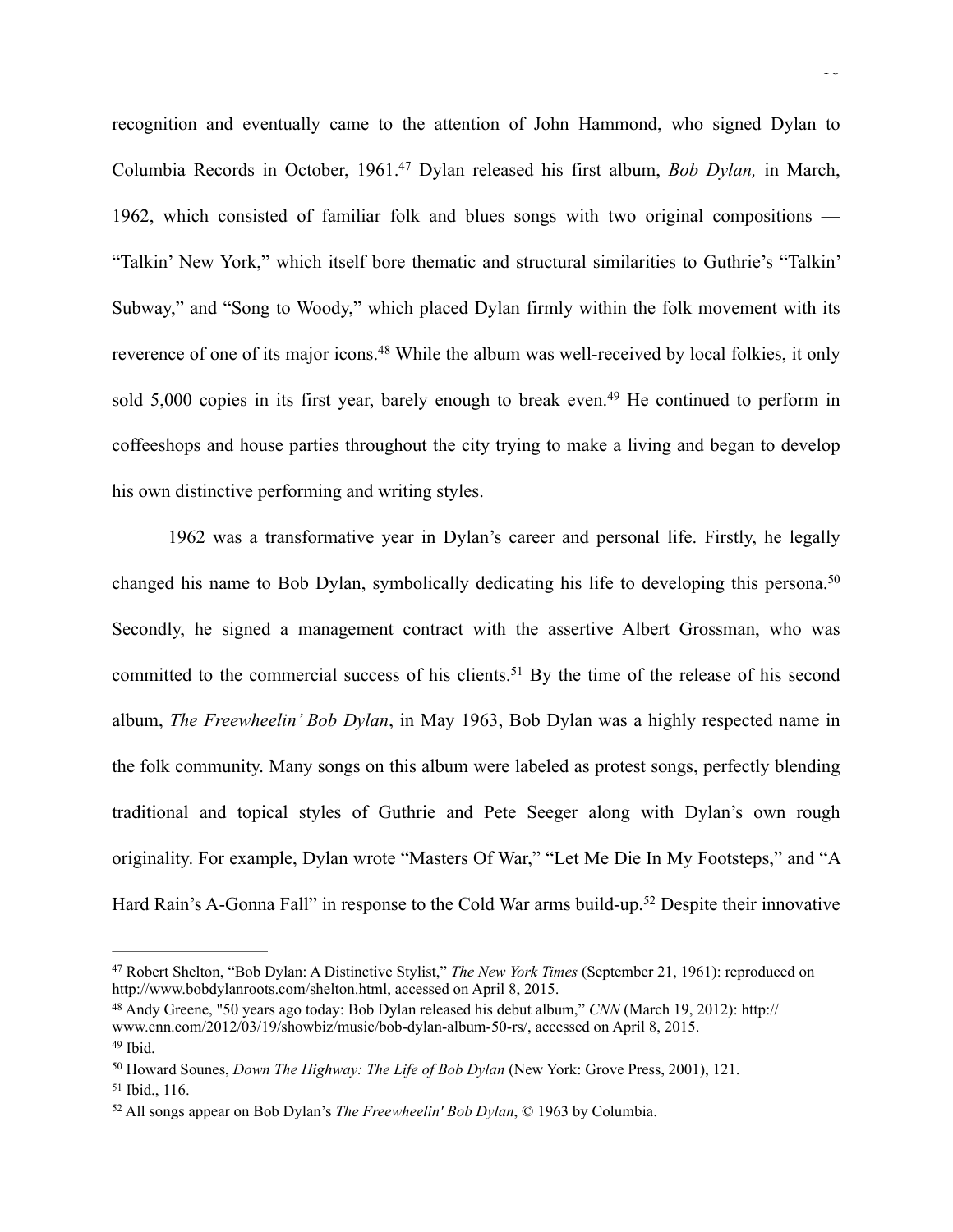recognition and eventually came to the attention of John Hammond, who signed Dylan to Columbia Records in October, 1961.[47] Dylan released his first album, *Bob Dylan,* in March, 1962, which consisted of familiar folk and blues songs with two original compositions — "Talkin' New York," which itself bore thematic and structural similarities to Guthrie's "Talkin' Subway," and "Song to Woody," which placed Dylan firmly within the folk movement with its reverence of one of its major icons.[48] While the album was well-received by local folkies, it only sold 5,000 copies in its first year, barely enough to break even.[49] He continued to perform in coffeeshops and house parties throughout the city trying to make a living and began to develop his own distinctive performing and writing styles.

1962 was a transformative year in Dylan's career and personal life. Firstly, he legally changed his name to Bob Dylan, symbolically dedicating his life to developing this persona.[50] Secondly, he signed a management contract with the assertive Albert Grossman, who was committed to the commercial success of his clients.[51] By the time of the release of his second album, *The Freewheelin' Bob Dylan*, in May 1963, Bob Dylan was a highly respected name in the folk community. Many songs on this album were labeled as protest songs, perfectly blending traditional and topical styles of Guthrie and Pete Seeger along with Dylan's own rough originality. For example, Dylan wrote "Masters Of War," "Let Me Die In My Footsteps," and "A Hard Rain's A-Gonna Fall" in response to the Cold War arms build-up.[52] Despite their innovative

---

[47] Robert Shelton, "Bob Dylan: A Distinctive Stylist," *The New York Times* (September 21, 1961): reproduced on http://www.bobdylanroots.com/shelton.html, accessed on April 8, 2015.

[48] Andy Greene, "50 years ago today: Bob Dylan released his debut album," *CNN* (March 19, 2012): http://www.cnn.com/2012/03/19/showbiz/music/bob-dylan-album-50-rs/, accessed on April 8, 2015.

[49] Ibid.

[50] Howard Sounes, *Down The Highway: The Life of Bob Dylan* (New York: Grove Press, 2001), 121.

[51] Ibid., 116.

[52] All songs appear on Bob Dylan's *The Freewheelin' Bob Dylan*, © 1963 by Columbia.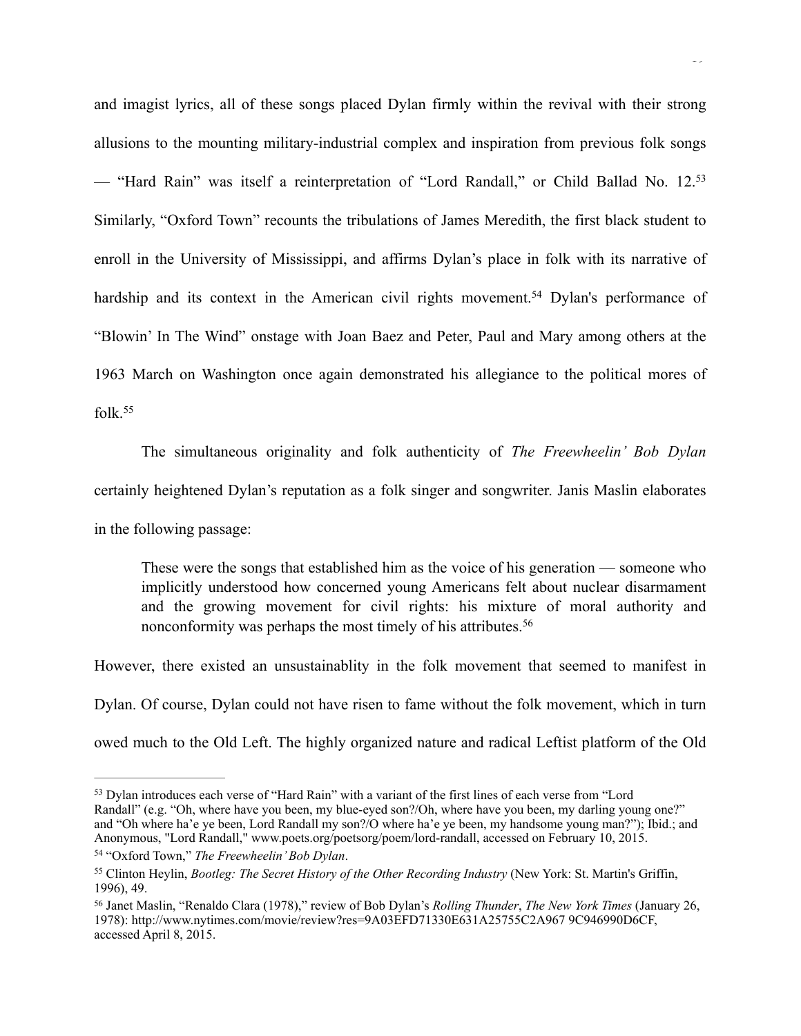and imagist lyrics, all of these songs placed Dylan firmly within the revival with their strong allusions to the mounting military-industrial complex and inspiration from previous folk songs — "Hard Rain" was itself a reinterpretation of "Lord Randall," or Child Ballad No. 12.[53] Similarly, "Oxford Town" recounts the tribulations of James Meredith, the first black student to enroll in the University of Mississippi, and affirms Dylan's place in folk with its narrative of hardship and its context in the American civil rights movement.[54] Dylan's performance of "Blowin' In The Wind" onstage with Joan Baez and Peter, Paul and Mary among others at the 1963 March on Washington once again demonstrated his allegiance to the political mores of folk.[55]

The simultaneous originality and folk authenticity of *The Freewheelin' Bob Dylan* certainly heightened Dylan's reputation as a folk singer and songwriter. Janis Maslin elaborates in the following passage:

> These were the songs that established him as the voice of his generation — someone who implicitly understood how concerned young Americans felt about nuclear disarmament and the growing movement for civil rights: his mixture of moral authority and nonconformity was perhaps the most timely of his attributes.[56]

However, there existed an unsustainablity in the folk movement that seemed to manifest in Dylan. Of course, Dylan could not have risen to fame without the folk movement, which in turn owed much to the Old Left. The highly organized nature and radical Leftist platform of the Old

---

[53] Dylan introduces each verse of "Hard Rain" with a variant of the first lines of each verse from "Lord Randall" (e.g. "Oh, where have you been, my blue-eyed son?/Oh, where have you been, my darling young one?" and "Oh where ha'e ye been, Lord Randall my son?/O where ha'e ye been, my handsome young man?"); Ibid.; and Anonymous, "Lord Randall," www.poets.org/poetsorg/poem/lord-randall, accessed on February 10, 2015.

[54] "Oxford Town," *The Freewheelin' Bob Dylan*.

[55] Clinton Heylin, *Bootleg: The Secret History of the Other Recording Industry* (New York: St. Martin's Griffin, 1996), 49.

[56] Janet Maslin, "Renaldo Clara (1978)," review of Bob Dylan's *Rolling Thunder*, *The New York Times* (January 26, 1978): http://www.nytimes.com/movie/review?res=9A03EFD71330E631A25755C2A967 9C946990D6CF, accessed April 8, 2015.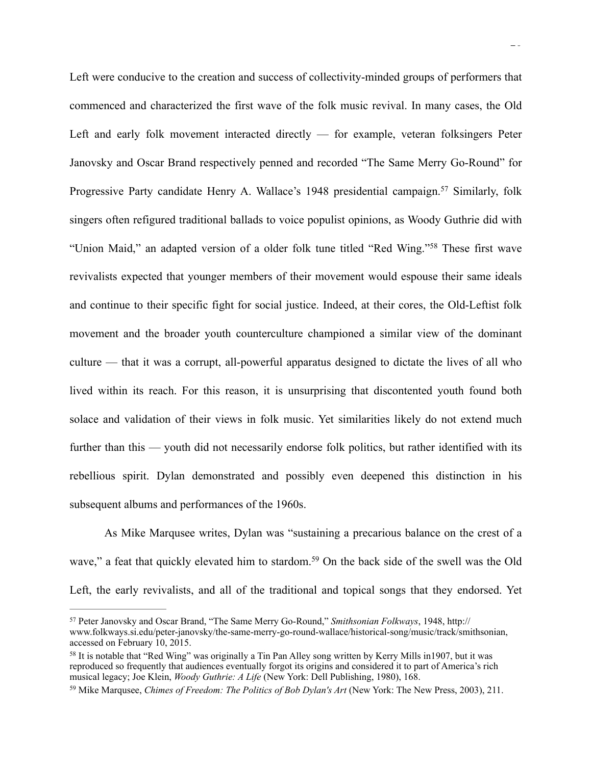Left were conducive to the creation and success of collectivity-minded groups of performers that commenced and characterized the first wave of the folk music revival. In many cases, the Old Left and early folk movement interacted directly — for example, veteran folksingers Peter Janovsky and Oscar Brand respectively penned and recorded "The Same Merry Go-Round" for Progressive Party candidate Henry A. Wallace's 1948 presidential campaign.[57] Similarly, folk singers often refigured traditional ballads to voice populist opinions, as Woody Guthrie did with "Union Maid," an adapted version of a older folk tune titled "Red Wing."[58] These first wave revivalists expected that younger members of their movement would espouse their same ideals and continue to their specific fight for social justice. Indeed, at their cores, the Old-Leftist folk movement and the broader youth counterculture championed a similar view of the dominant culture — that it was a corrupt, all-powerful apparatus designed to dictate the lives of all who lived within its reach. For this reason, it is unsurprising that discontented youth found both solace and validation of their views in folk music. Yet similarities likely do not extend much further than this — youth did not necessarily endorse folk politics, but rather identified with its rebellious spirit. Dylan demonstrated and possibly even deepened this distinction in his subsequent albums and performances of the 1960s.

As Mike Marqusee writes, Dylan was "sustaining a precarious balance on the crest of a wave," a feat that quickly elevated him to stardom.[59] On the back side of the swell was the Old Left, the early revivalists, and all of the traditional and topical songs that they endorsed. Yet

---

[57] Peter Janovsky and Oscar Brand, "The Same Merry Go-Round," *Smithsonian Folkways*, 1948, http://www.folkways.si.edu/peter-janovsky/the-same-merry-go-round-wallace/historical-song/music/track/smithsonian, accessed on February 10, 2015.

[58] It is notable that "Red Wing" was originally a Tin Pan Alley song written by Kerry Mills in1907, but it was reproduced so frequently that audiences eventually forgot its origins and considered it to part of America's rich musical legacy; Joe Klein, *Woody Guthrie: A Life* (New York: Dell Publishing, 1980), 168.

[59] Mike Marqusee, *Chimes of Freedom: The Politics of Bob Dylan's Art* (New York: The New Press, 2003), 211.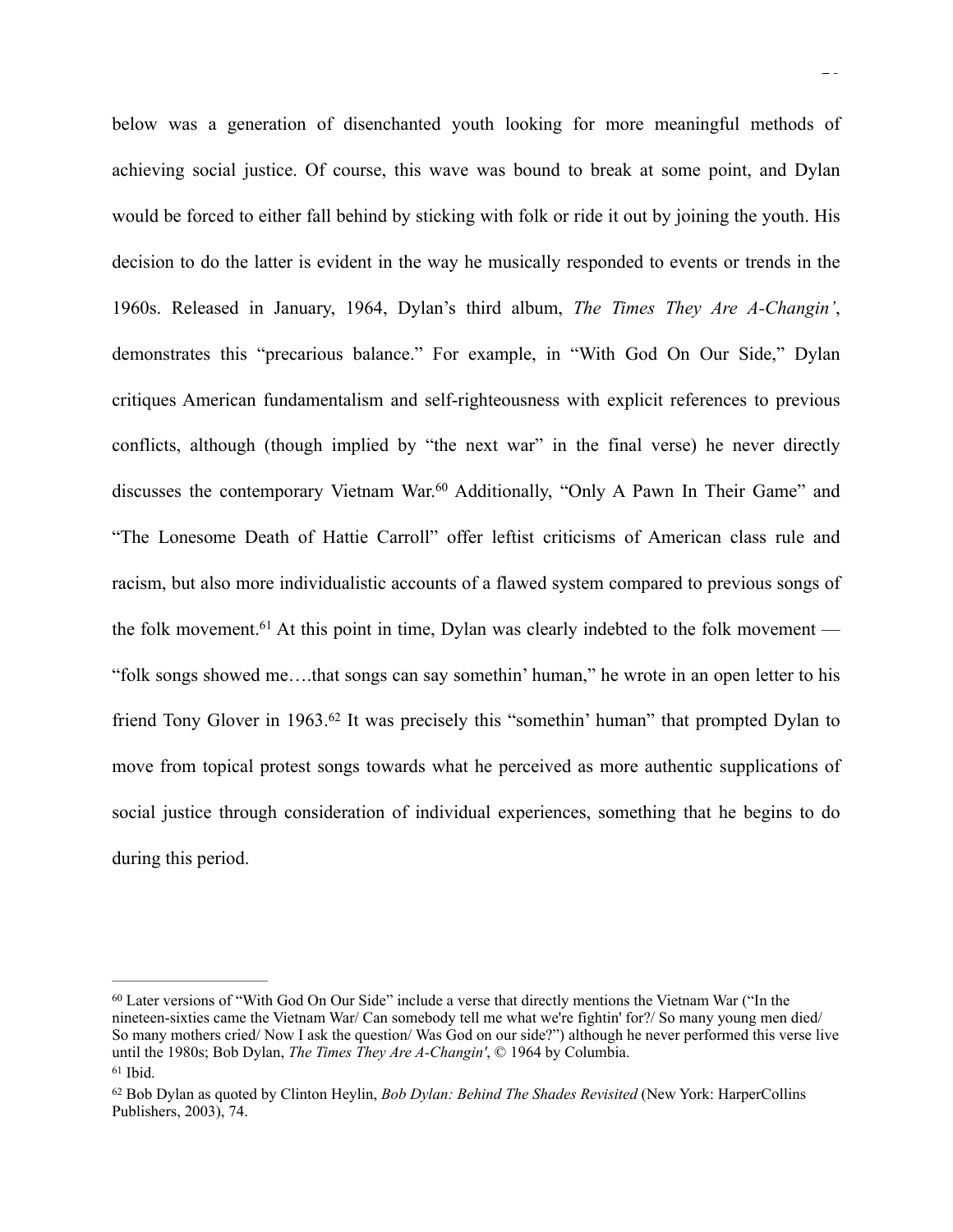below was a generation of disenchanted youth looking for more meaningful methods of achieving social justice. Of course, this wave was bound to break at some point, and Dylan would be forced to either fall behind by sticking with folk or ride it out by joining the youth. His decision to do the latter is evident in the way he musically responded to events or trends in the 1960s. Released in January, 1964, Dylan's third album, *The Times They Are A-Changin'*, demonstrates this "precarious balance." For example, in "With God On Our Side," Dylan critiques American fundamentalism and self-righteousness with explicit references to previous conflicts, although (though implied by "the next war" in the final verse) he never directly discusses the contemporary Vietnam War.[60] Additionally, "Only A Pawn In Their Game" and "The Lonesome Death of Hattie Carroll" offer leftist criticisms of American class rule and racism, but also more individualistic accounts of a flawed system compared to previous songs of the folk movement.[61] At this point in time, Dylan was clearly indebted to the folk movement — "folk songs showed me….that songs can say somethin' human," he wrote in an open letter to his friend Tony Glover in 1963.[62] It was precisely this "somethin' human" that prompted Dylan to move from topical protest songs towards what he perceived as more authentic supplications of social justice through consideration of individual experiences, something that he begins to do during this period.

---

[60] Later versions of "With God On Our Side" include a verse that directly mentions the Vietnam War ("In the nineteen-sixties came the Vietnam War/ Can somebody tell me what we're fightin' for?/ So many young men died/ So many mothers cried/ Now I ask the question/ Was God on our side?") although he never performed this verse live until the 1980s; Bob Dylan, *The Times They Are A-Changin'*, © 1964 by Columbia.

[61] Ibid.

[62] Bob Dylan as quoted by Clinton Heylin, *Bob Dylan: Behind The Shades Revisited* (New York: HarperCollins Publishers, 2003), 74.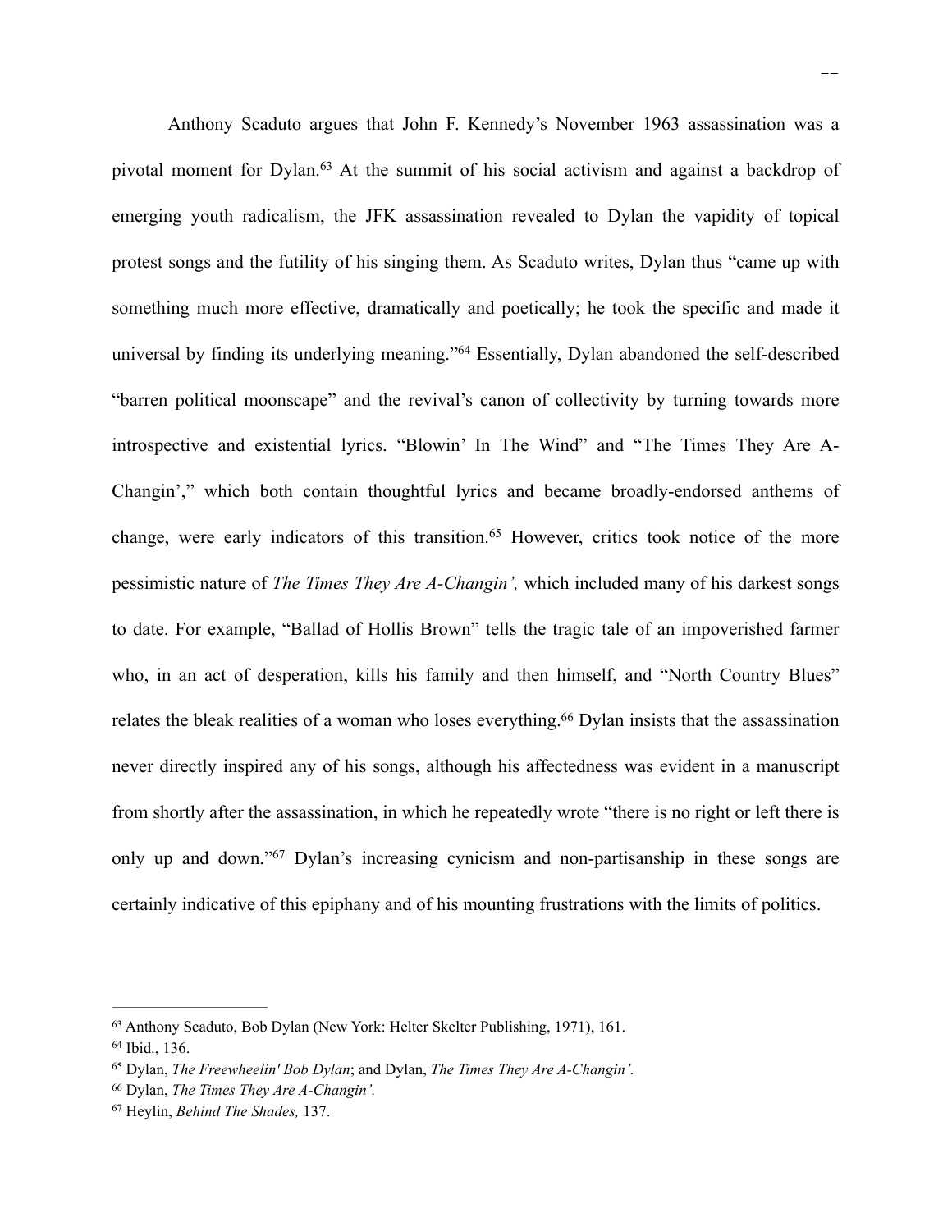Anthony Scaduto argues that John F. Kennedy's November 1963 assassination was a pivotal moment for Dylan.[63] At the summit of his social activism and against a backdrop of emerging youth radicalism, the JFK assassination revealed to Dylan the vapidity of topical protest songs and the futility of his singing them. As Scaduto writes, Dylan thus "came up with something much more effective, dramatically and poetically; he took the specific and made it universal by finding its underlying meaning."[64] Essentially, Dylan abandoned the self-described "barren political moonscape" and the revival's canon of collectivity by turning towards more introspective and existential lyrics. "Blowin' In The Wind" and "The Times They Are A-Changin'," which both contain thoughtful lyrics and became broadly-endorsed anthems of change, were early indicators of this transition.[65] However, critics took notice of the more pessimistic nature of *The Times They Are A-Changin',* which included many of his darkest songs to date. For example, "Ballad of Hollis Brown" tells the tragic tale of an impoverished farmer who, in an act of desperation, kills his family and then himself, and "North Country Blues" relates the bleak realities of a woman who loses everything.[66] Dylan insists that the assassination never directly inspired any of his songs, although his affectedness was evident in a manuscript from shortly after the assassination, in which he repeatedly wrote "there is no right or left there is only up and down."[67] Dylan's increasing cynicism and non-partisanship in these songs are certainly indicative of this epiphany and of his mounting frustrations with the limits of politics.

---

[63] Anthony Scaduto, Bob Dylan (New York: Helter Skelter Publishing, 1971), 161.

[64] Ibid., 136.

[65] Dylan, *The Freewheelin' Bob Dylan*; and Dylan, *The Times They Are A-Changin'.*

[66] Dylan, *The Times They Are A-Changin'.*

[67] Heylin, *Behind The Shades,* 137.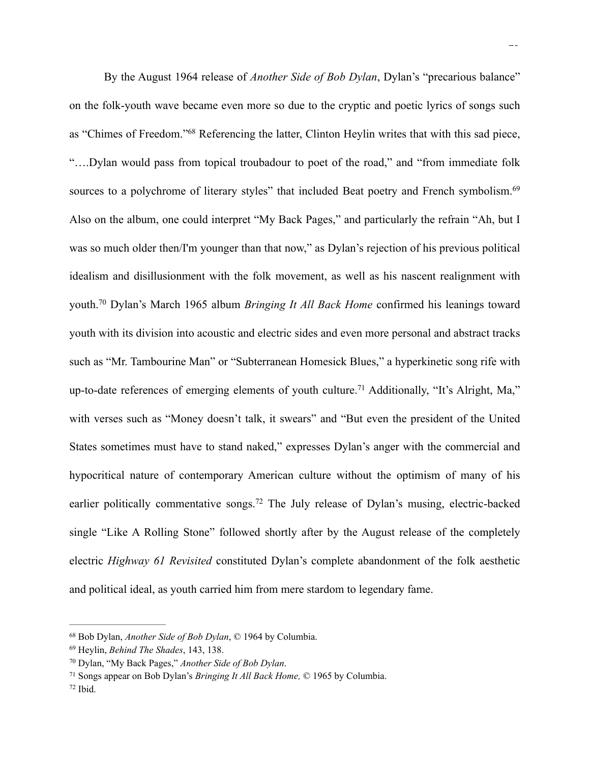By the August 1964 release of *Another Side of Bob Dylan*, Dylan's "precarious balance" on the folk-youth wave became even more so due to the cryptic and poetic lyrics of songs such as "Chimes of Freedom."[68] Referencing the latter, Clinton Heylin writes that with this sad piece, "….Dylan would pass from topical troubadour to poet of the road," and "from immediate folk sources to a polychrome of literary styles" that included Beat poetry and French symbolism.[69] Also on the album, one could interpret "My Back Pages," and particularly the refrain "Ah, but I was so much older then/I'm younger than that now," as Dylan's rejection of his previous political idealism and disillusionment with the folk movement, as well as his nascent realignment with youth.[70] Dylan's March 1965 album *Bringing It All Back Home* confirmed his leanings toward youth with its division into acoustic and electric sides and even more personal and abstract tracks such as "Mr. Tambourine Man" or "Subterranean Homesick Blues," a hyperkinetic song rife with up-to-date references of emerging elements of youth culture.[71] Additionally, "It's Alright, Ma," with verses such as "Money doesn't talk, it swears" and "But even the president of the United States sometimes must have to stand naked," expresses Dylan's anger with the commercial and hypocritical nature of contemporary American culture without the optimism of many of his earlier politically commentative songs.[72] The July release of Dylan's musing, electric-backed single "Like A Rolling Stone" followed shortly after by the August release of the completely electric *Highway 61 Revisited* constituted Dylan's complete abandonment of the folk aesthetic and political ideal, as youth carried him from mere stardom to legendary fame.

---

[68] Bob Dylan, *Another Side of Bob Dylan*, © 1964 by Columbia.

[69] Heylin, *Behind The Shades*, 143, 138.

[70] Dylan, "My Back Pages," *Another Side of Bob Dylan*.

[71] Songs appear on Bob Dylan's *Bringing It All Back Home,* © 1965 by Columbia.

[72] Ibid.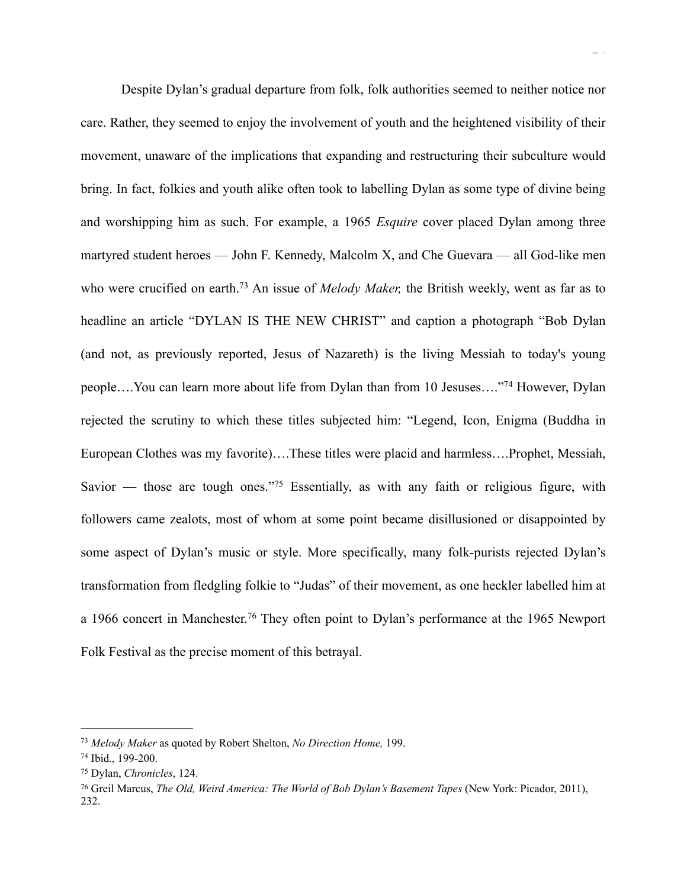Despite Dylan's gradual departure from folk, folk authorities seemed to neither notice nor care. Rather, they seemed to enjoy the involvement of youth and the heightened visibility of their movement, unaware of the implications that expanding and restructuring their subculture would bring. In fact, folkies and youth alike often took to labelling Dylan as some type of divine being and worshipping him as such. For example, a 1965 *Esquire* cover placed Dylan among three martyred student heroes — John F. Kennedy, Malcolm X, and Che Guevara — all God-like men who were crucified on earth.[73] An issue of *Melody Maker,* the British weekly, went as far as to headline an article "DYLAN IS THE NEW CHRIST" and caption a photograph "Bob Dylan (and not, as previously reported, Jesus of Nazareth) is the living Messiah to today's young people….You can learn more about life from Dylan than from 10 Jesuses…."[74] However, Dylan rejected the scrutiny to which these titles subjected him: "Legend, Icon, Enigma (Buddha in European Clothes was my favorite)….These titles were placid and harmless….Prophet, Messiah, Savior — those are tough ones."[75] Essentially, as with any faith or religious figure, with followers came zealots, most of whom at some point became disillusioned or disappointed by some aspect of Dylan's music or style. More specifically, many folk-purists rejected Dylan's transformation from fledgling folkie to "Judas" of their movement, as one heckler labelled him at a 1966 concert in Manchester.[76] They often point to Dylan's performance at the 1965 Newport Folk Festival as the precise moment of this betrayal.

---

[73] *Melody Maker* as quoted by Robert Shelton, *No Direction Home,* 199.

[74] Ibid., 199-200.

[75] Dylan, *Chronicles*, 124.

[76] Greil Marcus, *The Old, Weird America: The World of Bob Dylan's Basement Tapes* (New York: Picador, 2011), 232.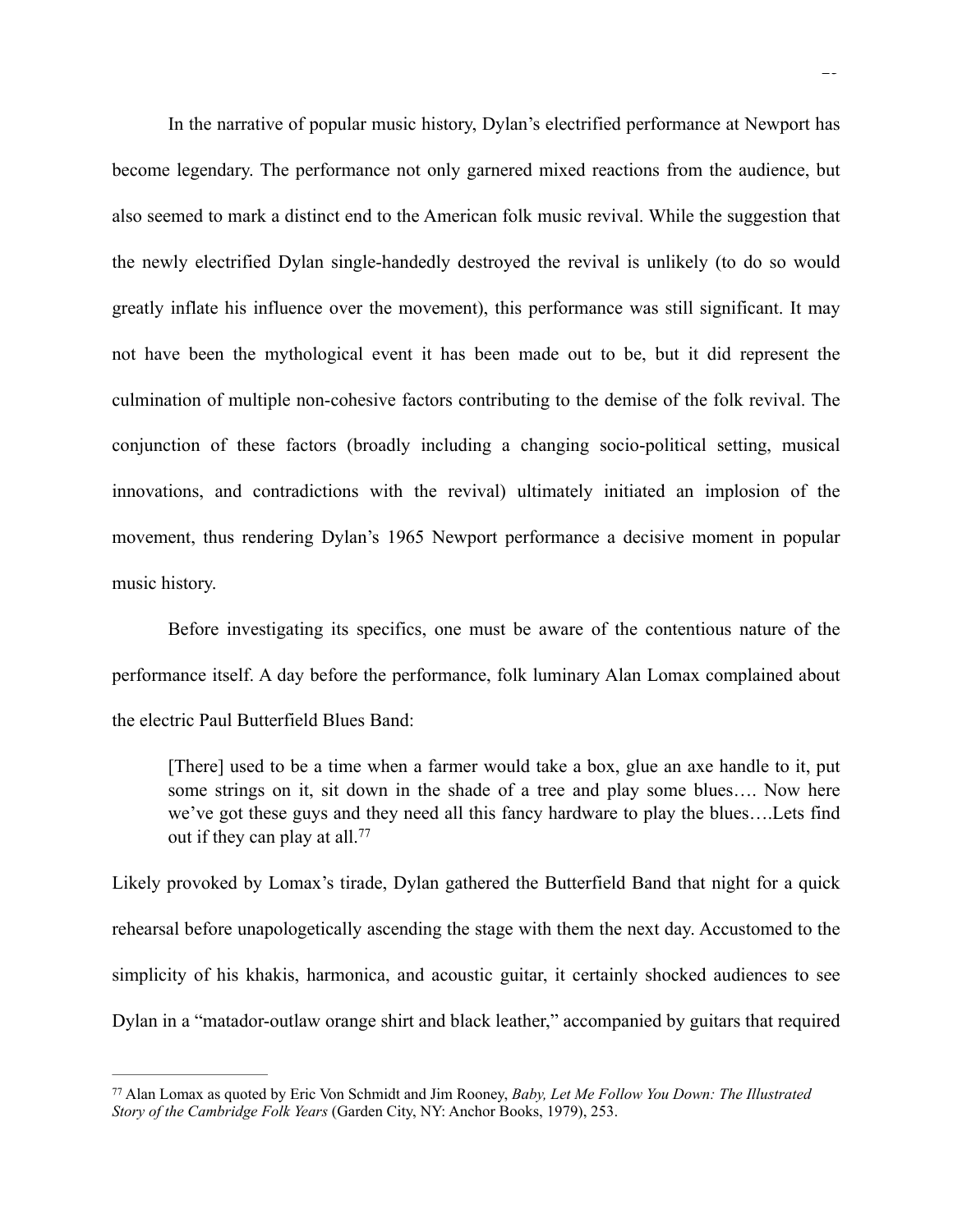In the narrative of popular music history, Dylan's electrified performance at Newport has become legendary. The performance not only garnered mixed reactions from the audience, but also seemed to mark a distinct end to the American folk music revival. While the suggestion that the newly electrified Dylan single-handedly destroyed the revival is unlikely (to do so would greatly inflate his influence over the movement), this performance was still significant. It may not have been the mythological event it has been made out to be, but it did represent the culmination of multiple non-cohesive factors contributing to the demise of the folk revival. The conjunction of these factors (broadly including a changing socio-political setting, musical innovations, and contradictions with the revival) ultimately initiated an implosion of the movement, thus rendering Dylan's 1965 Newport performance a decisive moment in popular music history.

Before investigating its specifics, one must be aware of the contentious nature of the performance itself. A day before the performance, folk luminary Alan Lomax complained about the electric Paul Butterfield Blues Band:

> [There] used to be a time when a farmer would take a box, glue an axe handle to it, put some strings on it, sit down in the shade of a tree and play some blues…. Now here we've got these guys and they need all this fancy hardware to play the blues….Lets find out if they can play at all.[77]

Likely provoked by Lomax's tirade, Dylan gathered the Butterfield Band that night for a quick rehearsal before unapologetically ascending the stage with them the next day. Accustomed to the simplicity of his khakis, harmonica, and acoustic guitar, it certainly shocked audiences to see Dylan in a "matador-outlaw orange shirt and black leather," accompanied by guitars that required

---

[77] Alan Lomax as quoted by Eric Von Schmidt and Jim Rooney, *Baby, Let Me Follow You Down: The Illustrated Story of the Cambridge Folk Years* (Garden City, NY: Anchor Books, 1979), 253.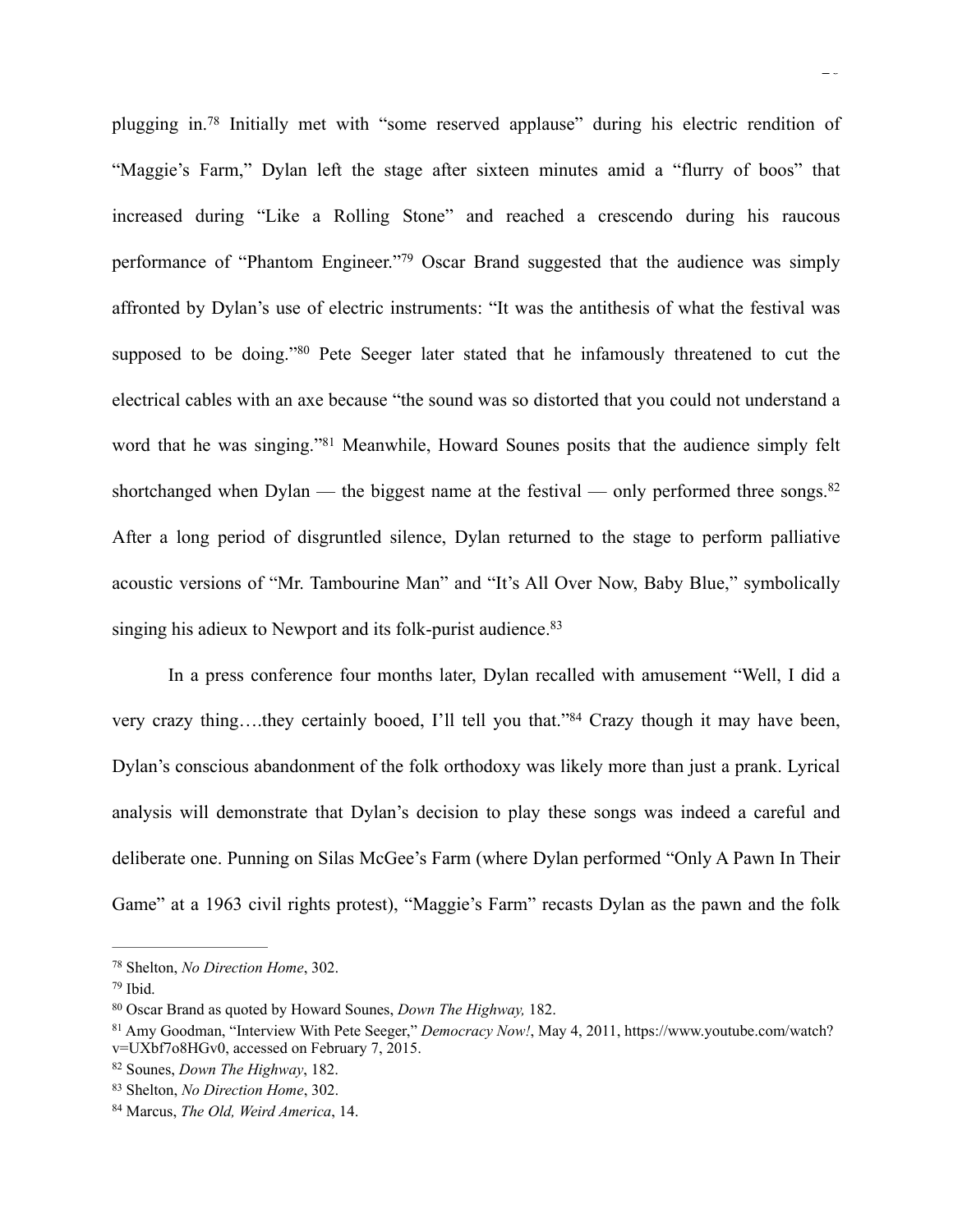plugging in.[78] Initially met with "some reserved applause" during his electric rendition of "Maggie's Farm," Dylan left the stage after sixteen minutes amid a "flurry of boos" that increased during "Like a Rolling Stone" and reached a crescendo during his raucous performance of "Phantom Engineer."[79] Oscar Brand suggested that the audience was simply affronted by Dylan's use of electric instruments: "It was the antithesis of what the festival was supposed to be doing."[80] Pete Seeger later stated that he infamously threatened to cut the electrical cables with an axe because "the sound was so distorted that you could not understand a word that he was singing."[81] Meanwhile, Howard Sounes posits that the audience simply felt shortchanged when Dylan — the biggest name at the festival — only performed three songs.[82] After a long period of disgruntled silence, Dylan returned to the stage to perform palliative acoustic versions of "Mr. Tambourine Man" and "It's All Over Now, Baby Blue," symbolically singing his adieux to Newport and its folk-purist audience.[83]

In a press conference four months later, Dylan recalled with amusement "Well, I did a very crazy thing….they certainly booed, I'll tell you that."[84] Crazy though it may have been, Dylan's conscious abandonment of the folk orthodoxy was likely more than just a prank. Lyrical analysis will demonstrate that Dylan's decision to play these songs was indeed a careful and deliberate one. Punning on Silas McGee's Farm (where Dylan performed "Only A Pawn In Their Game" at a 1963 civil rights protest), "Maggie's Farm" recasts Dylan as the pawn and the folk

---

[78] Shelton, *No Direction Home*, 302.

[79] Ibid.

[80] Oscar Brand as quoted by Howard Sounes, *Down The Highway,* 182.

[81] Amy Goodman, "Interview With Pete Seeger," *Democracy Now!*, May 4, 2011, https://www.youtube.com/watch?v=UXbf7o8HGv0, accessed on February 7, 2015.

[82] Sounes, *Down The Highway*, 182.

[83] Shelton, *No Direction Home*, 302.

[84] Marcus, *The Old, Weird America*, 14.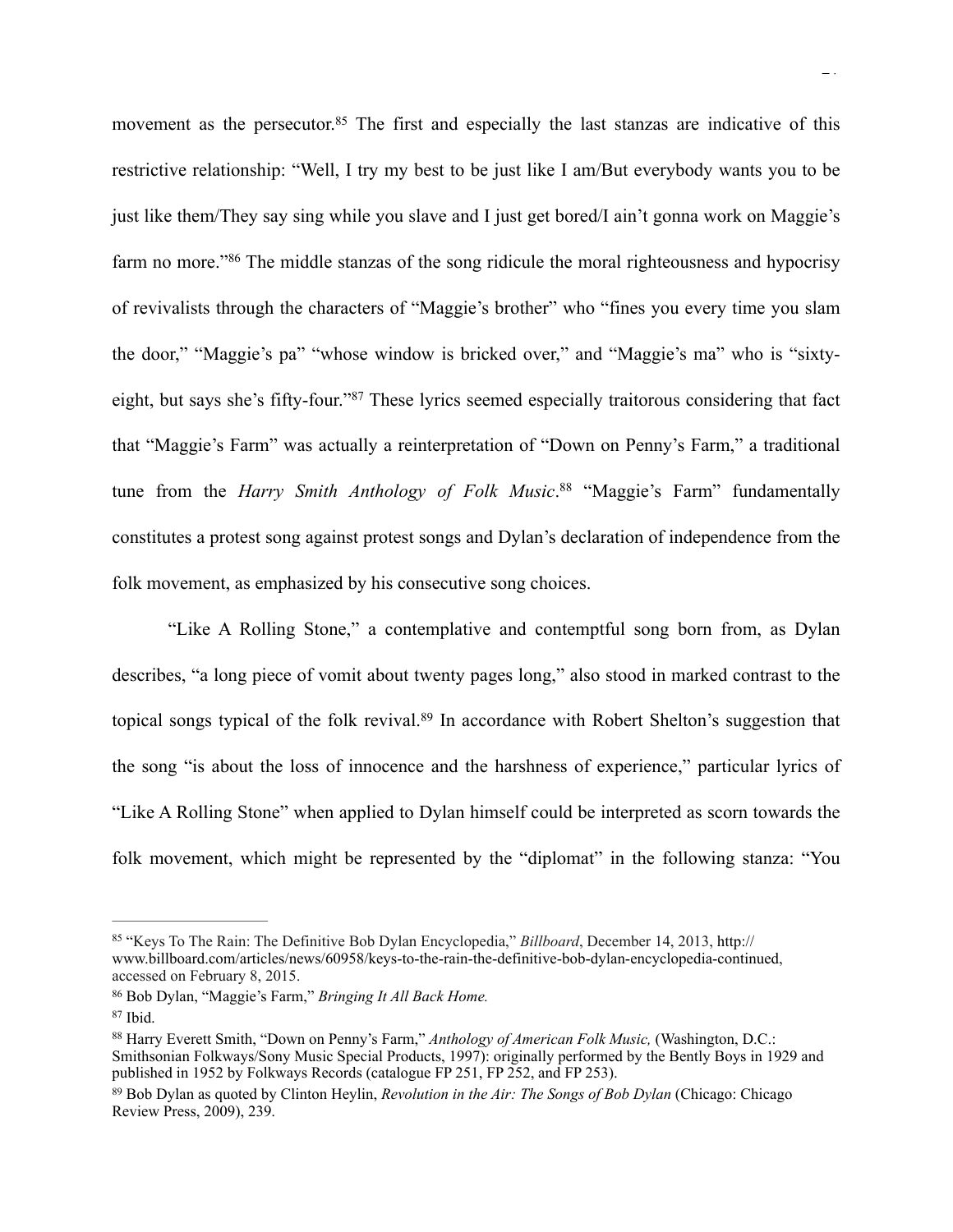movement as the persecutor.[85] The first and especially the last stanzas are indicative of this restrictive relationship: "Well, I try my best to be just like I am/But everybody wants you to be just like them/They say sing while you slave and I just get bored/I ain't gonna work on Maggie's farm no more."[86] The middle stanzas of the song ridicule the moral righteousness and hypocrisy of revivalists through the characters of "Maggie's brother" who "fines you every time you slam the door," "Maggie's pa" "whose window is bricked over," and "Maggie's ma" who is "sixty-eight, but says she's fifty-four."[87] These lyrics seemed especially traitorous considering that fact that "Maggie's Farm" was actually a reinterpretation of "Down on Penny's Farm," a traditional tune from the *Harry Smith Anthology of Folk Music*.[88] "Maggie's Farm" fundamentally constitutes a protest song against protest songs and Dylan's declaration of independence from the folk movement, as emphasized by his consecutive song choices.

"Like A Rolling Stone," a contemplative and contemptful song born from, as Dylan describes, "a long piece of vomit about twenty pages long," also stood in marked contrast to the topical songs typical of the folk revival.[89] In accordance with Robert Shelton's suggestion that the song "is about the loss of innocence and the harshness of experience," particular lyrics of "Like A Rolling Stone" when applied to Dylan himself could be interpreted as scorn towards the folk movement, which might be represented by the "diplomat" in the following stanza: "You

---

[85] "Keys To The Rain: The Definitive Bob Dylan Encyclopedia," *Billboard*, December 14, 2013, http://www.billboard.com/articles/news/60958/keys-to-the-rain-the-definitive-bob-dylan-encyclopedia-continued, accessed on February 8, 2015.

[86] Bob Dylan, "Maggie's Farm," *Bringing It All Back Home.*

[87] Ibid.

[88] Harry Everett Smith, "Down on Penny's Farm," *Anthology of American Folk Music,* (Washington, D.C.: Smithsonian Folkways/Sony Music Special Products, 1997): originally performed by the Bently Boys in 1929 and published in 1952 by Folkways Records (catalogue FP 251, FP 252, and FP 253).

[89] Bob Dylan as quoted by Clinton Heylin, *Revolution in the Air: The Songs of Bob Dylan* (Chicago: Chicago Review Press, 2009), 239.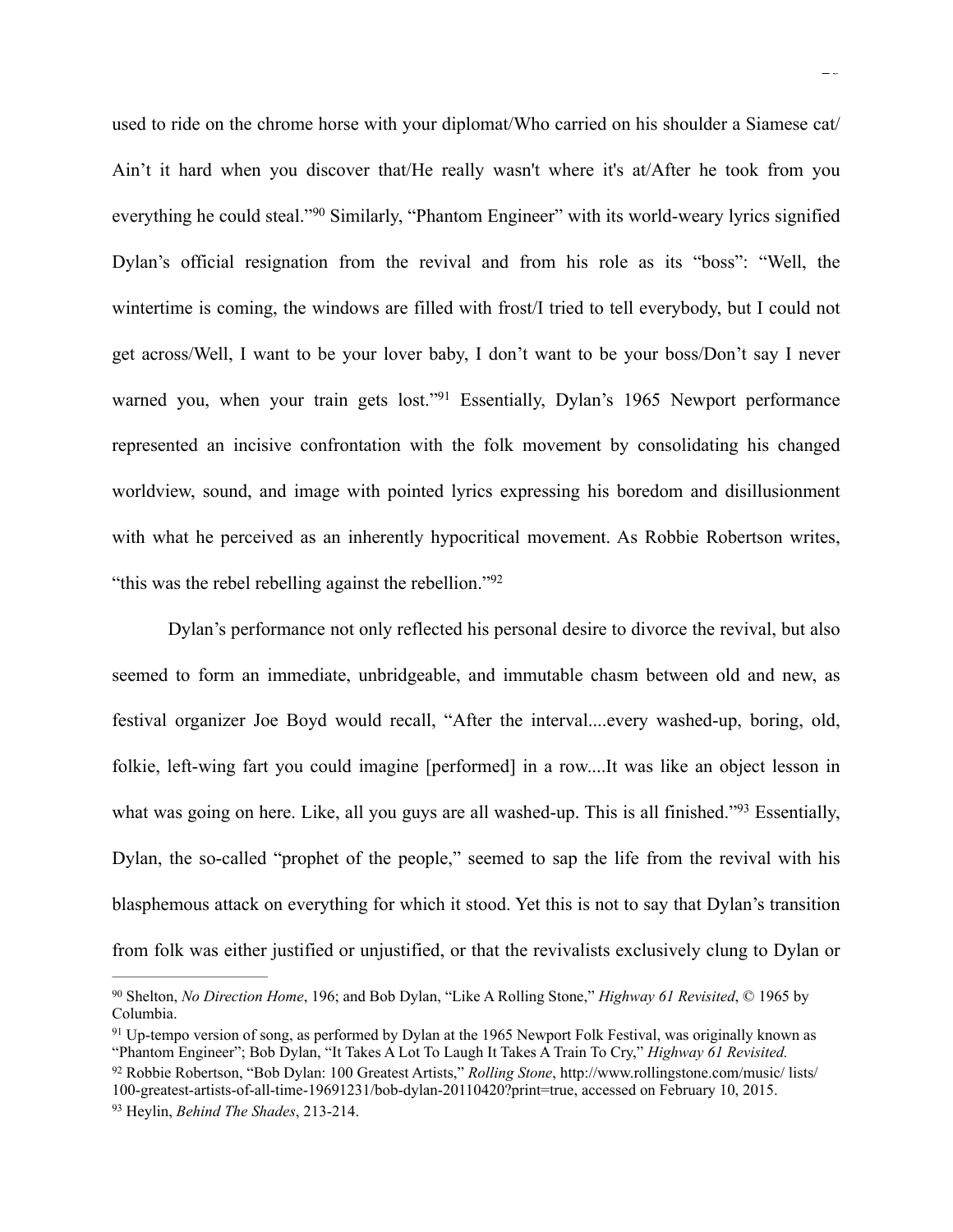used to ride on the chrome horse with your diplomat/Who carried on his shoulder a Siamese cat/ Ain't it hard when you discover that/He really wasn't where it's at/After he took from you everything he could steal."[90] Similarly, "Phantom Engineer" with its world-weary lyrics signified Dylan's official resignation from the revival and from his role as its "boss": "Well, the wintertime is coming, the windows are filled with frost/I tried to tell everybody, but I could not get across/Well, I want to be your lover baby, I don't want to be your boss/Don't say I never warned you, when your train gets lost."[91] Essentially, Dylan's 1965 Newport performance represented an incisive confrontation with the folk movement by consolidating his changed worldview, sound, and image with pointed lyrics expressing his boredom and disillusionment with what he perceived as an inherently hypocritical movement. As Robbie Robertson writes, "this was the rebel rebelling against the rebellion."[92]

Dylan's performance not only reflected his personal desire to divorce the revival, but also seemed to form an immediate, unbridgeable, and immutable chasm between old and new, as festival organizer Joe Boyd would recall, "After the interval....every washed-up, boring, old, folkie, left-wing fart you could imagine [performed] in a row....It was like an object lesson in what was going on here. Like, all you guys are all washed-up. This is all finished."[93] Essentially, Dylan, the so-called "prophet of the people," seemed to sap the life from the revival with his blasphemous attack on everything for which it stood. Yet this is not to say that Dylan's transition from folk was either justified or unjustified, or that the revivalists exclusively clung to Dylan or

---

[90] Shelton, *No Direction Home*, 196; and Bob Dylan, "Like A Rolling Stone," *Highway 61 Revisited*, © 1965 by Columbia.

[91] Up-tempo version of song, as performed by Dylan at the 1965 Newport Folk Festival, was originally known as "Phantom Engineer"; Bob Dylan, "It Takes A Lot To Laugh It Takes A Train To Cry," *Highway 61 Revisited.*

[92] Robbie Robertson, "Bob Dylan: 100 Greatest Artists," *Rolling Stone*, http://www.rollingstone.com/music/ lists/ 100-greatest-artists-of-all-time-19691231/bob-dylan-20110420?print=true, accessed on February 10, 2015.

[93] Heylin, *Behind The Shades*, 213-214.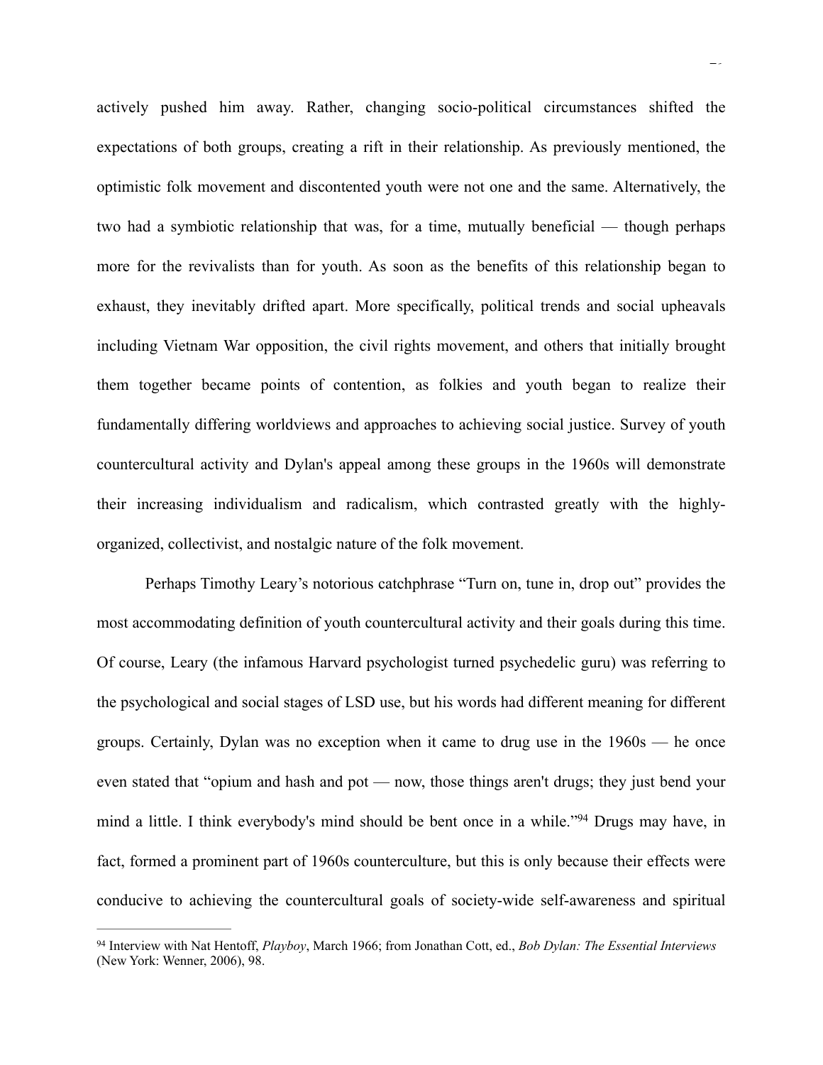actively pushed him away. Rather, changing socio-political circumstances shifted the expectations of both groups, creating a rift in their relationship. As previously mentioned, the optimistic folk movement and discontented youth were not one and the same. Alternatively, the two had a symbiotic relationship that was, for a time, mutually beneficial — though perhaps more for the revivalists than for youth. As soon as the benefits of this relationship began to exhaust, they inevitably drifted apart. More specifically, political trends and social upheavals including Vietnam War opposition, the civil rights movement, and others that initially brought them together became points of contention, as folkies and youth began to realize their fundamentally differing worldviews and approaches to achieving social justice. Survey of youth countercultural activity and Dylan's appeal among these groups in the 1960s will demonstrate their increasing individualism and radicalism, which contrasted greatly with the highly-organized, collectivist, and nostalgic nature of the folk movement.

Perhaps Timothy Leary's notorious catchphrase "Turn on, tune in, drop out" provides the most accommodating definition of youth countercultural activity and their goals during this time. Of course, Leary (the infamous Harvard psychologist turned psychedelic guru) was referring to the psychological and social stages of LSD use, but his words had different meaning for different groups. Certainly, Dylan was no exception when it came to drug use in the 1960s — he once even stated that "opium and hash and pot — now, those things aren't drugs; they just bend your mind a little. I think everybody's mind should be bent once in a while."[94] Drugs may have, in fact, formed a prominent part of 1960s counterculture, but this is only because their effects were conducive to achieving the countercultural goals of society-wide self-awareness and spiritual

---

[94] Interview with Nat Hentoff, *Playboy*, March 1966; from Jonathan Cott, ed., *Bob Dylan: The Essential Interviews* (New York: Wenner, 2006), 98.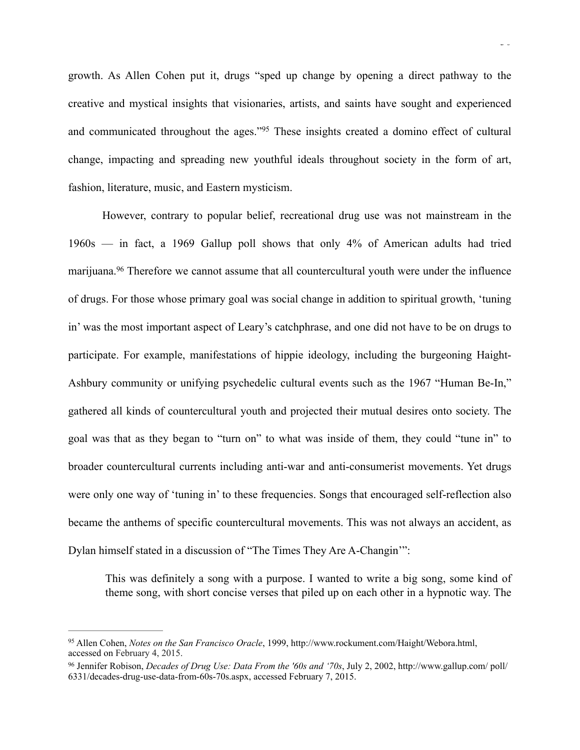growth. As Allen Cohen put it, drugs “sped up change by opening a direct pathway to the creative and mystical insights that visionaries, artists, and saints have sought and experienced and communicated throughout the ages.”[95] These insights created a domino effect of cultural change, impacting and spreading new youthful ideals throughout society in the form of art, fashion, literature, music, and Eastern mysticism.

However, contrary to popular belief, recreational drug use was not mainstream in the 1960s — in fact, a 1969 Gallup poll shows that only 4% of American adults had tried marijuana.[96] Therefore we cannot assume that all countercultural youth were under the influence of drugs. For those whose primary goal was social change in addition to spiritual growth, ‘tuning in’ was the most important aspect of Leary’s catchphrase, and one did not have to be on drugs to participate. For example, manifestations of hippie ideology, including the burgeoning Haight-Ashbury community or unifying psychedelic cultural events such as the 1967 “Human Be-In,” gathered all kinds of countercultural youth and projected their mutual desires onto society. The goal was that as they began to “turn on” to what was inside of them, they could “tune in” to broader countercultural currents including anti-war and anti-consumerist movements. Yet drugs were only one way of ‘tuning in’ to these frequencies. Songs that encouraged self-reflection also became the anthems of specific countercultural movements. This was not always an accident, as Dylan himself stated in a discussion of “The Times They Are A-Changin’”:

> This was definitely a song with a purpose. I wanted to write a big song, some kind of theme song, with short concise verses that piled up on each other in a hypnotic way. The

---

[95] Allen Cohen, *Notes on the San Francisco Oracle*, 1999, http://www.rockument.com/Haight/Webora.html, accessed on February 4, 2015.

[96] Jennifer Robison, *Decades of Drug Use: Data From the '60s and ‘70s*, July 2, 2002, http://www.gallup.com/ poll/6331/decades-drug-use-data-from-60s-70s.aspx, accessed February 7, 2015.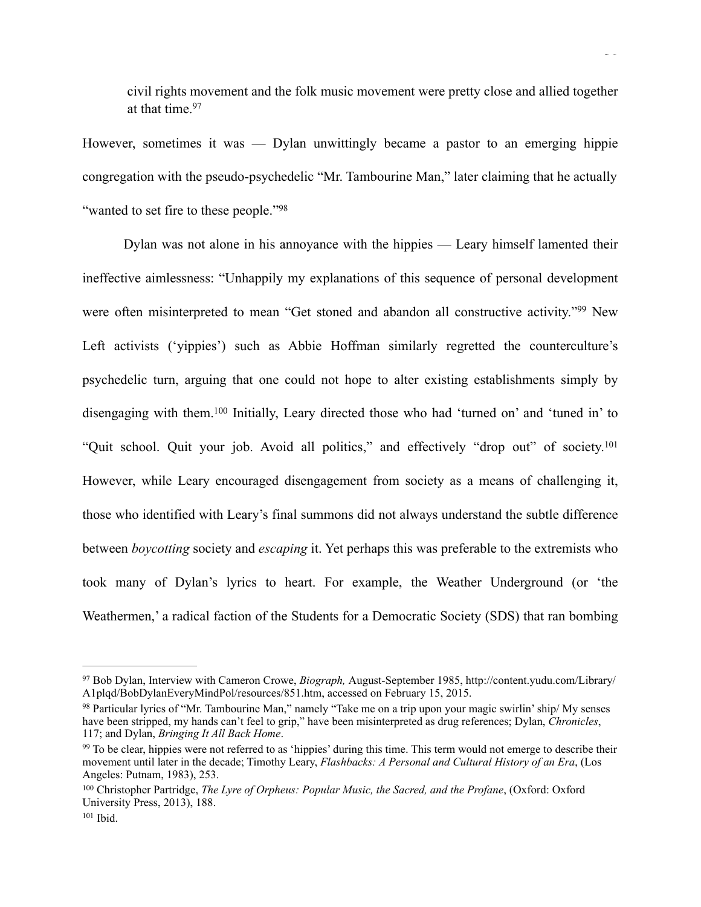civil rights movement and the folk music movement were pretty close and allied together at that time.[97]

However, sometimes it was — Dylan unwittingly became a pastor to an emerging hippie congregation with the pseudo-psychedelic "Mr. Tambourine Man," later claiming that he actually "wanted to set fire to these people."[98]

Dylan was not alone in his annoyance with the hippies — Leary himself lamented their ineffective aimlessness: "Unhappily my explanations of this sequence of personal development were often misinterpreted to mean "Get stoned and abandon all constructive activity."[99] New Left activists ('yippies') such as Abbie Hoffman similarly regretted the counterculture's psychedelic turn, arguing that one could not hope to alter existing establishments simply by disengaging with them.[100] Initially, Leary directed those who had 'turned on' and 'tuned in' to "Quit school. Quit your job. Avoid all politics," and effectively "drop out" of society.[101] However, while Leary encouraged disengagement from society as a means of challenging it, those who identified with Leary's final summons did not always understand the subtle difference between *boycotting* society and *escaping* it. Yet perhaps this was preferable to the extremists who took many of Dylan's lyrics to heart. For example, the Weather Underground (or 'the Weathermen,' a radical faction of the Students for a Democratic Society (SDS) that ran bombing

---

[97] Bob Dylan, Interview with Cameron Crowe, *Biograph,* August-September 1985, http://content.yudu.com/Library/A1plqd/BobDylanEveryMindPol/resources/851.htm, accessed on February 15, 2015.

[98] Particular lyrics of "Mr. Tambourine Man," namely "Take me on a trip upon your magic swirlin' ship/ My senses have been stripped, my hands can't feel to grip," have been misinterpreted as drug references; Dylan, *Chronicles*, 117; and Dylan, *Bringing It All Back Home*.

[99] To be clear, hippies were not referred to as 'hippies' during this time. This term would not emerge to describe their movement until later in the decade; Timothy Leary, *Flashbacks: A Personal and Cultural History of an Era*, (Los Angeles: Putnam, 1983), 253.

[100] Christopher Partridge, *The Lyre of Orpheus: Popular Music, the Sacred, and the Profane*, (Oxford: Oxford University Press, 2013), 188.

[101] Ibid.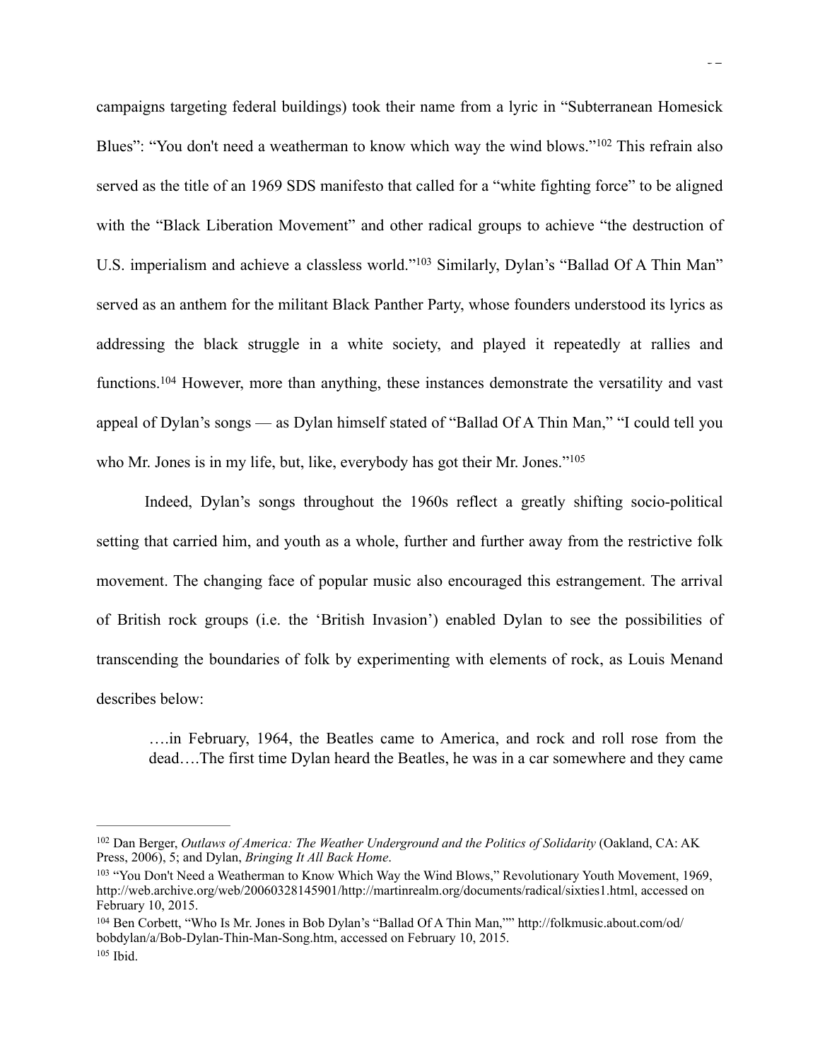campaigns targeting federal buildings) took their name from a lyric in "Subterranean Homesick Blues": "You don't need a weatherman to know which way the wind blows."[102] This refrain also served as the title of an 1969 SDS manifesto that called for a "white fighting force" to be aligned with the "Black Liberation Movement" and other radical groups to achieve "the destruction of U.S. imperialism and achieve a classless world."[103] Similarly, Dylan's "Ballad Of A Thin Man" served as an anthem for the militant Black Panther Party, whose founders understood its lyrics as addressing the black struggle in a white society, and played it repeatedly at rallies and functions.[104] However, more than anything, these instances demonstrate the versatility and vast appeal of Dylan's songs — as Dylan himself stated of "Ballad Of A Thin Man," "I could tell you who Mr. Jones is in my life, but, like, everybody has got their Mr. Jones."[105]

Indeed, Dylan's songs throughout the 1960s reflect a greatly shifting socio-political setting that carried him, and youth as a whole, further and further away from the restrictive folk movement. The changing face of popular music also encouraged this estrangement. The arrival of British rock groups (i.e. the 'British Invasion') enabled Dylan to see the possibilities of transcending the boundaries of folk by experimenting with elements of rock, as Louis Menand describes below:

> ….in February, 1964, the Beatles came to America, and rock and roll rose from the dead….The first time Dylan heard the Beatles, he was in a car somewhere and they came

---

[102] Dan Berger, *Outlaws of America: The Weather Underground and the Politics of Solidarity* (Oakland, CA: AK Press, 2006), 5; and Dylan, *Bringing It All Back Home*.

[103] "You Don't Need a Weatherman to Know Which Way the Wind Blows," Revolutionary Youth Movement, 1969, http://web.archive.org/web/20060328145901/http://martinrealm.org/documents/radical/sixties1.html, accessed on February 10, 2015.

[104] Ben Corbett, "Who Is Mr. Jones in Bob Dylan's "Ballad Of A Thin Man,"" http://folkmusic.about.com/od/bobdylan/a/Bob-Dylan-Thin-Man-Song.htm, accessed on February 10, 2015.

[105] Ibid.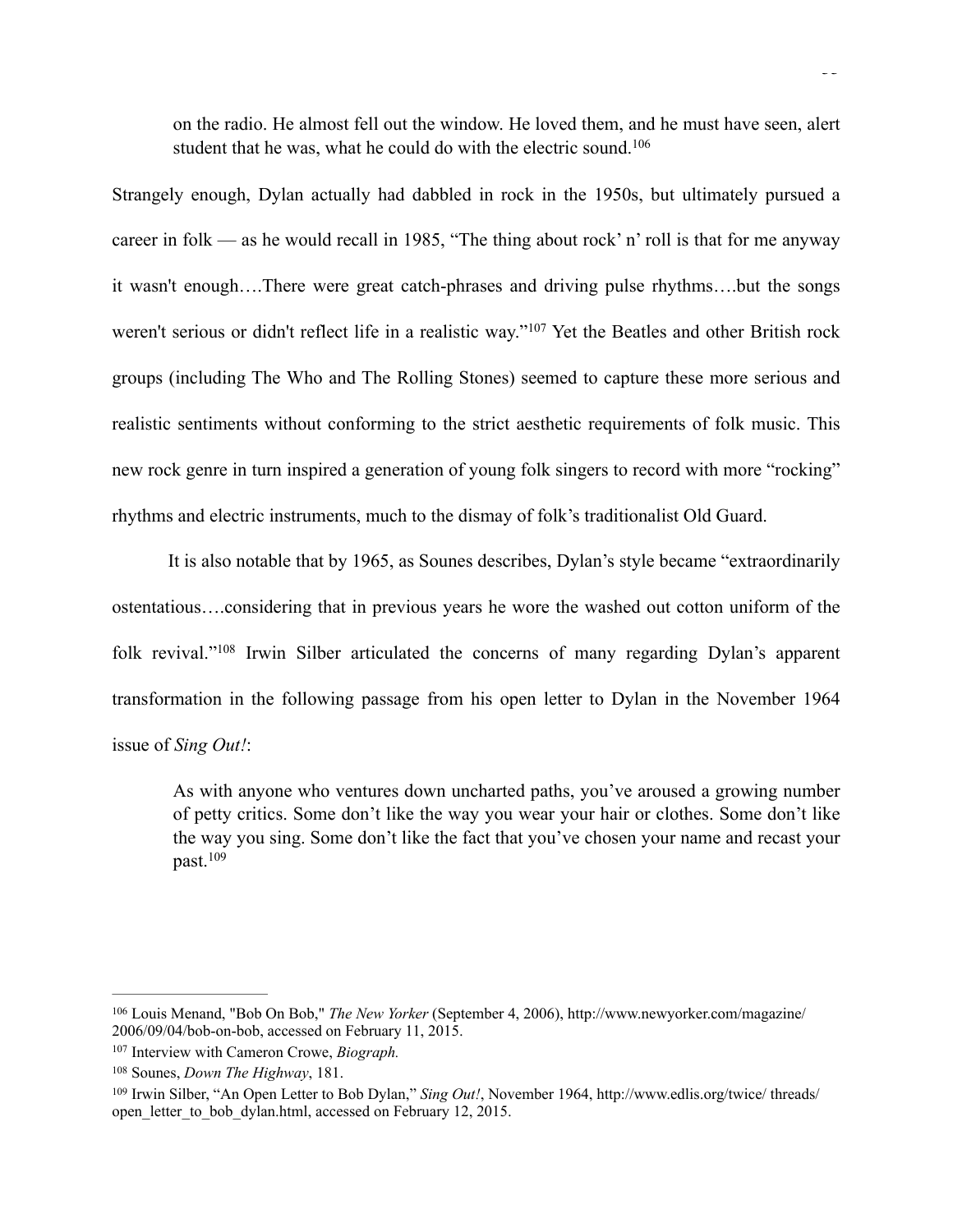> on the radio. He almost fell out the window. He loved them, and he must have seen, alert student that he was, what he could do with the electric sound.[106]

Strangely enough, Dylan actually had dabbled in rock in the 1950s, but ultimately pursued a career in folk — as he would recall in 1985, “The thing about rock’ n’ roll is that for me anyway it wasn't enough….There were great catch-phrases and driving pulse rhythms….but the songs weren't serious or didn't reflect life in a realistic way.”[107] Yet the Beatles and other British rock groups (including The Who and The Rolling Stones) seemed to capture these more serious and realistic sentiments without conforming to the strict aesthetic requirements of folk music. This new rock genre in turn inspired a generation of young folk singers to record with more “rocking” rhythms and electric instruments, much to the dismay of folk’s traditionalist Old Guard.

It is also notable that by 1965, as Sounes describes, Dylan’s style became “extraordinarily ostentatious….considering that in previous years he wore the washed out cotton uniform of the folk revival.”[108] Irwin Silber articulated the concerns of many regarding Dylan’s apparent transformation in the following passage from his open letter to Dylan in the November 1964 issue of *Sing Out!*:

> As with anyone who ventures down uncharted paths, you’ve aroused a growing number of petty critics. Some don’t like the way you wear your hair or clothes. Some don’t like the way you sing. Some don’t like the fact that you’ve chosen your name and recast your past.[109]

---

[106] Louis Menand, "Bob On Bob," *The New Yorker* (September 4, 2006), http://www.newyorker.com/magazine/2006/09/04/bob-on-bob, accessed on February 11, 2015.

[107] Interview with Cameron Crowe, *Biograph.*

[108] Sounes, *Down The Highway*, 181.

[109] Irwin Silber, “An Open Letter to Bob Dylan,” *Sing Out!*, November 1964, http://www.edlis.org/twice/ threads/open_letter_to_bob_dylan.html, accessed on February 12, 2015.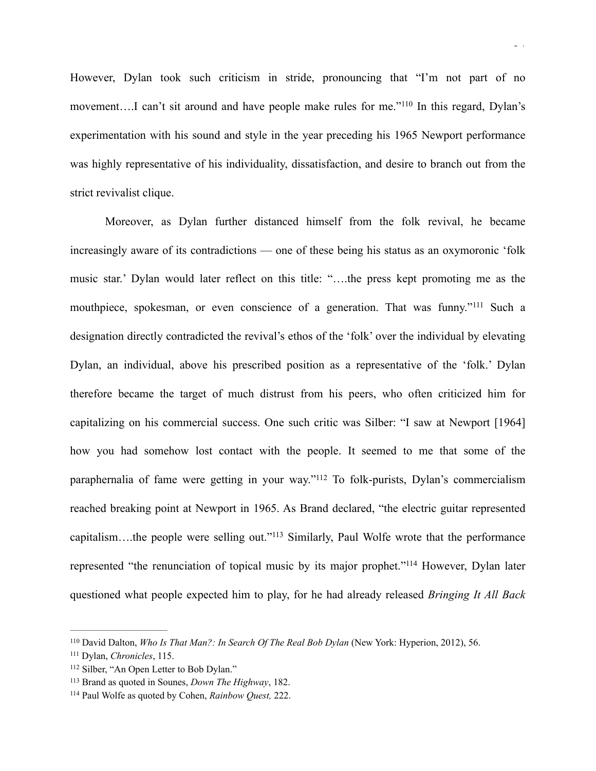However, Dylan took such criticism in stride, pronouncing that "I'm not part of no movement….I can't sit around and have people make rules for me."[110] In this regard, Dylan's experimentation with his sound and style in the year preceding his 1965 Newport performance was highly representative of his individuality, dissatisfaction, and desire to branch out from the strict revivalist clique.

Moreover, as Dylan further distanced himself from the folk revival, he became increasingly aware of its contradictions — one of these being his status as an oxymoronic 'folk music star.' Dylan would later reflect on this title: "….the press kept promoting me as the mouthpiece, spokesman, or even conscience of a generation. That was funny."[111] Such a designation directly contradicted the revival's ethos of the 'folk' over the individual by elevating Dylan, an individual, above his prescribed position as a representative of the 'folk.' Dylan therefore became the target of much distrust from his peers, who often criticized him for capitalizing on his commercial success. One such critic was Silber: "I saw at Newport [1964] how you had somehow lost contact with the people. It seemed to me that some of the paraphernalia of fame were getting in your way."[112] To folk-purists, Dylan's commercialism reached breaking point at Newport in 1965. As Brand declared, "the electric guitar represented capitalism….the people were selling out."[113] Similarly, Paul Wolfe wrote that the performance represented "the renunciation of topical music by its major prophet."[114] However, Dylan later questioned what people expected him to play, for he had already released *Bringing It All Back*

---

[110] David Dalton, *Who Is That Man?: In Search Of The Real Bob Dylan* (New York: Hyperion, 2012), 56.

[111] Dylan, *Chronicles*, 115.

[112] Silber, "An Open Letter to Bob Dylan."

[113] Brand as quoted in Sounes, *Down The Highway*, 182.

[114] Paul Wolfe as quoted by Cohen, *Rainbow Quest,* 222.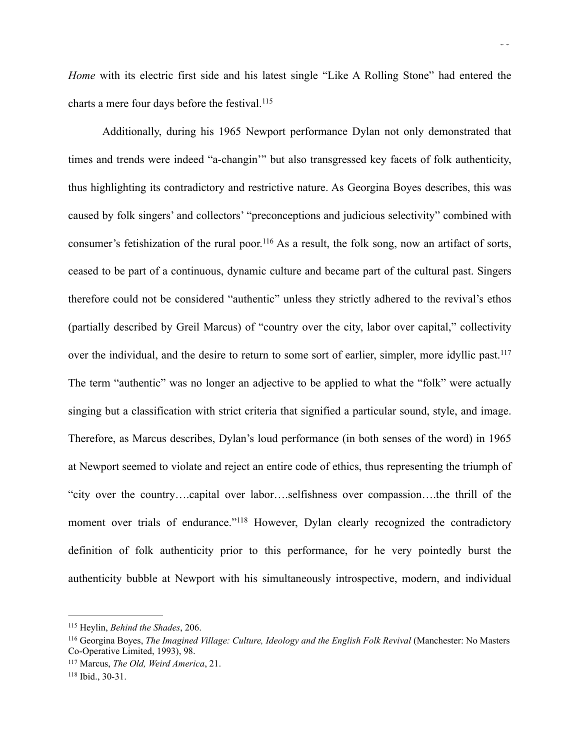*Home* with its electric first side and his latest single "Like A Rolling Stone" had entered the charts a mere four days before the festival.[115]

Additionally, during his 1965 Newport performance Dylan not only demonstrated that times and trends were indeed "a-changin'" but also transgressed key facets of folk authenticity, thus highlighting its contradictory and restrictive nature. As Georgina Boyes describes, this was caused by folk singers' and collectors' "preconceptions and judicious selectivity" combined with consumer's fetishization of the rural poor.[116] As a result, the folk song, now an artifact of sorts, ceased to be part of a continuous, dynamic culture and became part of the cultural past. Singers therefore could not be considered "authentic" unless they strictly adhered to the revival's ethos (partially described by Greil Marcus) of "country over the city, labor over capital," collectivity over the individual, and the desire to return to some sort of earlier, simpler, more idyllic past.[117] The term "authentic" was no longer an adjective to be applied to what the "folk" were actually singing but a classification with strict criteria that signified a particular sound, style, and image. Therefore, as Marcus describes, Dylan's loud performance (in both senses of the word) in 1965 at Newport seemed to violate and reject an entire code of ethics, thus representing the triumph of "city over the country….capital over labor….selfishness over compassion….the thrill of the moment over trials of endurance."[118] However, Dylan clearly recognized the contradictory definition of folk authenticity prior to this performance, for he very pointedly burst the authenticity bubble at Newport with his simultaneously introspective, modern, and individual

---

[115] Heylin, *Behind the Shades*, 206.

[116] Georgina Boyes, *The Imagined Village: Culture, Ideology and the English Folk Revival* (Manchester: No Masters Co-Operative Limited, 1993), 98.

[117] Marcus, *The Old, Weird America*, 21.

[118] Ibid., 30-31.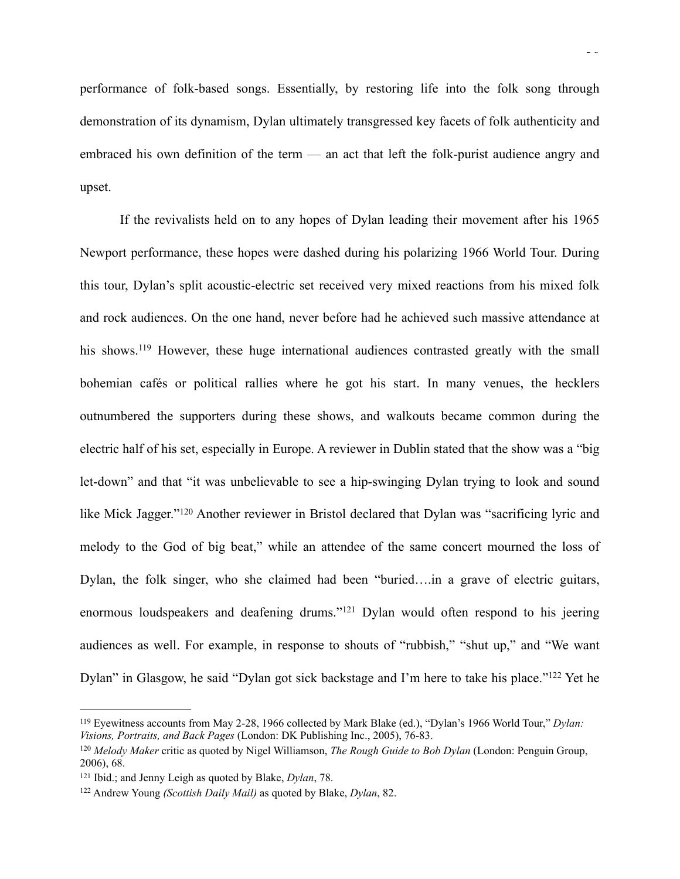performance of folk-based songs. Essentially, by restoring life into the folk song through demonstration of its dynamism, Dylan ultimately transgressed key facets of folk authenticity and embraced his own definition of the term — an act that left the folk-purist audience angry and upset.

If the revivalists held on to any hopes of Dylan leading their movement after his 1965 Newport performance, these hopes were dashed during his polarizing 1966 World Tour. During this tour, Dylan's split acoustic-electric set received very mixed reactions from his mixed folk and rock audiences. On the one hand, never before had he achieved such massive attendance at his shows.[119] However, these huge international audiences contrasted greatly with the small bohemian cafés or political rallies where he got his start. In many venues, the hecklers outnumbered the supporters during these shows, and walkouts became common during the electric half of his set, especially in Europe. A reviewer in Dublin stated that the show was a "big let-down" and that "it was unbelievable to see a hip-swinging Dylan trying to look and sound like Mick Jagger."[120] Another reviewer in Bristol declared that Dylan was "sacrificing lyric and melody to the God of big beat," while an attendee of the same concert mourned the loss of Dylan, the folk singer, who she claimed had been "buried….in a grave of electric guitars, enormous loudspeakers and deafening drums."[121] Dylan would often respond to his jeering audiences as well. For example, in response to shouts of "rubbish," "shut up," and "We want Dylan" in Glasgow, he said "Dylan got sick backstage and I'm here to take his place."[122] Yet he

---

[119] Eyewitness accounts from May 2-28, 1966 collected by Mark Blake (ed.), "Dylan's 1966 World Tour," *Dylan: Visions, Portraits, and Back Pages* (London: DK Publishing Inc., 2005), 76-83.

[120] *Melody Maker* critic as quoted by Nigel Williamson, *The Rough Guide to Bob Dylan* (London: Penguin Group, 2006), 68.

[121] Ibid.; and Jenny Leigh as quoted by Blake, *Dylan*, 78.

[122] Andrew Young *(Scottish Daily Mail)* as quoted by Blake, *Dylan*, 82.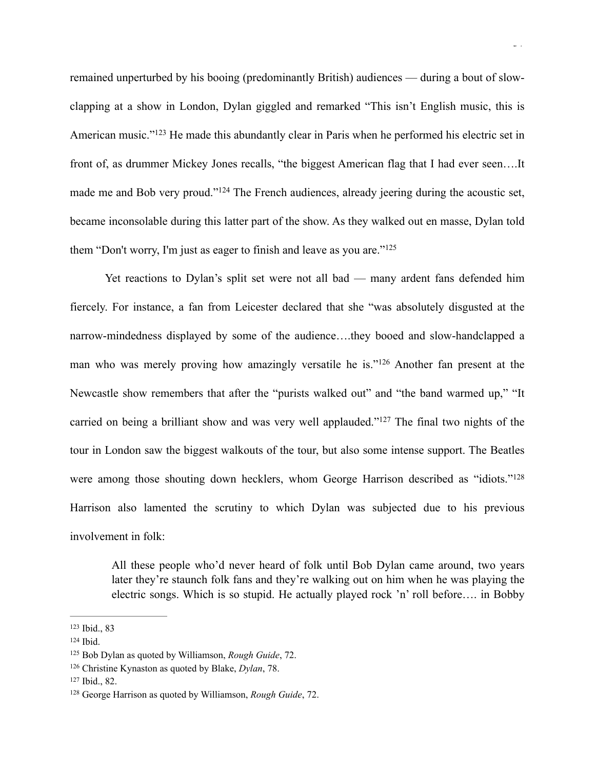remained unperturbed by his booing (predominantly British) audiences — during a bout of slow-clapping at a show in London, Dylan giggled and remarked "This isn't English music, this is American music."[123] He made this abundantly clear in Paris when he performed his electric set in front of, as drummer Mickey Jones recalls, "the biggest American flag that I had ever seen….It made me and Bob very proud."[124] The French audiences, already jeering during the acoustic set, became inconsolable during this latter part of the show. As they walked out en masse, Dylan told them "Don't worry, I'm just as eager to finish and leave as you are."[125]

Yet reactions to Dylan's split set were not all bad — many ardent fans defended him fiercely. For instance, a fan from Leicester declared that she "was absolutely disgusted at the narrow-mindedness displayed by some of the audience….they booed and slow-handclapped a man who was merely proving how amazingly versatile he is."[126] Another fan present at the Newcastle show remembers that after the "purists walked out" and "the band warmed up," "It carried on being a brilliant show and was very well applauded."[127] The final two nights of the tour in London saw the biggest walkouts of the tour, but also some intense support. The Beatles were among those shouting down hecklers, whom George Harrison described as "idiots."[128] Harrison also lamented the scrutiny to which Dylan was subjected due to his previous involvement in folk:

> All these people who'd never heard of folk until Bob Dylan came around, two years later they're staunch folk fans and they're walking out on him when he was playing the electric songs. Which is so stupid. He actually played rock 'n' roll before…. in Bobby

---

[123] Ibid., 83

[124] Ibid.

[125] Bob Dylan as quoted by Williamson, *Rough Guide*, 72.

[126] Christine Kynaston as quoted by Blake, *Dylan*, 78.

[127] Ibid., 82.

[128] George Harrison as quoted by Williamson, *Rough Guide*, 72.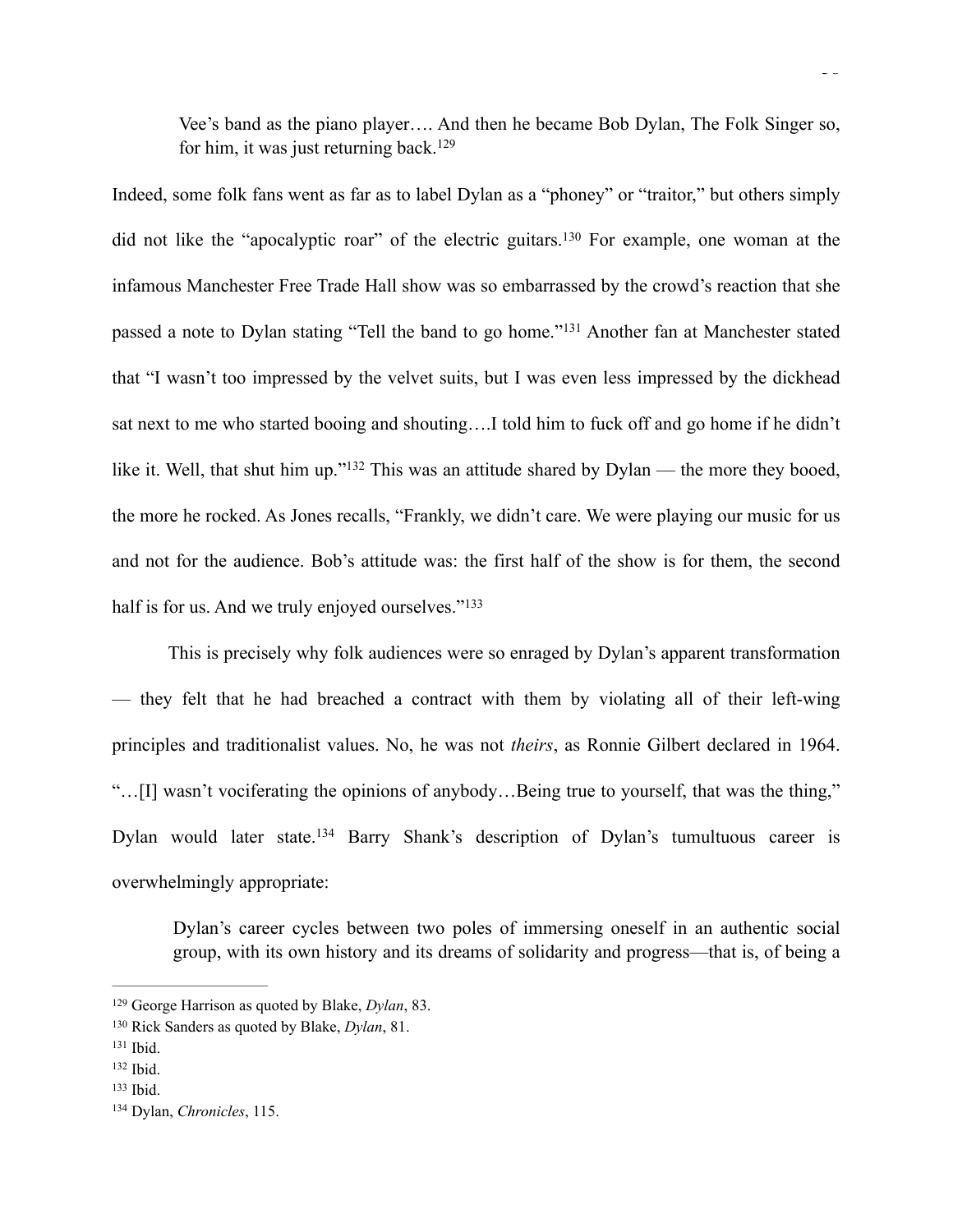> Vee's band as the piano player…. And then he became Bob Dylan, The Folk Singer so, for him, it was just returning back.[129]

Indeed, some folk fans went as far as to label Dylan as a "phoney" or "traitor," but others simply did not like the "apocalyptic roar" of the electric guitars.[130] For example, one woman at the infamous Manchester Free Trade Hall show was so embarrassed by the crowd's reaction that she passed a note to Dylan stating "Tell the band to go home."[131] Another fan at Manchester stated that "I wasn't too impressed by the velvet suits, but I was even less impressed by the dickhead sat next to me who started booing and shouting….I told him to fuck off and go home if he didn't like it. Well, that shut him up."[132] This was an attitude shared by Dylan — the more they booed, the more he rocked. As Jones recalls, "Frankly, we didn't care. We were playing our music for us and not for the audience. Bob's attitude was: the first half of the show is for them, the second half is for us. And we truly enjoyed ourselves."[133]

This is precisely why folk audiences were so enraged by Dylan's apparent transformation — they felt that he had breached a contract with them by violating all of their left-wing principles and traditionalist values. No, he was not *theirs*, as Ronnie Gilbert declared in 1964. "…[I] wasn't vociferating the opinions of anybody…Being true to yourself, that was the thing," Dylan would later state.[134] Barry Shank's description of Dylan's tumultuous career is overwhelmingly appropriate:

> Dylan's career cycles between two poles of immersing oneself in an authentic social group, with its own history and its dreams of solidarity and progress—that is, of being a

---

[129] George Harrison as quoted by Blake, *Dylan*, 83.

[130] Rick Sanders as quoted by Blake, *Dylan*, 81.

[131] Ibid.

[132] Ibid.

[133] Ibid.

[134] Dylan, *Chronicles*, 115.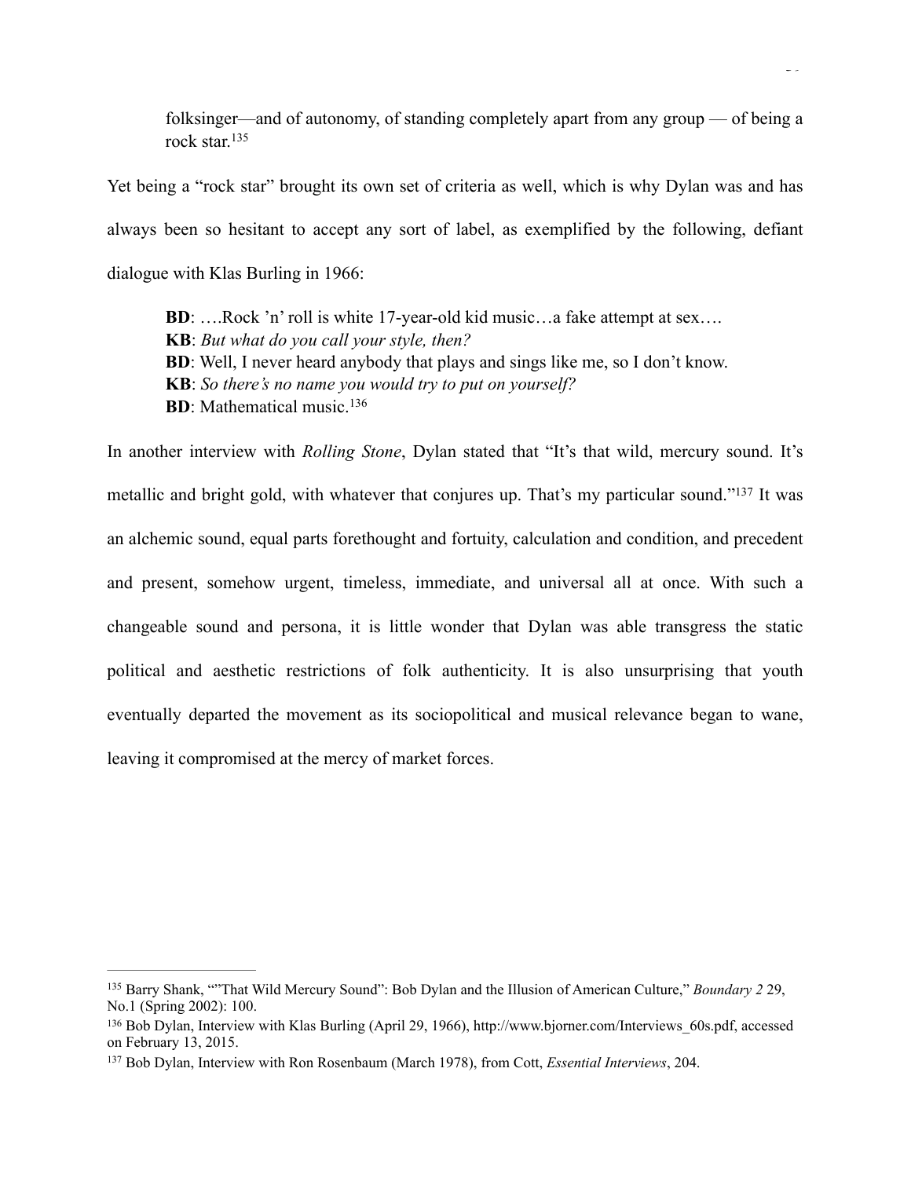> folksinger—and of autonomy, of standing completely apart from any group — of being a rock star.[135]

Yet being a "rock star" brought its own set of criteria as well, which is why Dylan was and has always been so hesitant to accept any sort of label, as exemplified by the following, defiant dialogue with Klas Burling in 1966:

> **BD**: ….Rock 'n' roll is white 17-year-old kid music…a fake attempt at sex….
> **KB**: *But what do you call your style, then?*
> **BD**: Well, I never heard anybody that plays and sings like me, so I don't know.
> **KB**: *So there's no name you would try to put on yourself?*
> **BD**: Mathematical music.[136]

In another interview with *Rolling Stone*, Dylan stated that "It's that wild, mercury sound. It's metallic and bright gold, with whatever that conjures up. That's my particular sound."[137] It was an alchemic sound, equal parts forethought and fortuity, calculation and condition, and precedent and present, somehow urgent, timeless, immediate, and universal all at once. With such a changeable sound and persona, it is little wonder that Dylan was able transgress the static political and aesthetic restrictions of folk authenticity. It is also unsurprising that youth eventually departed the movement as its sociopolitical and musical relevance began to wane, leaving it compromised at the mercy of market forces.

---

[135] Barry Shank, ""That Wild Mercury Sound": Bob Dylan and the Illusion of American Culture," *Boundary 2* 29, No.1 (Spring 2002): 100.

[136] Bob Dylan, Interview with Klas Burling (April 29, 1966), http://www.bjorner.com/Interviews_60s.pdf, accessed on February 13, 2015.

[137] Bob Dylan, Interview with Ron Rosenbaum (March 1978), from Cott, *Essential Interviews*, 204.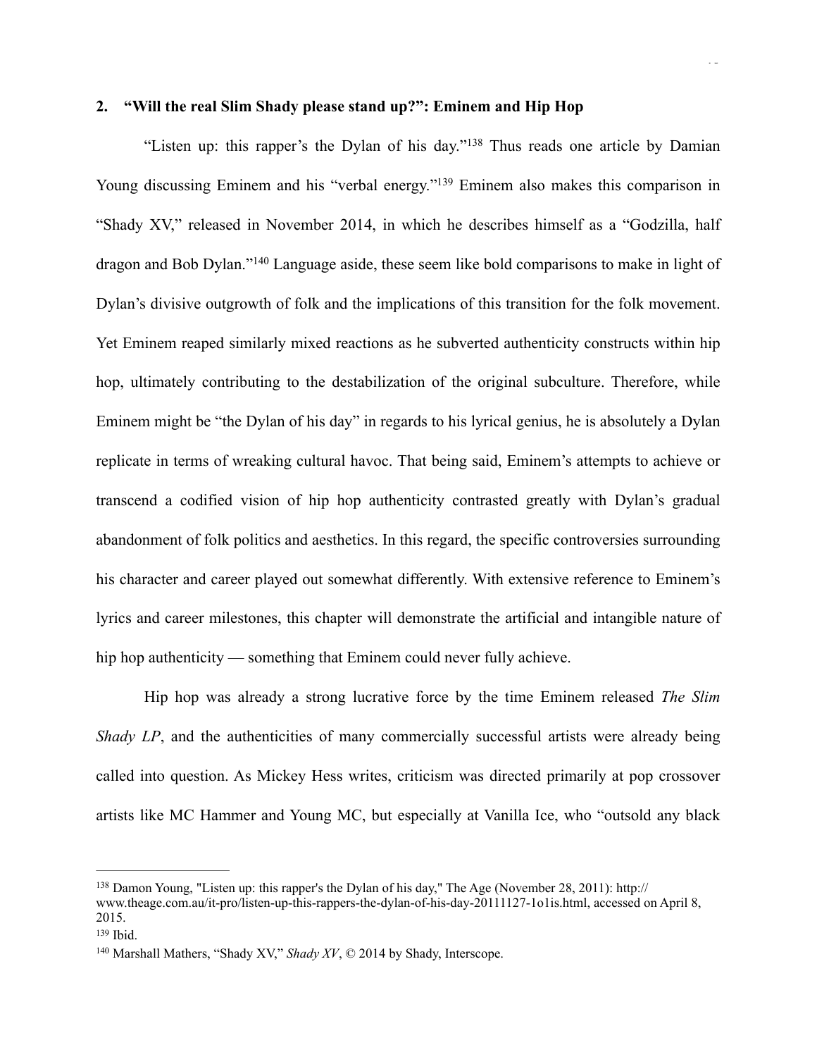## 2. "Will the real Slim Shady please stand up?": Eminem and Hip Hop

"Listen up: this rapper's the Dylan of his day."[138] Thus reads one article by Damian Young discussing Eminem and his "verbal energy."[139] Eminem also makes this comparison in "Shady XV," released in November 2014, in which he describes himself as a "Godzilla, half dragon and Bob Dylan."[140] Language aside, these seem like bold comparisons to make in light of Dylan's divisive outgrowth of folk and the implications of this transition for the folk movement. Yet Eminem reaped similarly mixed reactions as he subverted authenticity constructs within hip hop, ultimately contributing to the destabilization of the original subculture. Therefore, while Eminem might be "the Dylan of his day" in regards to his lyrical genius, he is absolutely a Dylan replicate in terms of wreaking cultural havoc. That being said, Eminem's attempts to achieve or transcend a codified vision of hip hop authenticity contrasted greatly with Dylan's gradual abandonment of folk politics and aesthetics. In this regard, the specific controversies surrounding his character and career played out somewhat differently. With extensive reference to Eminem's lyrics and career milestones, this chapter will demonstrate the artificial and intangible nature of hip hop authenticity — something that Eminem could never fully achieve.

Hip hop was already a strong lucrative force by the time Eminem released *The Slim Shady LP*, and the authenticities of many commercially successful artists were already being called into question. As Mickey Hess writes, criticism was directed primarily at pop crossover artists like MC Hammer and Young MC, but especially at Vanilla Ice, who "outsold any black

---

[138] Damon Young, "Listen up: this rapper's the Dylan of his day," The Age (November 28, 2011): http://www.theage.com.au/it-pro/listen-up-this-rappers-the-dylan-of-his-day-20111127-1o1is.html, accessed on April 8, 2015.

[139] Ibid.

[140] Marshall Mathers, "Shady XV," *Shady XV*, © 2014 by Shady, Interscope.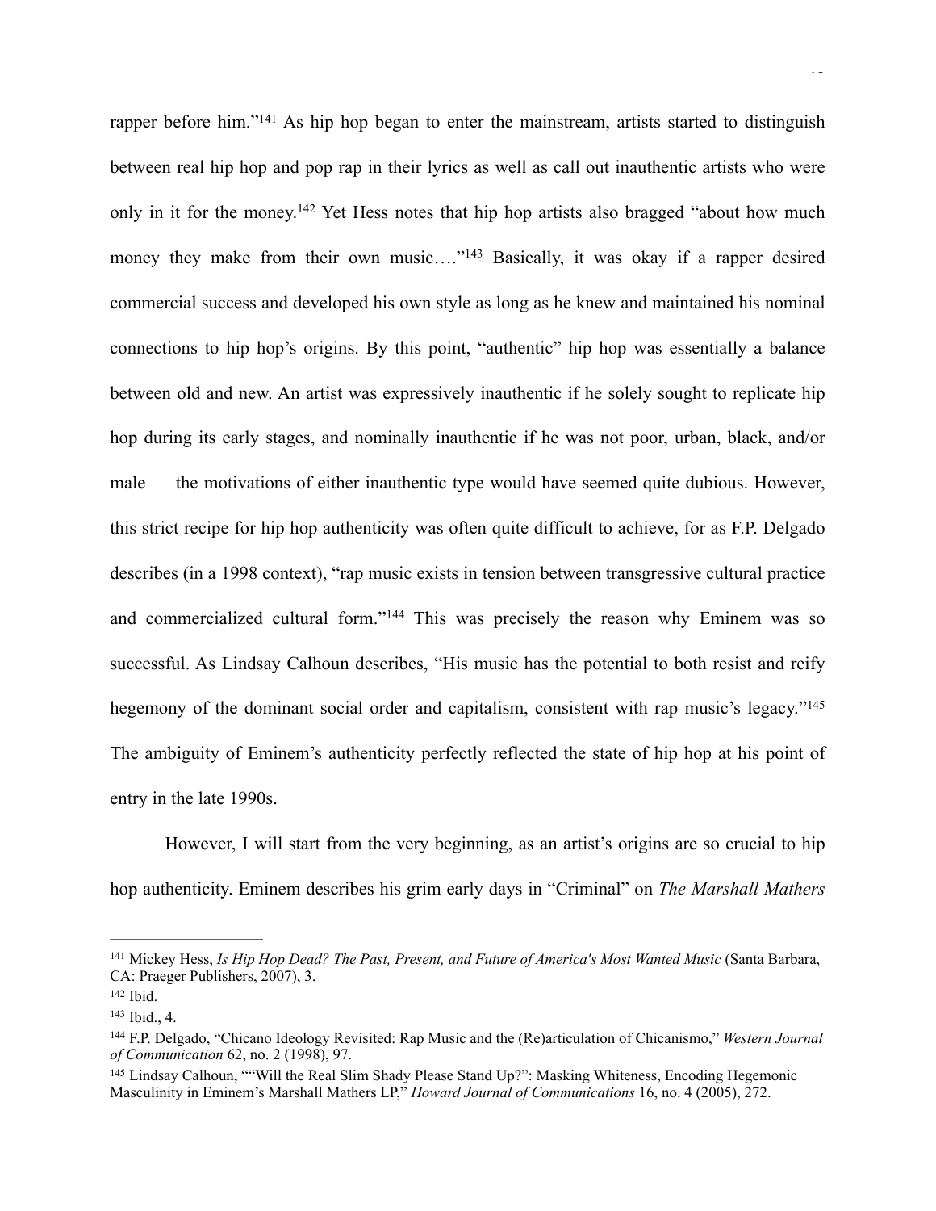rapper before him."[141] As hip hop began to enter the mainstream, artists started to distinguish between real hip hop and pop rap in their lyrics as well as call out inauthentic artists who were only in it for the money.[142] Yet Hess notes that hip hop artists also bragged "about how much money they make from their own music…."[143] Basically, it was okay if a rapper desired commercial success and developed his own style as long as he knew and maintained his nominal connections to hip hop's origins. By this point, "authentic" hip hop was essentially a balance between old and new. An artist was expressively inauthentic if he solely sought to replicate hip hop during its early stages, and nominally inauthentic if he was not poor, urban, black, and/or male — the motivations of either inauthentic type would have seemed quite dubious. However, this strict recipe for hip hop authenticity was often quite difficult to achieve, for as F.P. Delgado describes (in a 1998 context), "rap music exists in tension between transgressive cultural practice and commercialized cultural form."[144] This was precisely the reason why Eminem was so successful. As Lindsay Calhoun describes, "His music has the potential to both resist and reify hegemony of the dominant social order and capitalism, consistent with rap music's legacy."[145] The ambiguity of Eminem's authenticity perfectly reflected the state of hip hop at his point of entry in the late 1990s.

However, I will start from the very beginning, as an artist's origins are so crucial to hip hop authenticity. Eminem describes his grim early days in "Criminal" on *The Marshall Mathers*

---

[141] Mickey Hess, *Is Hip Hop Dead? The Past, Present, and Future of America's Most Wanted Music* (Santa Barbara, CA: Praeger Publishers, 2007), 3.

[142] Ibid.

[143] Ibid., 4.

[144] F.P. Delgado, "Chicano Ideology Revisited: Rap Music and the (Re)articulation of Chicanismo," *Western Journal of Communication* 62, no. 2 (1998), 97.

[145] Lindsay Calhoun, ""Will the Real Slim Shady Please Stand Up?": Masking Whiteness, Encoding Hegemonic Masculinity in Eminem's Marshall Mathers LP," *Howard Journal of Communications* 16, no. 4 (2005), 272.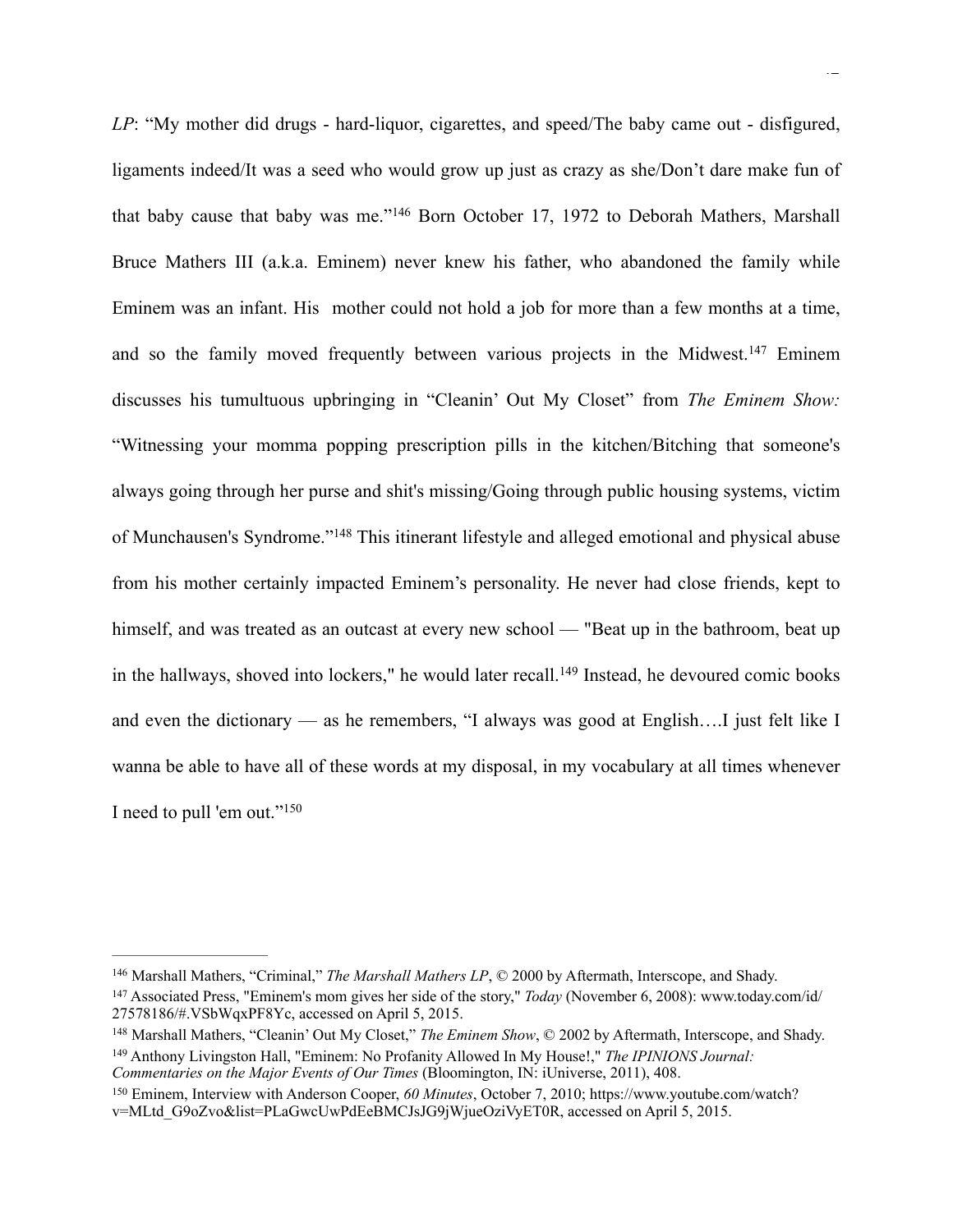*LP*: “My mother did drugs - hard-liquor, cigarettes, and speed/The baby came out - disfigured, ligaments indeed/It was a seed who would grow up just as crazy as she/Don’t dare make fun of that baby cause that baby was me.”[146] Born October 17, 1972 to Deborah Mathers, Marshall Bruce Mathers III (a.k.a. Eminem) never knew his father, who abandoned the family while Eminem was an infant. His mother could not hold a job for more than a few months at a time, and so the family moved frequently between various projects in the Midwest.[147] Eminem discusses his tumultuous upbringing in “Cleanin’ Out My Closet” from *The Eminem Show:* “Witnessing your momma popping prescription pills in the kitchen/Bitching that someone's always going through her purse and shit's missing/Going through public housing systems, victim of Munchausen's Syndrome.”[148] This itinerant lifestyle and alleged emotional and physical abuse from his mother certainly impacted Eminem’s personality. He never had close friends, kept to himself, and was treated as an outcast at every new school — "Beat up in the bathroom, beat up in the hallways, shoved into lockers," he would later recall.[149] Instead, he devoured comic books and even the dictionary — as he remembers, “I always was good at English….I just felt like I wanna be able to have all of these words at my disposal, in my vocabulary at all times whenever I need to pull 'em out.”[150]

---

[146] Marshall Mathers, “Criminal,” *The Marshall Mathers LP*, © 2000 by Aftermath, Interscope, and Shady.

[147] Associated Press, "Eminem's mom gives her side of the story," *Today* (November 6, 2008): www.today.com/id/27578186/#.VSbWqxPF8Yc, accessed on April 5, 2015.

[148] Marshall Mathers, “Cleanin’ Out My Closet,” *The Eminem Show*, © 2002 by Aftermath, Interscope, and Shady.

[149] Anthony Livingston Hall, "Eminem: No Profanity Allowed In My House!," *The IPINIONS Journal: Commentaries on the Major Events of Our Times* (Bloomington, IN: iUniverse, 2011), 408.

[150] Eminem, Interview with Anderson Cooper, *60 Minutes*, October 7, 2010; https://www.youtube.com/watch?v=MLtd_G9oZvo&list=PLaGwcUwPdEeBMCJsJG9jWjueOziVyET0R, accessed on April 5, 2015.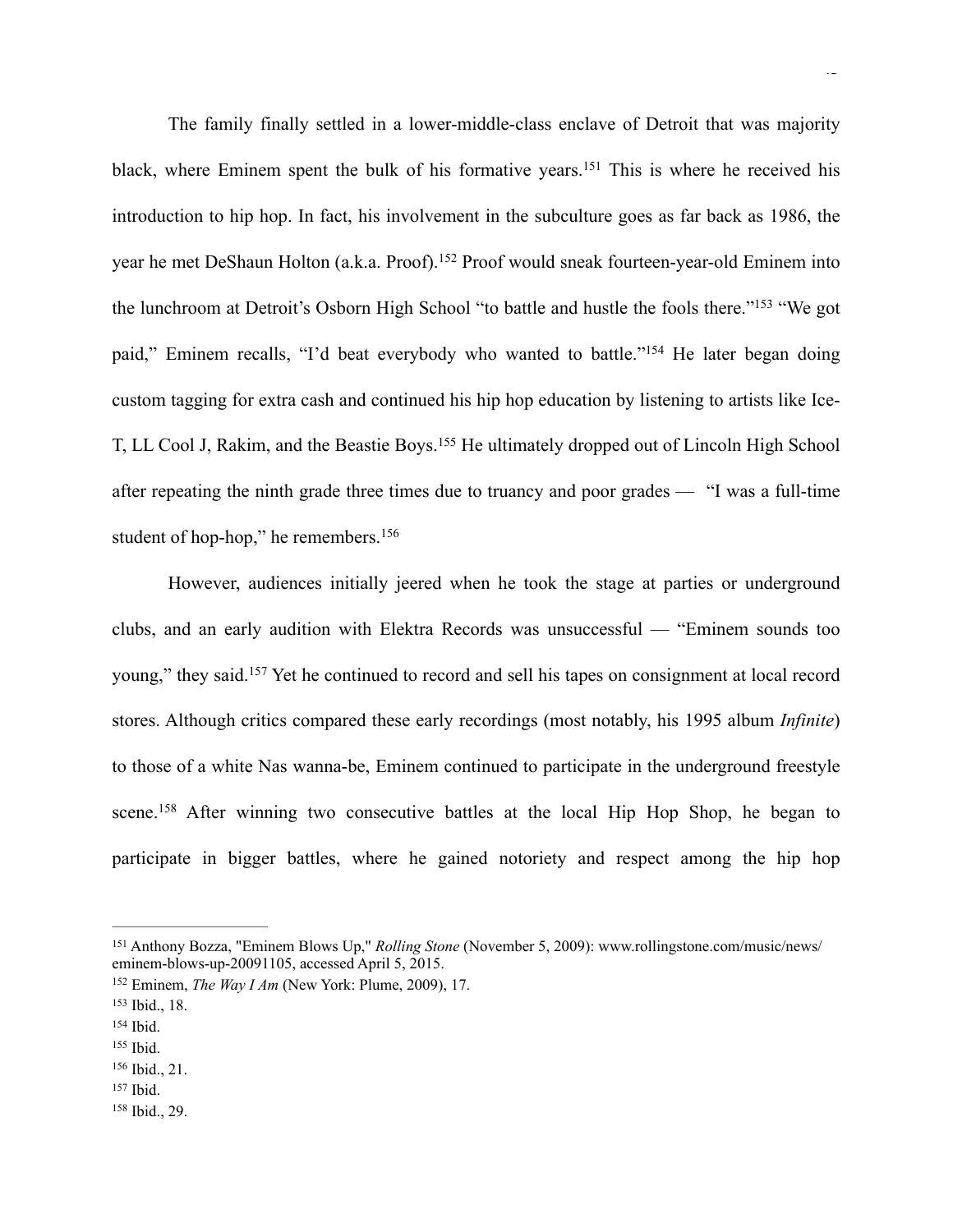The family finally settled in a lower-middle-class enclave of Detroit that was majority black, where Eminem spent the bulk of his formative years.[151] This is where he received his introduction to hip hop. In fact, his involvement in the subculture goes as far back as 1986, the year he met DeShaun Holton (a.k.a. Proof).[152] Proof would sneak fourteen-year-old Eminem into the lunchroom at Detroit's Osborn High School "to battle and hustle the fools there."[153] "We got paid," Eminem recalls, "I'd beat everybody who wanted to battle."[154] He later began doing custom tagging for extra cash and continued his hip hop education by listening to artists like Ice-T, LL Cool J, Rakim, and the Beastie Boys.[155] He ultimately dropped out of Lincoln High School after repeating the ninth grade three times due to truancy and poor grades — "I was a full-time student of hop-hop," he remembers.[156]

However, audiences initially jeered when he took the stage at parties or underground clubs, and an early audition with Elektra Records was unsuccessful — "Eminem sounds too young," they said.[157] Yet he continued to record and sell his tapes on consignment at local record stores. Although critics compared these early recordings (most notably, his 1995 album *Infinite*) to those of a white Nas wanna-be, Eminem continued to participate in the underground freestyle scene.[158] After winning two consecutive battles at the local Hip Hop Shop, he began to participate in bigger battles, where he gained notoriety and respect among the hip hop

---

[151] Anthony Bozza, "Eminem Blows Up," *Rolling Stone* (November 5, 2009): www.rollingstone.com/music/news/eminem-blows-up-20091105, accessed April 5, 2015.

[152] Eminem, *The Way I Am* (New York: Plume, 2009), 17.

[153] Ibid., 18.

[154] Ibid.

[155] Ibid.

[156] Ibid., 21.

[157] Ibid.

[158] Ibid., 29.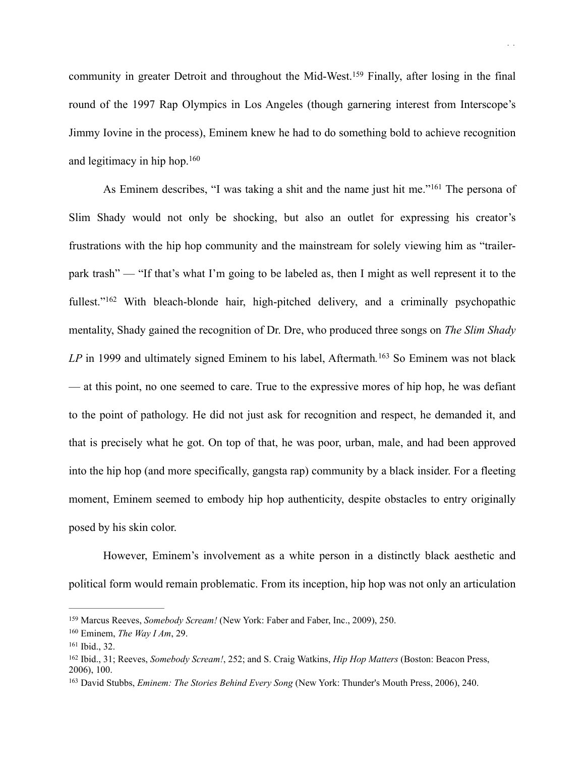community in greater Detroit and throughout the Mid-West.[159] Finally, after losing in the final round of the 1997 Rap Olympics in Los Angeles (though garnering interest from Interscope's Jimmy Iovine in the process), Eminem knew he had to do something bold to achieve recognition and legitimacy in hip hop.[160]

As Eminem describes, "I was taking a shit and the name just hit me."[161] The persona of Slim Shady would not only be shocking, but also an outlet for expressing his creator's frustrations with the hip hop community and the mainstream for solely viewing him as "trailer-park trash" — "If that's what I'm going to be labeled as, then I might as well represent it to the fullest."[162] With bleach-blonde hair, high-pitched delivery, and a criminally psychopathic mentality, Shady gained the recognition of Dr. Dre, who produced three songs on *The Slim Shady LP* in 1999 and ultimately signed Eminem to his label, Aftermath.[163] So Eminem was not black — at this point, no one seemed to care. True to the expressive mores of hip hop, he was defiant to the point of pathology. He did not just ask for recognition and respect, he demanded it, and that is precisely what he got. On top of that, he was poor, urban, male, and had been approved into the hip hop (and more specifically, gangsta rap) community by a black insider. For a fleeting moment, Eminem seemed to embody hip hop authenticity, despite obstacles to entry originally posed by his skin color.

However, Eminem's involvement as a white person in a distinctly black aesthetic and political form would remain problematic. From its inception, hip hop was not only an articulation

---

[159] Marcus Reeves, *Somebody Scream!* (New York: Faber and Faber, Inc., 2009), 250.

[160] Eminem, *The Way I Am*, 29.

[161] Ibid., 32.

[162] Ibid., 31; Reeves, *Somebody Scream!*, 252; and S. Craig Watkins, *Hip Hop Matters* (Boston: Beacon Press, 2006), 100.

[163] David Stubbs, *Eminem: The Stories Behind Every Song* (New York: Thunder's Mouth Press, 2006), 240.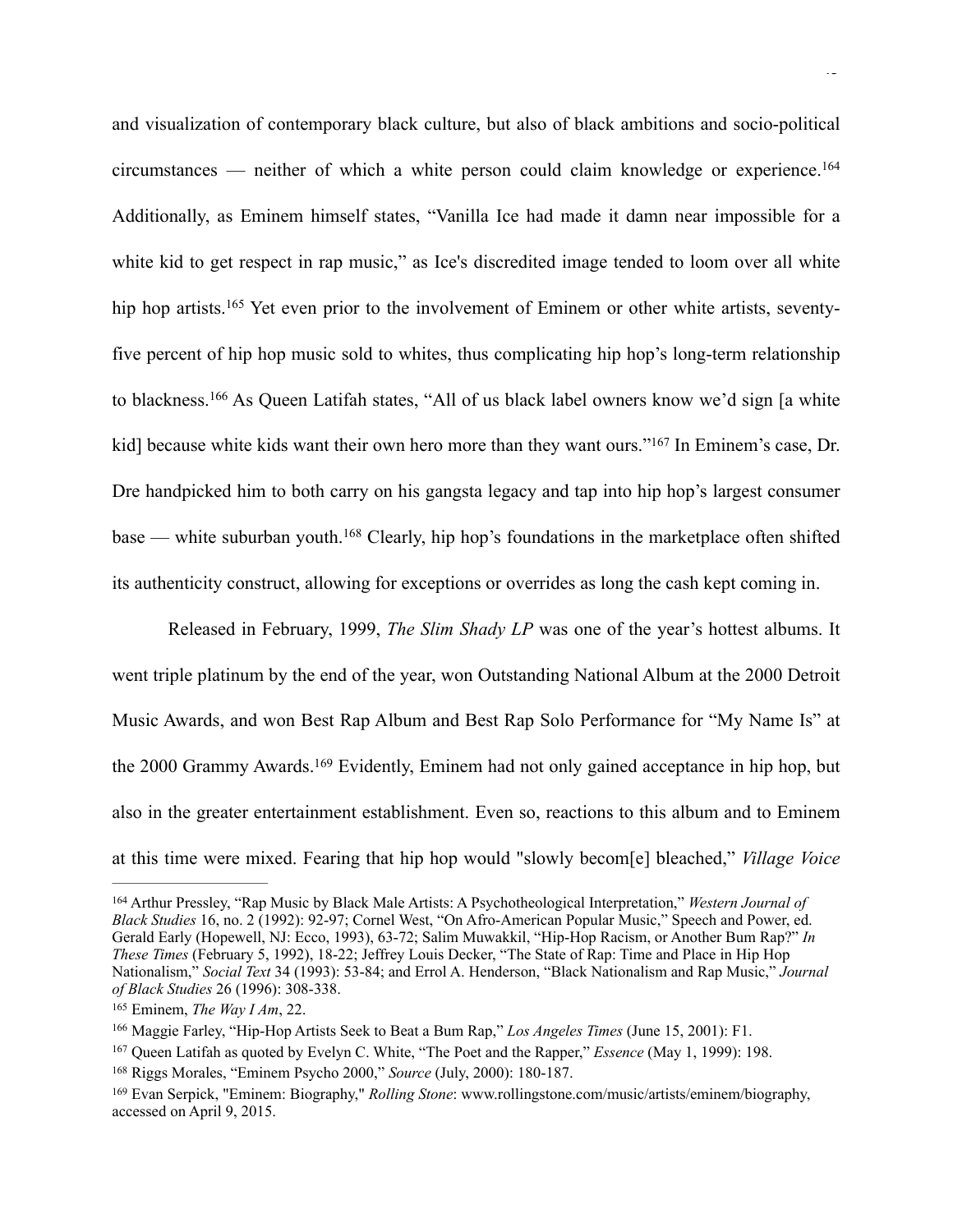and visualization of contemporary black culture, but also of black ambitions and socio-political circumstances — neither of which a white person could claim knowledge or experience.[164] Additionally, as Eminem himself states, "Vanilla Ice had made it damn near impossible for a white kid to get respect in rap music," as Ice's discredited image tended to loom over all white hip hop artists.[165] Yet even prior to the involvement of Eminem or other white artists, seventy-five percent of hip hop music sold to whites, thus complicating hip hop's long-term relationship to blackness.[166] As Queen Latifah states, "All of us black label owners know we'd sign [a white kid] because white kids want their own hero more than they want ours."[167] In Eminem's case, Dr. Dre handpicked him to both carry on his gangsta legacy and tap into hip hop's largest consumer base — white suburban youth.[168] Clearly, hip hop's foundations in the marketplace often shifted its authenticity construct, allowing for exceptions or overrides as long the cash kept coming in.

Released in February, 1999, *The Slim Shady LP* was one of the year's hottest albums. It went triple platinum by the end of the year, won Outstanding National Album at the 2000 Detroit Music Awards, and won Best Rap Album and Best Rap Solo Performance for "My Name Is" at the 2000 Grammy Awards.[169] Evidently, Eminem had not only gained acceptance in hip hop, but also in the greater entertainment establishment. Even so, reactions to this album and to Eminem at this time were mixed. Fearing that hip hop would "slowly becom[e] bleached," *Village Voice*

---

[164] Arthur Pressley, "Rap Music by Black Male Artists: A Psychotheological Interpretation," *Western Journal of Black Studies* 16, no. 2 (1992): 92-97; Cornel West, "On Afro-American Popular Music," Speech and Power, ed. Gerald Early (Hopewell, NJ: Ecco, 1993), 63-72; Salim Muwakkil, "Hip-Hop Racism, or Another Bum Rap?" *In These Times* (February 5, 1992), 18-22; Jeffrey Louis Decker, "The State of Rap: Time and Place in Hip Hop Nationalism," *Social Text* 34 (1993): 53-84; and Errol A. Henderson, "Black Nationalism and Rap Music," *Journal of Black Studies* 26 (1996): 308-338.

[165] Eminem, *The Way I Am*, 22.

[166] Maggie Farley, "Hip-Hop Artists Seek to Beat a Bum Rap," *Los Angeles Times* (June 15, 2001): F1.

[167] Queen Latifah as quoted by Evelyn C. White, "The Poet and the Rapper," *Essence* (May 1, 1999): 198.

[168] Riggs Morales, "Eminem Psycho 2000," *Source* (July, 2000): 180-187.

[169] Evan Serpick, "Eminem: Biography," *Rolling Stone*: www.rollingstone.com/music/artists/eminem/biography, accessed on April 9, 2015.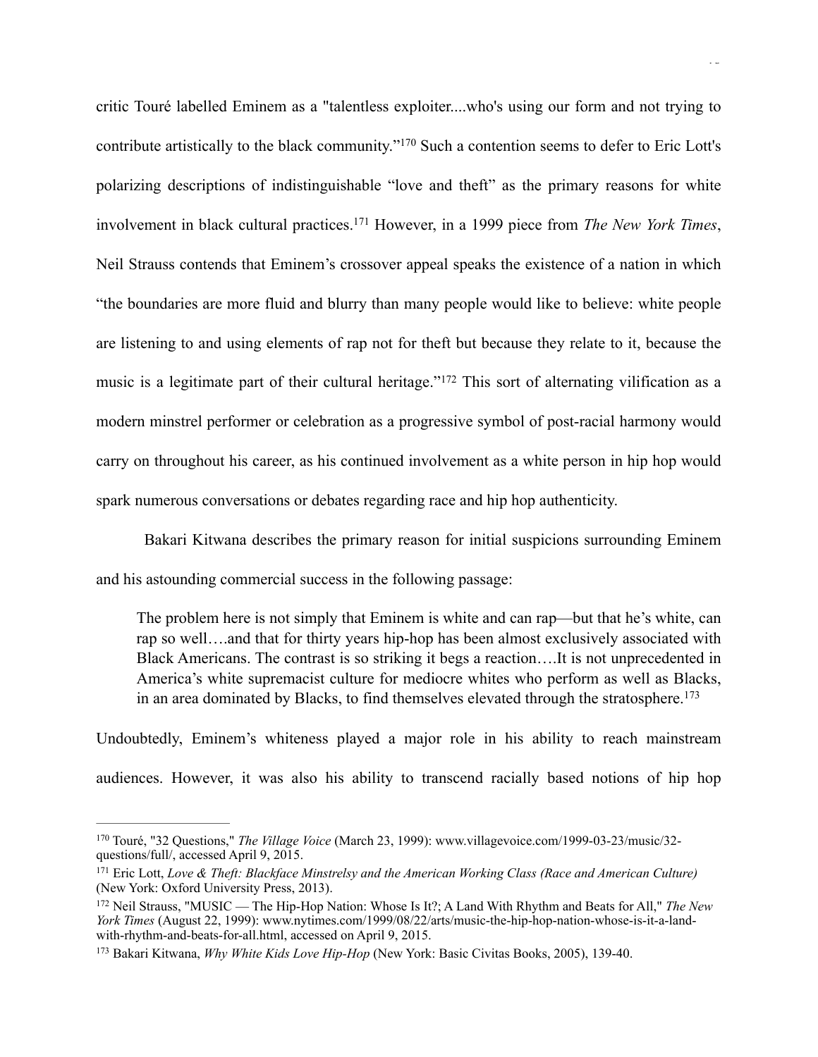critic Touré labelled Eminem as a "talentless exploiter....who's using our form and not trying to contribute artistically to the black community."[170] Such a contention seems to defer to Eric Lott's polarizing descriptions of indistinguishable "love and theft" as the primary reasons for white involvement in black cultural practices.[171] However, in a 1999 piece from *The New York Times*, Neil Strauss contends that Eminem's crossover appeal speaks the existence of a nation in which "the boundaries are more fluid and blurry than many people would like to believe: white people are listening to and using elements of rap not for theft but because they relate to it, because the music is a legitimate part of their cultural heritage."[172] This sort of alternating vilification as a modern minstrel performer or celebration as a progressive symbol of post-racial harmony would carry on throughout his career, as his continued involvement as a white person in hip hop would spark numerous conversations or debates regarding race and hip hop authenticity.

Bakari Kitwana describes the primary reason for initial suspicions surrounding Eminem and his astounding commercial success in the following passage:

> The problem here is not simply that Eminem is white and can rap—but that he's white, can rap so well….and that for thirty years hip-hop has been almost exclusively associated with Black Americans. The contrast is so striking it begs a reaction….It is not unprecedented in America's white supremacist culture for mediocre whites who perform as well as Blacks, in an area dominated by Blacks, to find themselves elevated through the stratosphere.[173]

Undoubtedly, Eminem's whiteness played a major role in his ability to reach mainstream audiences. However, it was also his ability to transcend racially based notions of hip hop

---

[170] Touré, "32 Questions," *The Village Voice* (March 23, 1999): www.villagevoice.com/1999-03-23/music/32-questions/full/, accessed April 9, 2015.

[171] Eric Lott, *Love & Theft: Blackface Minstrelsy and the American Working Class (Race and American Culture)* (New York: Oxford University Press, 2013).

[172] Neil Strauss, "MUSIC — The Hip-Hop Nation: Whose Is It?; A Land With Rhythm and Beats for All," *The New York Times* (August 22, 1999): www.nytimes.com/1999/08/22/arts/music-the-hip-hop-nation-whose-is-it-a-land-with-rhythm-and-beats-for-all.html, accessed on April 9, 2015.

[173] Bakari Kitwana, *Why White Kids Love Hip-Hop* (New York: Basic Civitas Books, 2005), 139-40.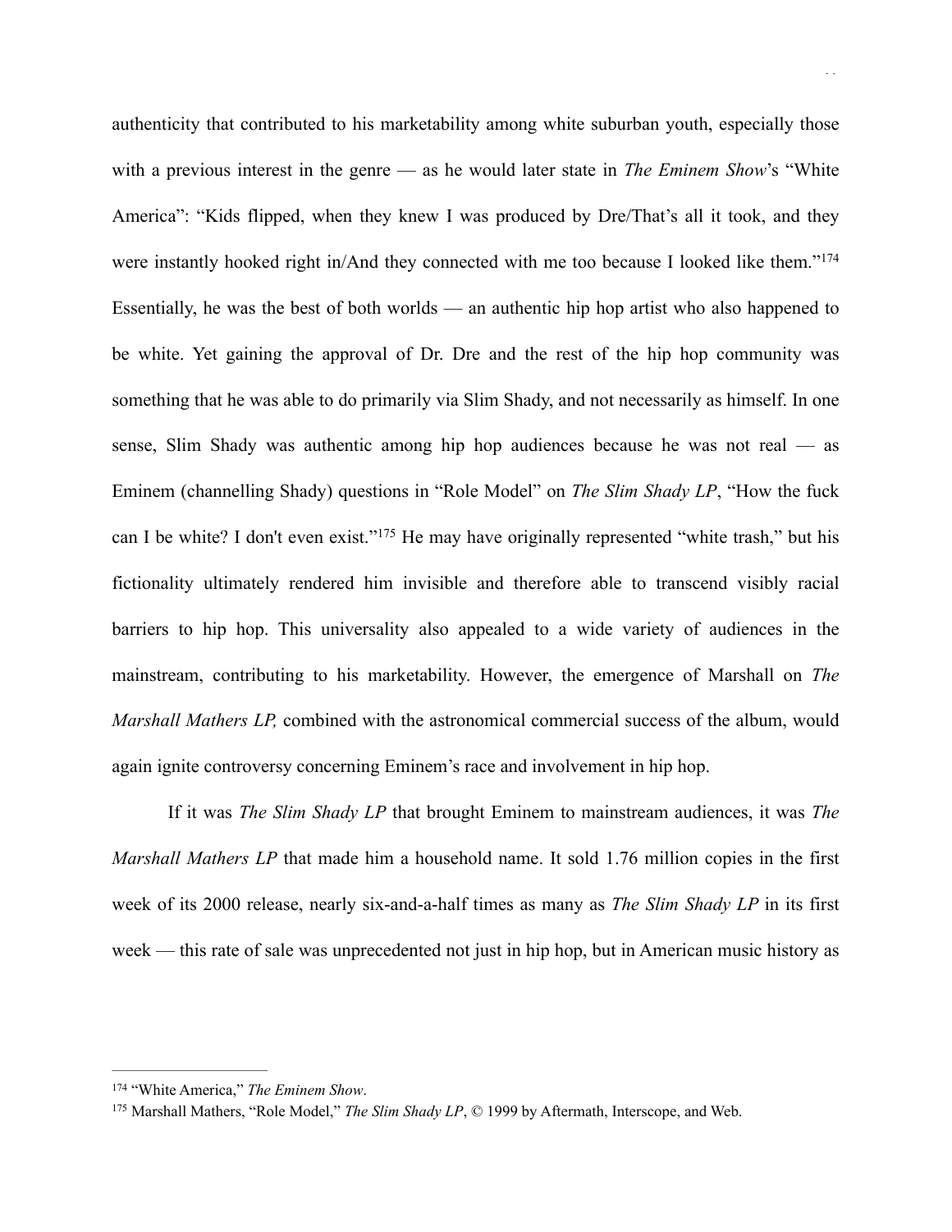authenticity that contributed to his marketability among white suburban youth, especially those with a previous interest in the genre — as he would later state in *The Eminem Show*'s "White America": "Kids flipped, when they knew I was produced by Dre/That's all it took, and they were instantly hooked right in/And they connected with me too because I looked like them."[174] Essentially, he was the best of both worlds — an authentic hip hop artist who also happened to be white. Yet gaining the approval of Dr. Dre and the rest of the hip hop community was something that he was able to do primarily via Slim Shady, and not necessarily as himself. In one sense, Slim Shady was authentic among hip hop audiences because he was not real — as Eminem (channelling Shady) questions in "Role Model" on *The Slim Shady LP*, "How the fuck can I be white? I don't even exist."[175] He may have originally represented "white trash," but his fictionality ultimately rendered him invisible and therefore able to transcend visibly racial barriers to hip hop. This universality also appealed to a wide variety of audiences in the mainstream, contributing to his marketability. However, the emergence of Marshall on *The Marshall Mathers LP,* combined with the astronomical commercial success of the album, would again ignite controversy concerning Eminem's race and involvement in hip hop.

If it was *The Slim Shady LP* that brought Eminem to mainstream audiences, it was *The Marshall Mathers LP* that made him a household name. It sold 1.76 million copies in the first week of its 2000 release, nearly six-and-a-half times as many as *The Slim Shady LP* in its first week — this rate of sale was unprecedented not just in hip hop, but in American music history as

---

[174] "White America," *The Eminem Show*.

[175] Marshall Mathers, "Role Model," *The Slim Shady LP*, © 1999 by Aftermath, Interscope, and Web.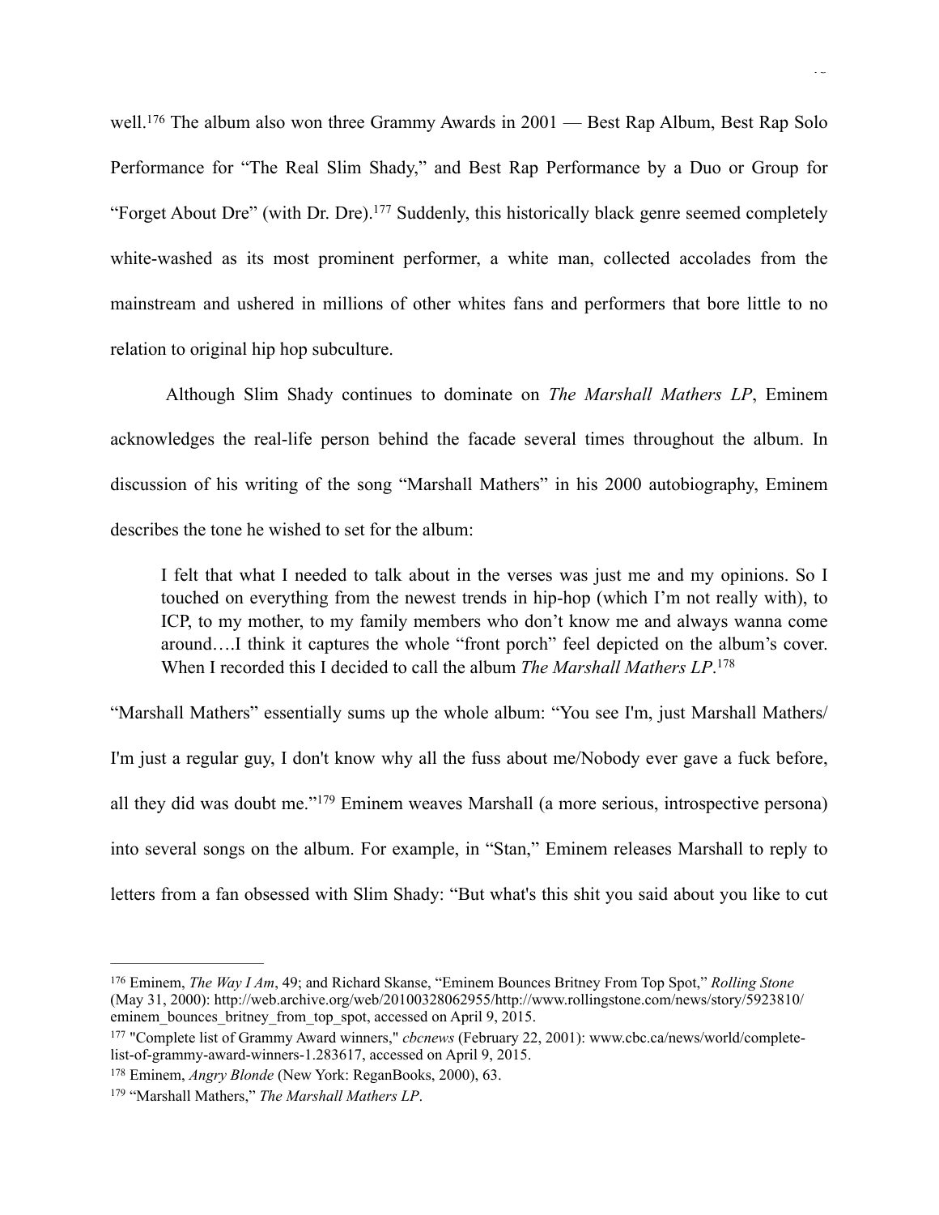well.[176] The album also won three Grammy Awards in 2001 — Best Rap Album, Best Rap Solo Performance for "The Real Slim Shady," and Best Rap Performance by a Duo or Group for "Forget About Dre" (with Dr. Dre).[177] Suddenly, this historically black genre seemed completely white-washed as its most prominent performer, a white man, collected accolades from the mainstream and ushered in millions of other whites fans and performers that bore little to no relation to original hip hop subculture.

Although Slim Shady continues to dominate on *The Marshall Mathers LP*, Eminem acknowledges the real-life person behind the facade several times throughout the album. In discussion of his writing of the song "Marshall Mathers" in his 2000 autobiography, Eminem describes the tone he wished to set for the album:

> I felt that what I needed to talk about in the verses was just me and my opinions. So I touched on everything from the newest trends in hip-hop (which I'm not really with), to ICP, to my mother, to my family members who don't know me and always wanna come around….I think it captures the whole "front porch" feel depicted on the album's cover. When I recorded this I decided to call the album *The Marshall Mathers LP*.[178]

"Marshall Mathers" essentially sums up the whole album: "You see I'm, just Marshall Mathers/ I'm just a regular guy, I don't know why all the fuss about me/Nobody ever gave a fuck before, all they did was doubt me."[179] Eminem weaves Marshall (a more serious, introspective persona) into several songs on the album. For example, in "Stan," Eminem releases Marshall to reply to letters from a fan obsessed with Slim Shady: "But what's this shit you said about you like to cut

---

[176] Eminem, *The Way I Am*, 49; and Richard Skanse, "Eminem Bounces Britney From Top Spot," *Rolling Stone* (May 31, 2000): http://web.archive.org/web/20100328062955/http://www.rollingstone.com/news/story/5923810/eminem_bounces_britney_from_top_spot, accessed on April 9, 2015.

[177] "Complete list of Grammy Award winners," *cbcnews* (February 22, 2001): www.cbc.ca/news/world/complete-list-of-grammy-award-winners-1.283617, accessed on April 9, 2015.

[178] Eminem, *Angry Blonde* (New York: ReganBooks, 2000), 63.

[179] "Marshall Mathers," *The Marshall Mathers LP*.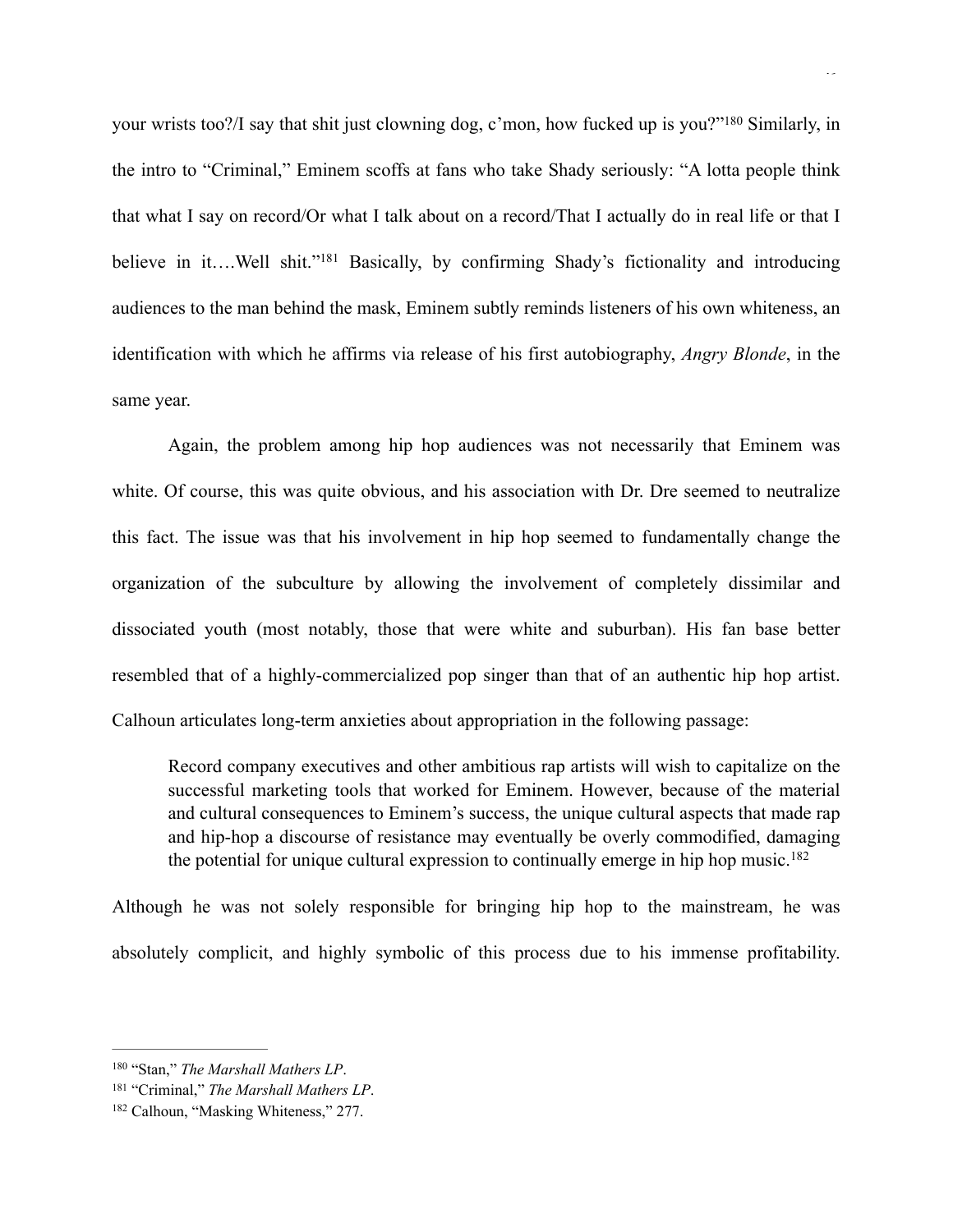your wrists too?/I say that shit just clowning dog, c'mon, how fucked up is you?"[180] Similarly, in the intro to "Criminal," Eminem scoffs at fans who take Shady seriously: "A lotta people think that what I say on record/Or what I talk about on a record/That I actually do in real life or that I believe in it….Well shit."[181] Basically, by confirming Shady's fictionality and introducing audiences to the man behind the mask, Eminem subtly reminds listeners of his own whiteness, an identification with which he affirms via release of his first autobiography, *Angry Blonde*, in the same year.

Again, the problem among hip hop audiences was not necessarily that Eminem was white. Of course, this was quite obvious, and his association with Dr. Dre seemed to neutralize this fact. The issue was that his involvement in hip hop seemed to fundamentally change the organization of the subculture by allowing the involvement of completely dissimilar and dissociated youth (most notably, those that were white and suburban). His fan base better resembled that of a highly-commercialized pop singer than that of an authentic hip hop artist. Calhoun articulates long-term anxieties about appropriation in the following passage:

> Record company executives and other ambitious rap artists will wish to capitalize on the successful marketing tools that worked for Eminem. However, because of the material and cultural consequences to Eminem's success, the unique cultural aspects that made rap and hip-hop a discourse of resistance may eventually be overly commodified, damaging the potential for unique cultural expression to continually emerge in hip hop music.[182]

Although he was not solely responsible for bringing hip hop to the mainstream, he was absolutely complicit, and highly symbolic of this process due to his immense profitability.

---

[180] "Stan," *The Marshall Mathers LP*.

[181] "Criminal," *The Marshall Mathers LP*.

[182] Calhoun, "Masking Whiteness," 277.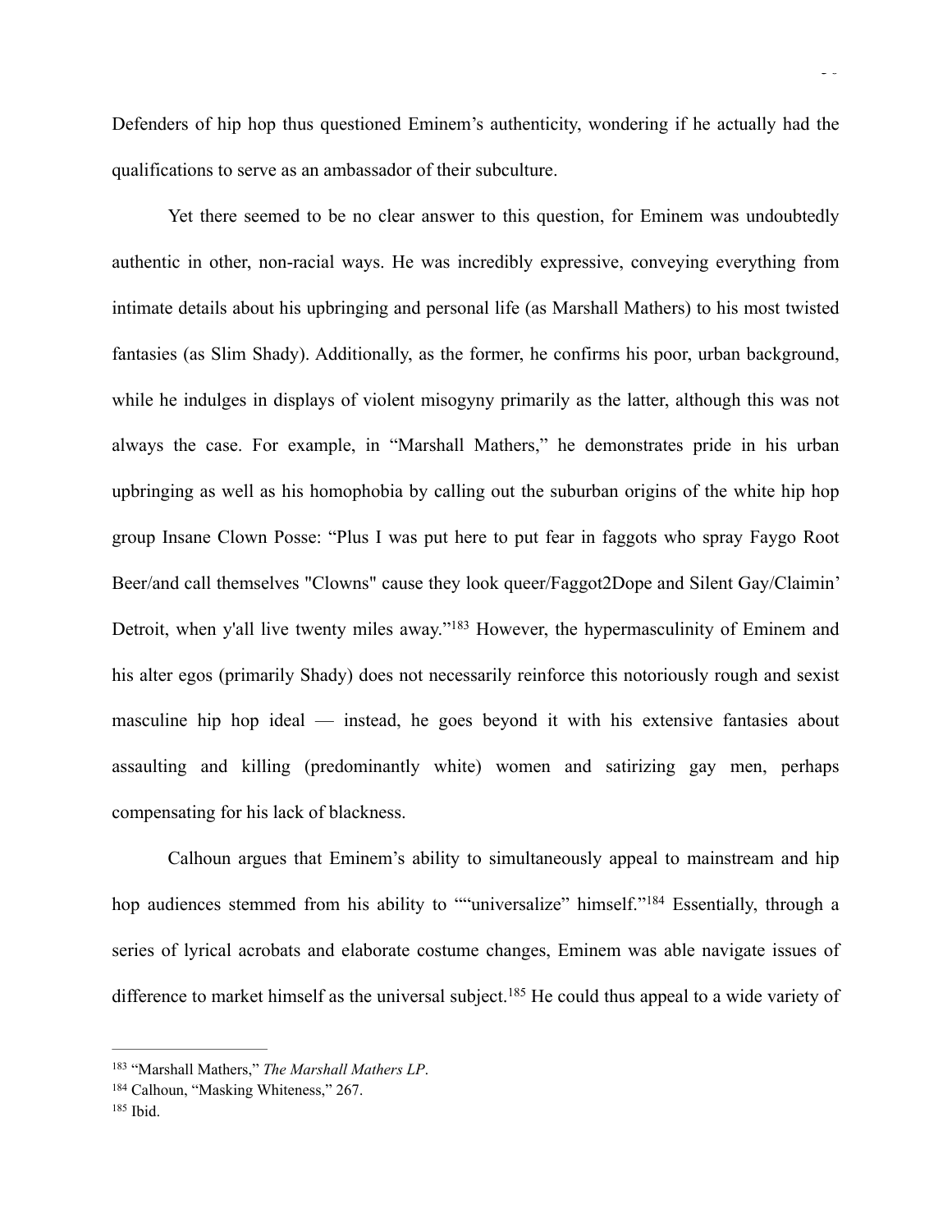Defenders of hip hop thus questioned Eminem's authenticity, wondering if he actually had the qualifications to serve as an ambassador of their subculture.

Yet there seemed to be no clear answer to this question, for Eminem was undoubtedly authentic in other, non-racial ways. He was incredibly expressive, conveying everything from intimate details about his upbringing and personal life (as Marshall Mathers) to his most twisted fantasies (as Slim Shady). Additionally, as the former, he confirms his poor, urban background, while he indulges in displays of violent misogyny primarily as the latter, although this was not always the case. For example, in "Marshall Mathers," he demonstrates pride in his urban upbringing as well as his homophobia by calling out the suburban origins of the white hip hop group Insane Clown Posse: "Plus I was put here to put fear in faggots who spray Faygo Root Beer/and call themselves "Clowns" cause they look queer/Faggot2Dope and Silent Gay/Claimin' Detroit, when y'all live twenty miles away."[183] However, the hypermasculinity of Eminem and his alter egos (primarily Shady) does not necessarily reinforce this notoriously rough and sexist masculine hip hop ideal — instead, he goes beyond it with his extensive fantasies about assaulting and killing (predominantly white) women and satirizing gay men, perhaps compensating for his lack of blackness.

Calhoun argues that Eminem's ability to simultaneously appeal to mainstream and hip hop audiences stemmed from his ability to ""universalize" himself."[184] Essentially, through a series of lyrical acrobats and elaborate costume changes, Eminem was able navigate issues of difference to market himself as the universal subject.[185] He could thus appeal to a wide variety of

---

[183] "Marshall Mathers," *The Marshall Mathers LP*.

[184] Calhoun, "Masking Whiteness," 267.

[185] Ibid.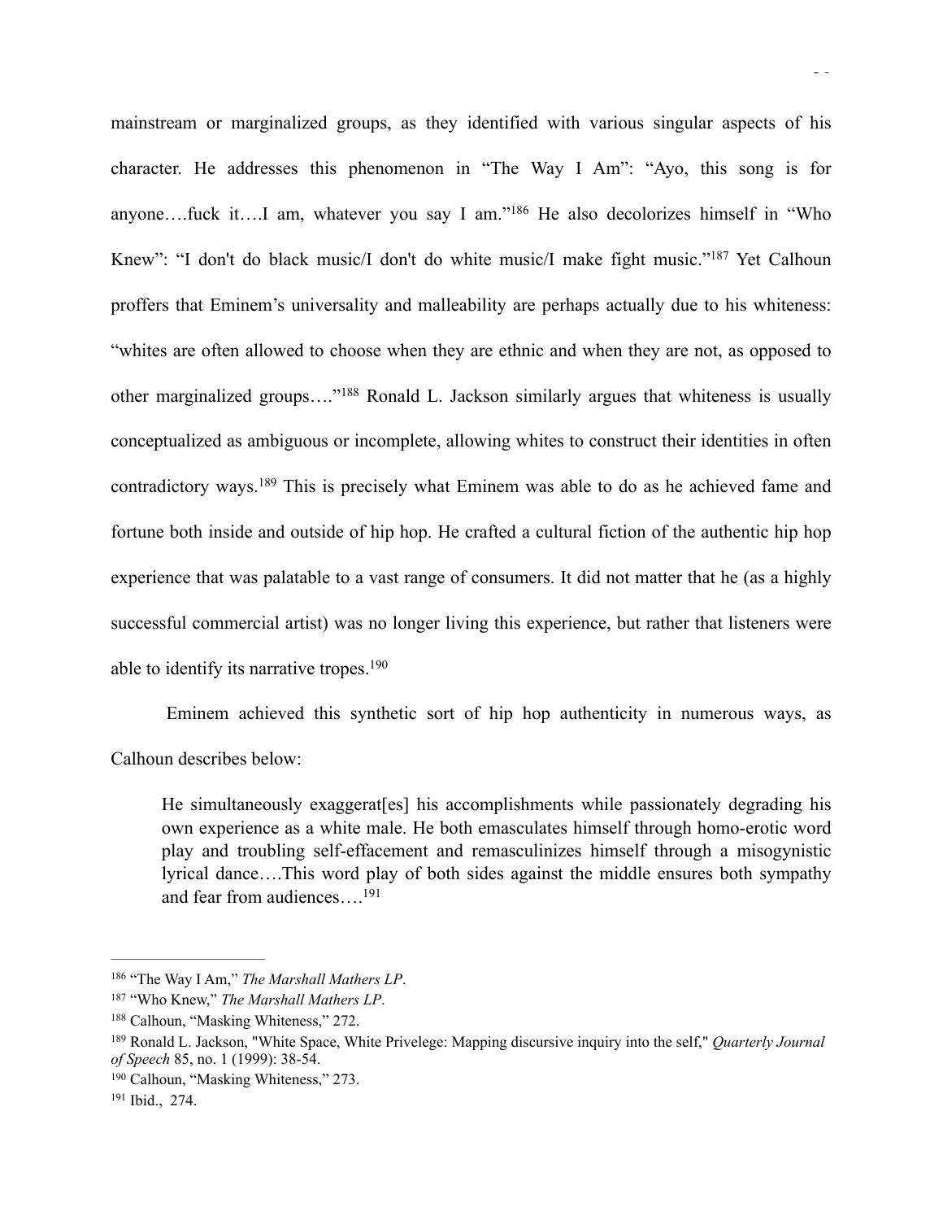mainstream or marginalized groups, as they identified with various singular aspects of his character. He addresses this phenomenon in "The Way I Am": "Ayo, this song is for anyone….fuck it….I am, whatever you say I am."[186] He also decolorizes himself in "Who Knew": "I don't do black music/I don't do white music/I make fight music."[187] Yet Calhoun proffers that Eminem's universality and malleability are perhaps actually due to his whiteness: "whites are often allowed to choose when they are ethnic and when they are not, as opposed to other marginalized groups…."[188] Ronald L. Jackson similarly argues that whiteness is usually conceptualized as ambiguous or incomplete, allowing whites to construct their identities in often contradictory ways.[189] This is precisely what Eminem was able to do as he achieved fame and fortune both inside and outside of hip hop. He crafted a cultural fiction of the authentic hip hop experience that was palatable to a vast range of consumers. It did not matter that he (as a highly successful commercial artist) was no longer living this experience, but rather that listeners were able to identify its narrative tropes.[190]

Eminem achieved this synthetic sort of hip hop authenticity in numerous ways, as Calhoun describes below:

> He simultaneously exaggerat[es] his accomplishments while passionately degrading his own experience as a white male. He both emasculates himself through homo-erotic word play and troubling self-effacement and remasculinizes himself through a misogynistic lyrical dance….This word play of both sides against the middle ensures both sympathy and fear from audiences….[191]

---

[186] "The Way I Am," *The Marshall Mathers LP*.

[187] "Who Knew," *The Marshall Mathers LP*.

[188] Calhoun, "Masking Whiteness," 272.

[189] Ronald L. Jackson, "White Space, White Privelege: Mapping discursive inquiry into the self," *Quarterly Journal of Speech* 85, no. 1 (1999): 38-54.

[190] Calhoun, "Masking Whiteness," 273.

[191] Ibid., 274.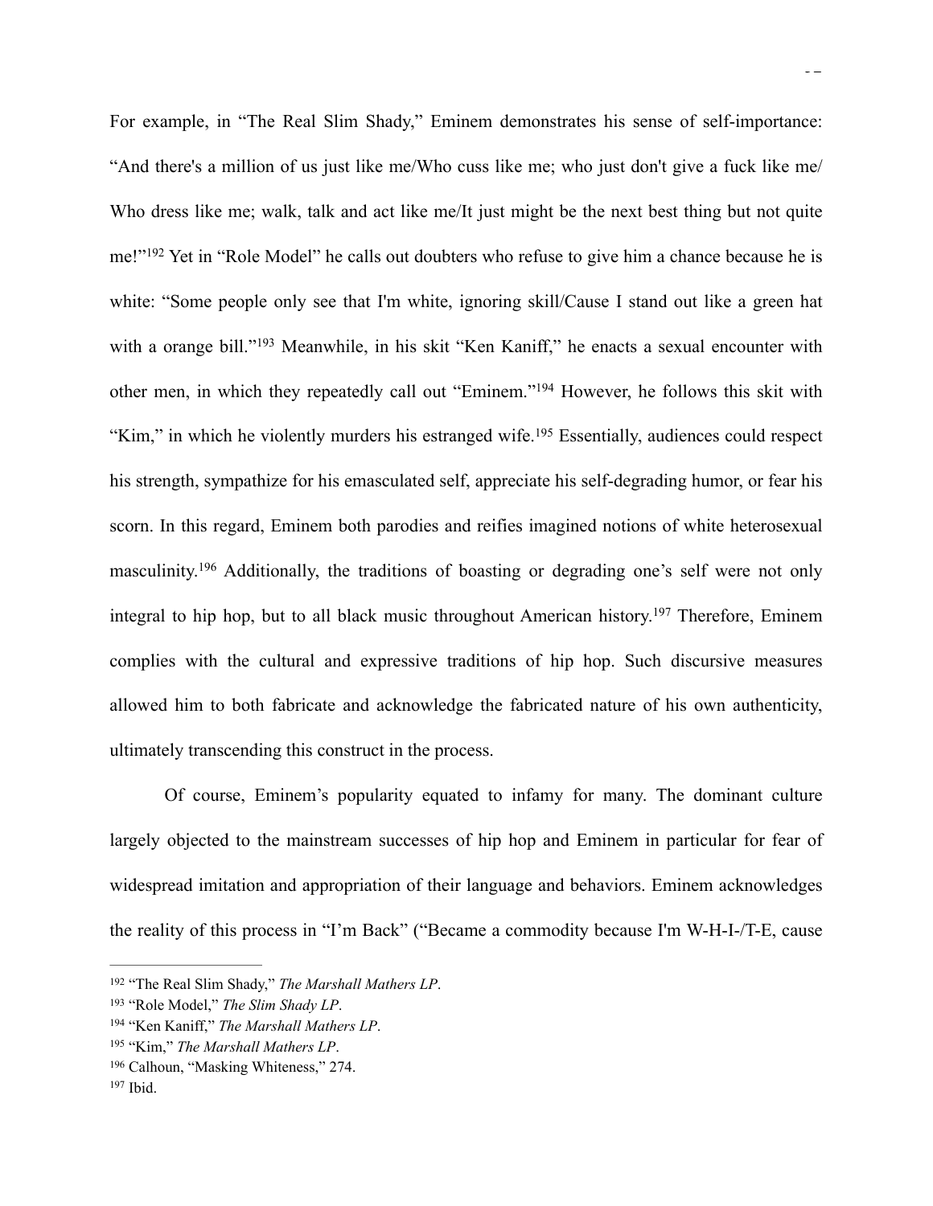For example, in "The Real Slim Shady," Eminem demonstrates his sense of self-importance: "And there's a million of us just like me/Who cuss like me; who just don't give a fuck like me/ Who dress like me; walk, talk and act like me/It just might be the next best thing but not quite me!"[192] Yet in "Role Model" he calls out doubters who refuse to give him a chance because he is white: "Some people only see that I'm white, ignoring skill/Cause I stand out like a green hat with a orange bill."[193] Meanwhile, in his skit "Ken Kaniff," he enacts a sexual encounter with other men, in which they repeatedly call out "Eminem."[194] However, he follows this skit with "Kim," in which he violently murders his estranged wife.[195] Essentially, audiences could respect his strength, sympathize for his emasculated self, appreciate his self-degrading humor, or fear his scorn. In this regard, Eminem both parodies and reifies imagined notions of white heterosexual masculinity.[196] Additionally, the traditions of boasting or degrading one's self were not only integral to hip hop, but to all black music throughout American history.[197] Therefore, Eminem complies with the cultural and expressive traditions of hip hop. Such discursive measures allowed him to both fabricate and acknowledge the fabricated nature of his own authenticity, ultimately transcending this construct in the process.

Of course, Eminem's popularity equated to infamy for many. The dominant culture largely objected to the mainstream successes of hip hop and Eminem in particular for fear of widespread imitation and appropriation of their language and behaviors. Eminem acknowledges the reality of this process in "I'm Back" ("Became a commodity because I'm W-H-I-/T-E, cause

---

[192] "The Real Slim Shady," *The Marshall Mathers LP*.

[193] "Role Model," *The Slim Shady LP*.

[194] "Ken Kaniff," *The Marshall Mathers LP*.

[195] "Kim," *The Marshall Mathers LP*.

[196] Calhoun, "Masking Whiteness," 274.

[197] Ibid.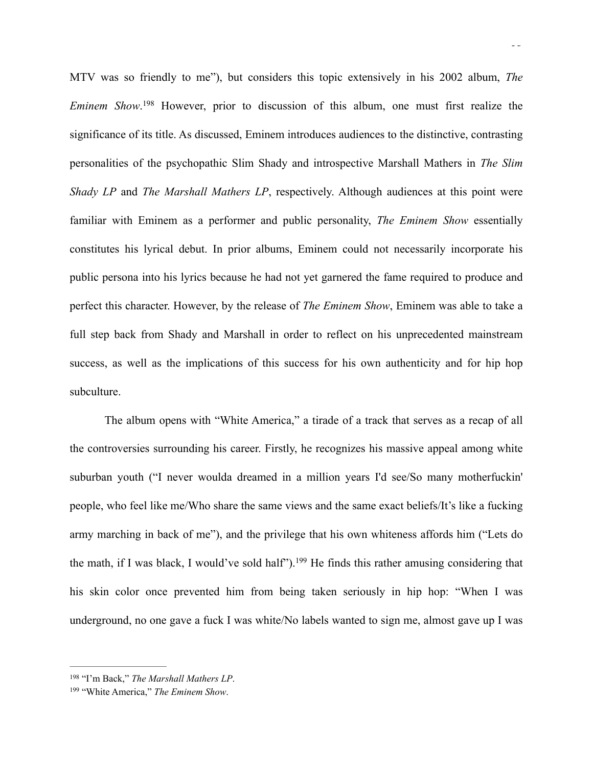MTV was so friendly to me"), but considers this topic extensively in his 2002 album, *The Eminem Show*.[198] However, prior to discussion of this album, one must first realize the significance of its title. As discussed, Eminem introduces audiences to the distinctive, contrasting personalities of the psychopathic Slim Shady and introspective Marshall Mathers in *The Slim Shady LP* and *The Marshall Mathers LP*, respectively. Although audiences at this point were familiar with Eminem as a performer and public personality, *The Eminem Show* essentially constitutes his lyrical debut. In prior albums, Eminem could not necessarily incorporate his public persona into his lyrics because he had not yet garnered the fame required to produce and perfect this character. However, by the release of *The Eminem Show*, Eminem was able to take a full step back from Shady and Marshall in order to reflect on his unprecedented mainstream success, as well as the implications of this success for his own authenticity and for hip hop subculture.

The album opens with "White America," a tirade of a track that serves as a recap of all the controversies surrounding his career. Firstly, he recognizes his massive appeal among white suburban youth ("I never woulda dreamed in a million years I'd see/So many motherfuckin' people, who feel like me/Who share the same views and the same exact beliefs/It's like a fucking army marching in back of me"), and the privilege that his own whiteness affords him ("Lets do the math, if I was black, I would've sold half").[199] He finds this rather amusing considering that his skin color once prevented him from being taken seriously in hip hop: "When I was underground, no one gave a fuck I was white/No labels wanted to sign me, almost gave up I was

---

[198] "I'm Back," *The Marshall Mathers LP*.

[199] "White America," *The Eminem Show*.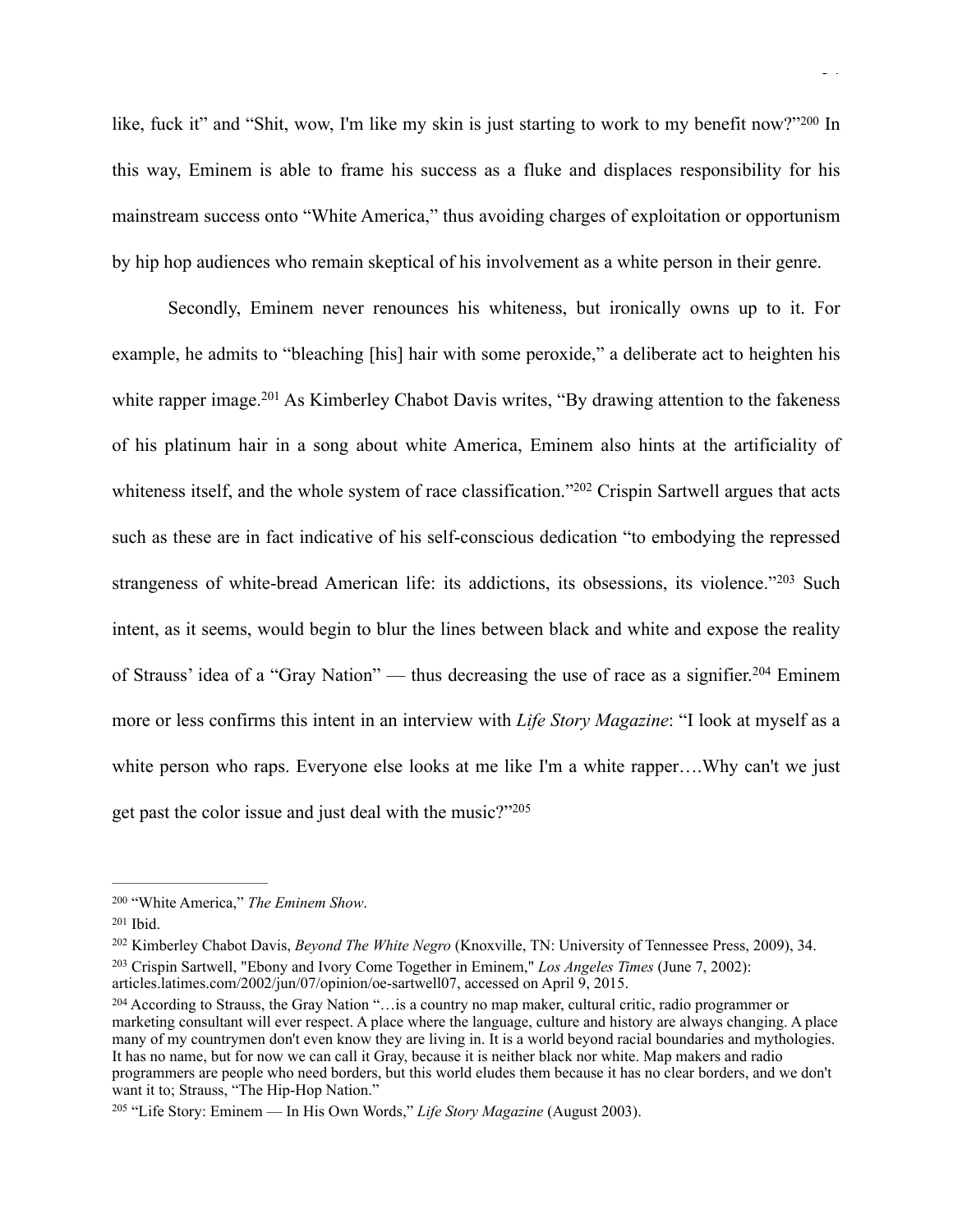like, fuck it" and "Shit, wow, I'm like my skin is just starting to work to my benefit now?"[200] In this way, Eminem is able to frame his success as a fluke and displaces responsibility for his mainstream success onto "White America," thus avoiding charges of exploitation or opportunism by hip hop audiences who remain skeptical of his involvement as a white person in their genre.

Secondly, Eminem never renounces his whiteness, but ironically owns up to it. For example, he admits to "bleaching [his] hair with some peroxide," a deliberate act to heighten his white rapper image.[201] As Kimberley Chabot Davis writes, "By drawing attention to the fakeness of his platinum hair in a song about white America, Eminem also hints at the artificiality of whiteness itself, and the whole system of race classification."[202] Crispin Sartwell argues that acts such as these are in fact indicative of his self-conscious dedication "to embodying the repressed strangeness of white-bread American life: its addictions, its obsessions, its violence."[203] Such intent, as it seems, would begin to blur the lines between black and white and expose the reality of Strauss' idea of a "Gray Nation" — thus decreasing the use of race as a signifier.[204] Eminem more or less confirms this intent in an interview with *Life Story Magazine*: "I look at myself as a white person who raps. Everyone else looks at me like I'm a white rapper….Why can't we just get past the color issue and just deal with the music?"[205]

---

[200] "White America," *The Eminem Show*.

[201] Ibid.

[202] Kimberley Chabot Davis, *Beyond The White Negro* (Knoxville, TN: University of Tennessee Press, 2009), 34.

[203] Crispin Sartwell, "Ebony and Ivory Come Together in Eminem," *Los Angeles Times* (June 7, 2002): articles.latimes.com/2002/jun/07/opinion/oe-sartwell07, accessed on April 9, 2015.

[204] According to Strauss, the Gray Nation "…is a country no map maker, cultural critic, radio programmer or marketing consultant will ever respect. A place where the language, culture and history are always changing. A place many of my countrymen don't even know they are living in. It is a world beyond racial boundaries and mythologies. It has no name, but for now we can call it Gray, because it is neither black nor white. Map makers and radio programmers are people who need borders, but this world eludes them because it has no clear borders, and we don't want it to; Strauss, "The Hip-Hop Nation."

[205] "Life Story: Eminem — In His Own Words," *Life Story Magazine* (August 2003).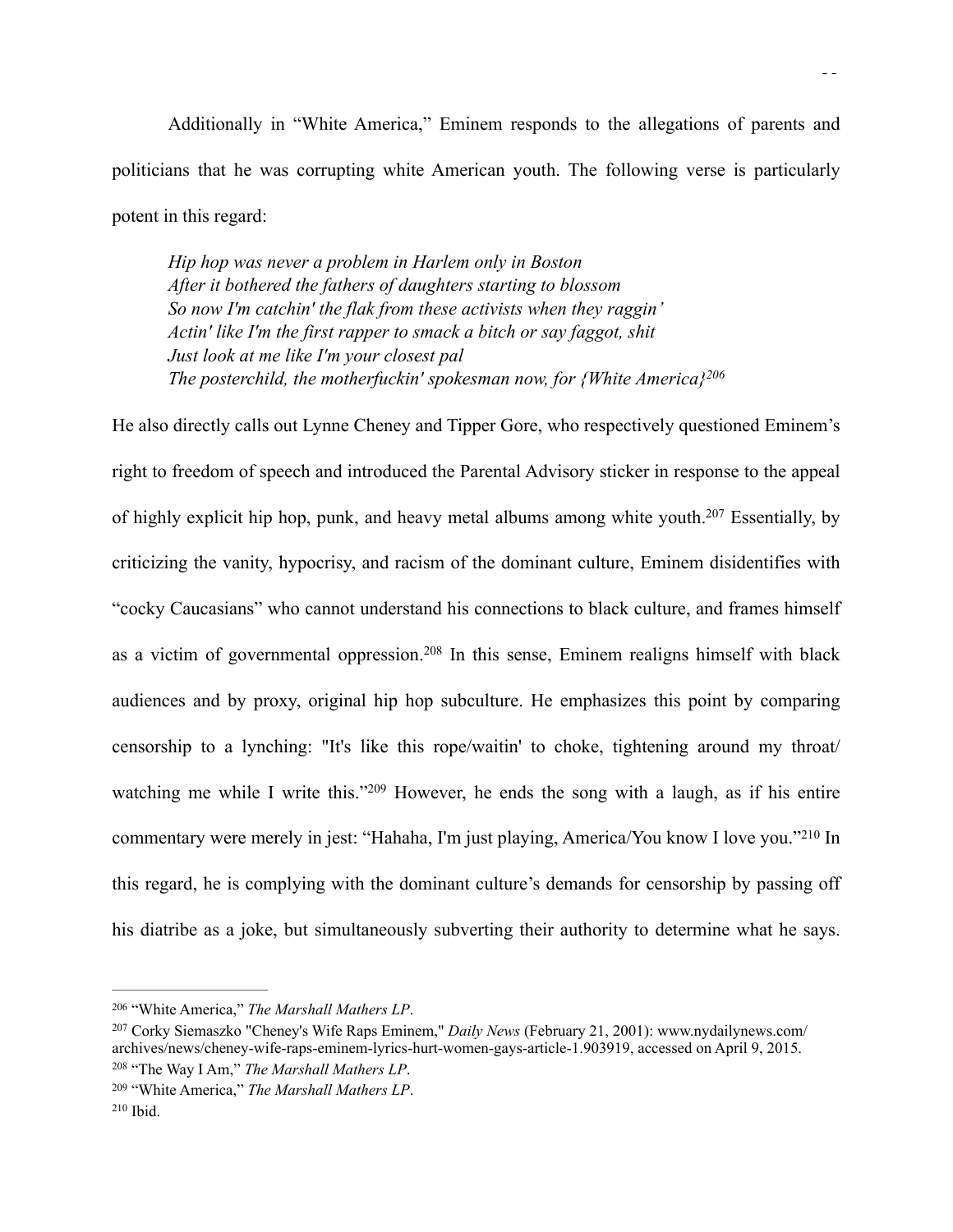Additionally in "White America," Eminem responds to the allegations of parents and politicians that he was corrupting white American youth. The following verse is particularly potent in this regard:

> *Hip hop was never a problem in Harlem only in Boston*
> *After it bothered the fathers of daughters starting to blossom*
> *So now I'm catchin' the flak from these activists when they raggin'*
> *Actin' like I'm the first rapper to smack a bitch or say faggot, shit*
> *Just look at me like I'm your closest pal*
> *The posterchild, the motherfuckin' spokesman now, for {White America}*[206]

He also directly calls out Lynne Cheney and Tipper Gore, who respectively questioned Eminem's right to freedom of speech and introduced the Parental Advisory sticker in response to the appeal of highly explicit hip hop, punk, and heavy metal albums among white youth.[207] Essentially, by criticizing the vanity, hypocrisy, and racism of the dominant culture, Eminem disidentifies with "cocky Caucasians" who cannot understand his connections to black culture, and frames himself as a victim of governmental oppression.[208] In this sense, Eminem realigns himself with black audiences and by proxy, original hip hop subculture. He emphasizes this point by comparing censorship to a lynching: "It's like this rope/waitin' to choke, tightening around my throat/ watching me while I write this."[209] However, he ends the song with a laugh, as if his entire commentary were merely in jest: "Hahaha, I'm just playing, America/You know I love you."[210] In this regard, he is complying with the dominant culture's demands for censorship by passing off his diatribe as a joke, but simultaneously subverting their authority to determine what he says.

---

[206] "White America," *The Marshall Mathers LP*.

[207] Corky Siemaszko "Cheney's Wife Raps Eminem," *Daily News* (February 21, 2001): www.nydailynews.com/archives/news/cheney-wife-raps-eminem-lyrics-hurt-women-gays-article-1.903919, accessed on April 9, 2015.

[208] "The Way I Am," *The Marshall Mathers LP*.

[209] "White America," *The Marshall Mathers LP*.

[210] Ibid.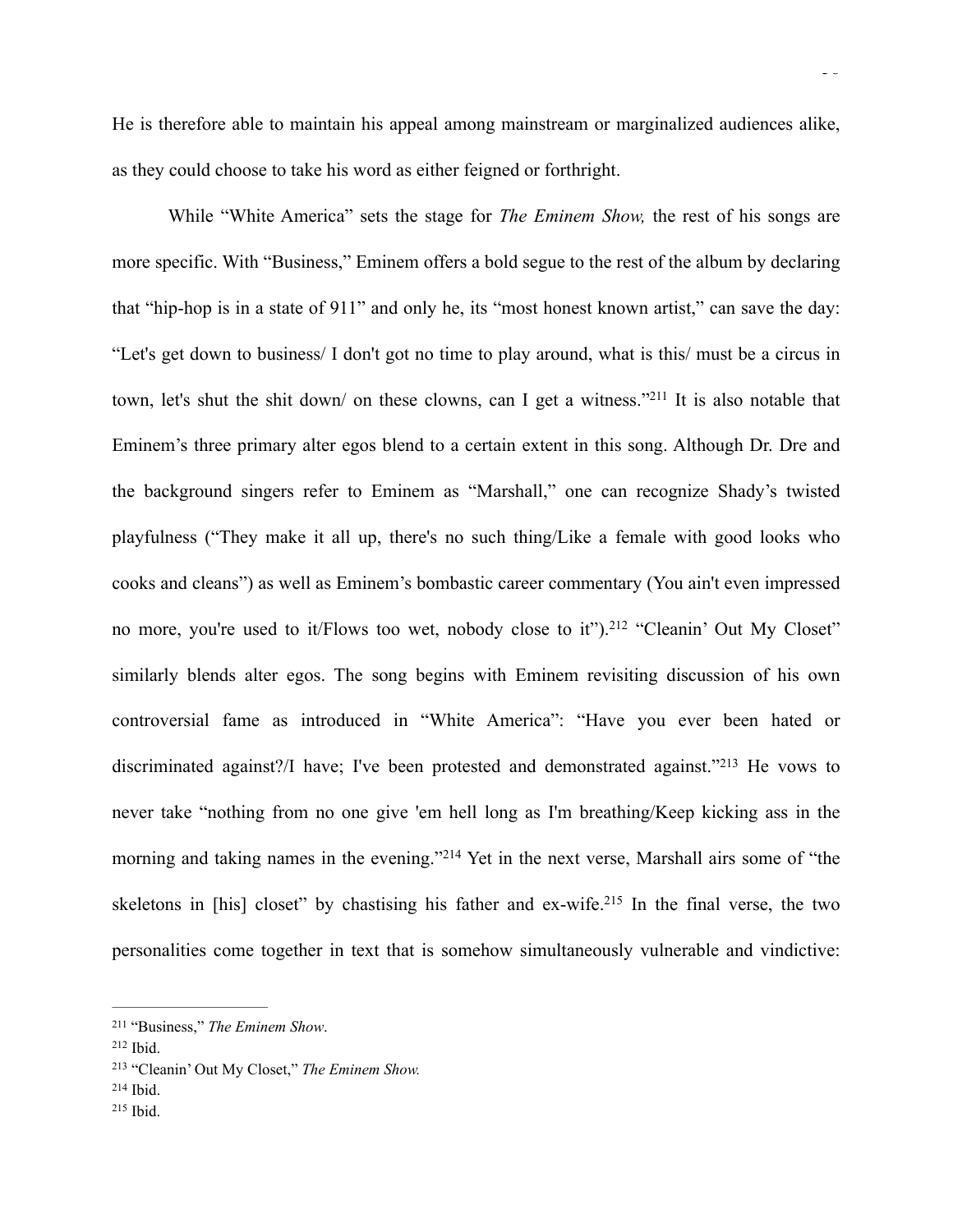He is therefore able to maintain his appeal among mainstream or marginalized audiences alike, as they could choose to take his word as either feigned or forthright.

While "White America" sets the stage for *The Eminem Show,* the rest of his songs are more specific. With "Business," Eminem offers a bold segue to the rest of the album by declaring that "hip-hop is in a state of 911" and only he, its "most honest known artist," can save the day: "Let's get down to business/ I don't got no time to play around, what is this/ must be a circus in town, let's shut the shit down/ on these clowns, can I get a witness."[211] It is also notable that Eminem's three primary alter egos blend to a certain extent in this song. Although Dr. Dre and the background singers refer to Eminem as "Marshall," one can recognize Shady's twisted playfulness ("They make it all up, there's no such thing/Like a female with good looks who cooks and cleans") as well as Eminem's bombastic career commentary (You ain't even impressed no more, you're used to it/Flows too wet, nobody close to it").[212] "Cleanin' Out My Closet" similarly blends alter egos. The song begins with Eminem revisiting discussion of his own controversial fame as introduced in "White America": "Have you ever been hated or discriminated against?/I have; I've been protested and demonstrated against."[213] He vows to never take "nothing from no one give 'em hell long as I'm breathing/Keep kicking ass in the morning and taking names in the evening."[214] Yet in the next verse, Marshall airs some of "the skeletons in [his] closet" by chastising his father and ex-wife.[215] In the final verse, the two personalities come together in text that is somehow simultaneously vulnerable and vindictive:

---

[211] "Business," *The Eminem Show*.

[212] Ibid.

[213] "Cleanin' Out My Closet," *The Eminem Show.*

[214] Ibid.

[215] Ibid.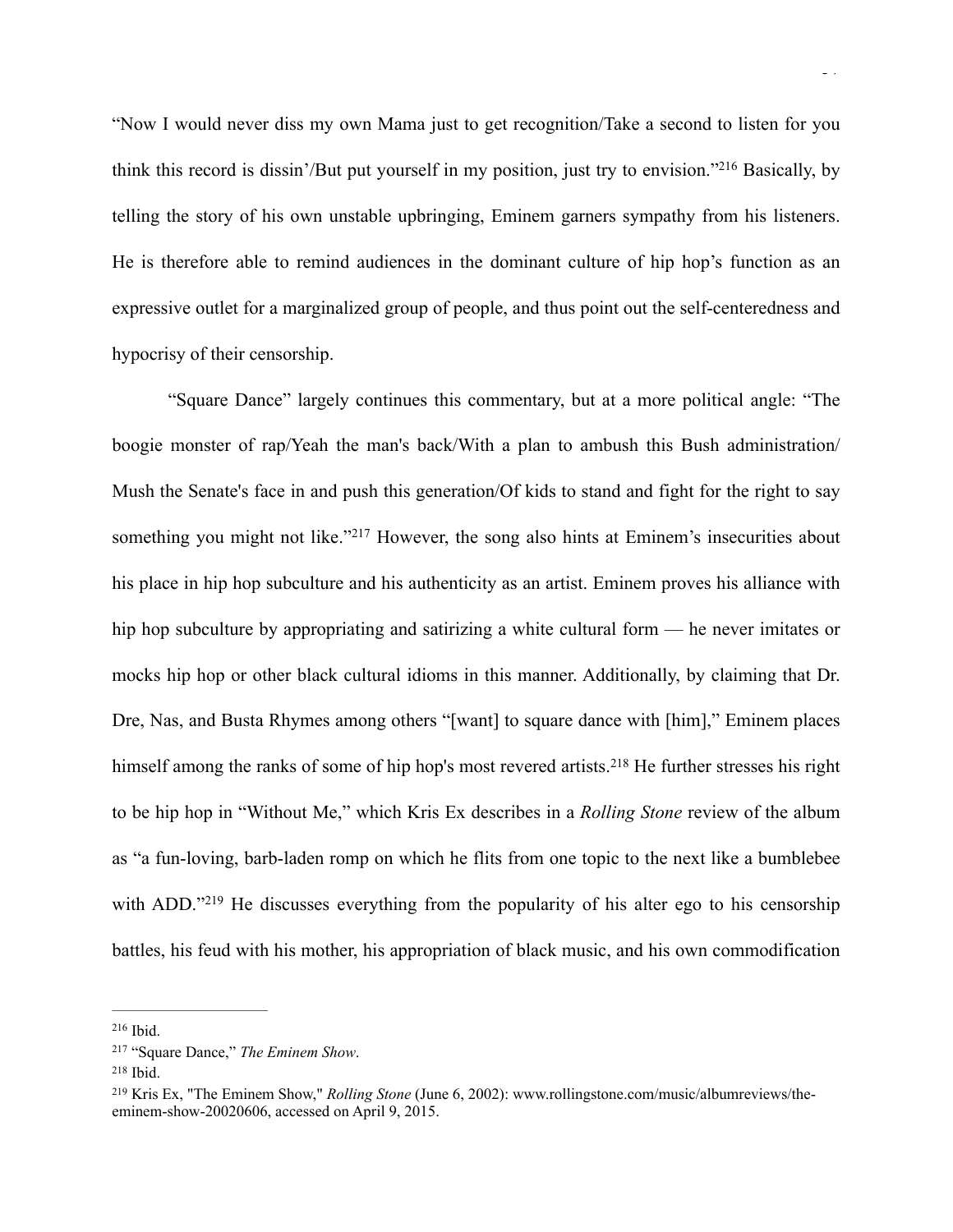"Now I would never diss my own Mama just to get recognition/Take a second to listen for you think this record is dissin'/But put yourself in my position, just try to envision."[216] Basically, by telling the story of his own unstable upbringing, Eminem garners sympathy from his listeners. He is therefore able to remind audiences in the dominant culture of hip hop's function as an expressive outlet for a marginalized group of people, and thus point out the self-centeredness and hypocrisy of their censorship.

"Square Dance" largely continues this commentary, but at a more political angle: "The boogie monster of rap/Yeah the man's back/With a plan to ambush this Bush administration/ Mush the Senate's face in and push this generation/Of kids to stand and fight for the right to say something you might not like."[217] However, the song also hints at Eminem's insecurities about his place in hip hop subculture and his authenticity as an artist. Eminem proves his alliance with hip hop subculture by appropriating and satirizing a white cultural form — he never imitates or mocks hip hop or other black cultural idioms in this manner. Additionally, by claiming that Dr. Dre, Nas, and Busta Rhymes among others "[want] to square dance with [him]," Eminem places himself among the ranks of some of hip hop's most revered artists.[218] He further stresses his right to be hip hop in "Without Me," which Kris Ex describes in a *Rolling Stone* review of the album as "a fun-loving, barb-laden romp on which he flits from one topic to the next like a bumblebee with ADD."[219] He discusses everything from the popularity of his alter ego to his censorship battles, his feud with his mother, his appropriation of black music, and his own commodification

---

[216] Ibid.

[217] "Square Dance," *The Eminem Show*.

[218] Ibid.

[219] Kris Ex, "The Eminem Show," *Rolling Stone* (June 6, 2002): www.rollingstone.com/music/albumreviews/the-eminem-show-20020606, accessed on April 9, 2015.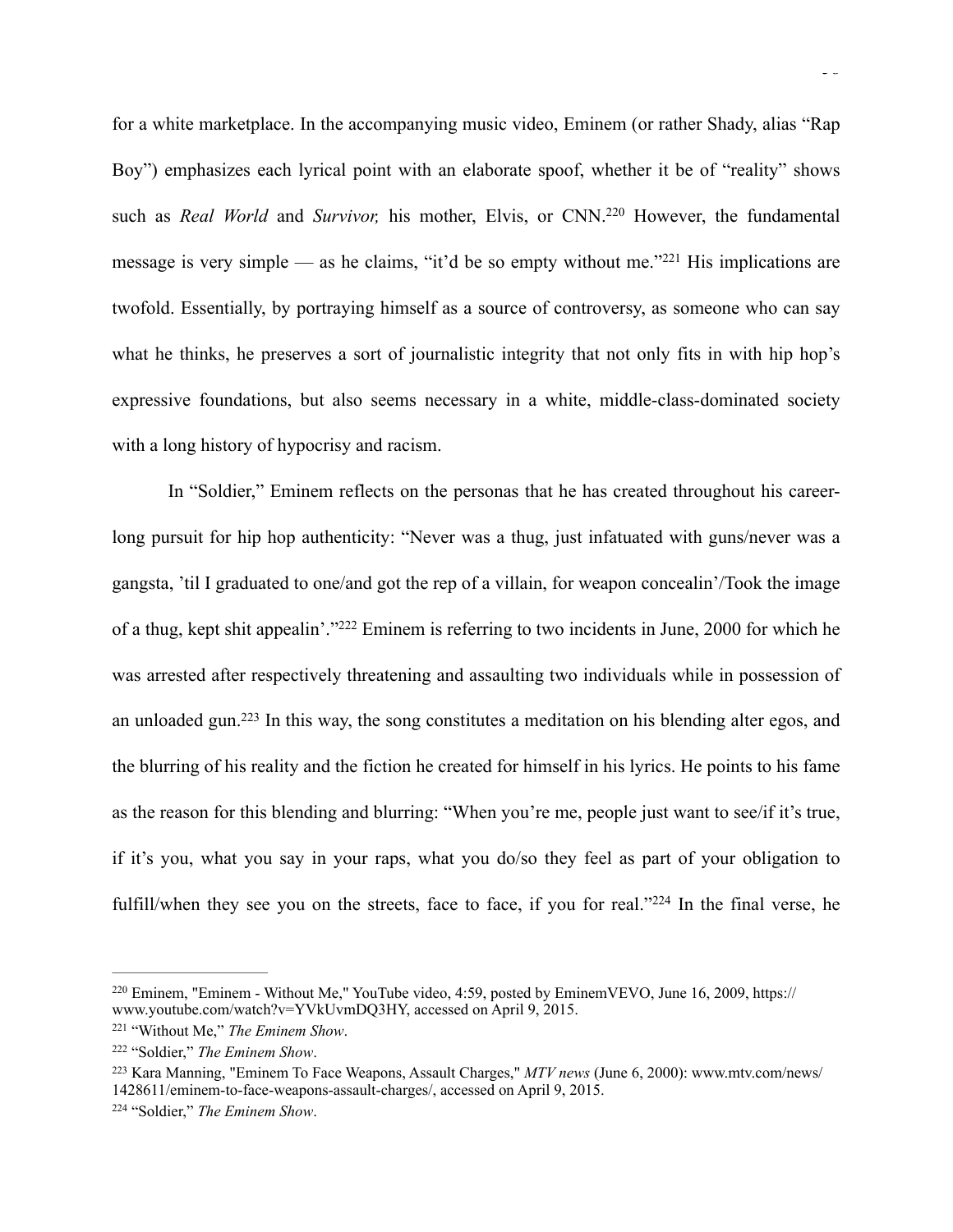for a white marketplace. In the accompanying music video, Eminem (or rather Shady, alias "Rap Boy") emphasizes each lyrical point with an elaborate spoof, whether it be of "reality" shows such as *Real World* and *Survivor,* his mother, Elvis, or CNN.[220] However, the fundamental message is very simple — as he claims, "it'd be so empty without me."[221] His implications are twofold. Essentially, by portraying himself as a source of controversy, as someone who can say what he thinks, he preserves a sort of journalistic integrity that not only fits in with hip hop's expressive foundations, but also seems necessary in a white, middle-class-dominated society with a long history of hypocrisy and racism.

In "Soldier," Eminem reflects on the personas that he has created throughout his career-long pursuit for hip hop authenticity: "Never was a thug, just infatuated with guns/never was a gangsta, 'til I graduated to one/and got the rep of a villain, for weapon concealin'/Took the image of a thug, kept shit appealin'."[222] Eminem is referring to two incidents in June, 2000 for which he was arrested after respectively threatening and assaulting two individuals while in possession of an unloaded gun.[223] In this way, the song constitutes a meditation on his blending alter egos, and the blurring of his reality and the fiction he created for himself in his lyrics. He points to his fame as the reason for this blending and blurring: "When you're me, people just want to see/if it's true, if it's you, what you say in your raps, what you do/so they feel as part of your obligation to fulfill/when they see you on the streets, face to face, if you for real."[224] In the final verse, he

---

[220] Eminem, "Eminem - Without Me," YouTube video, 4:59, posted by EminemVEVO, June 16, 2009, https://www.youtube.com/watch?v=YVkUvmDQ3HY, accessed on April 9, 2015.

[221] "Without Me," *The Eminem Show*.

[222] "Soldier," *The Eminem Show*.

[223] Kara Manning, "Eminem To Face Weapons, Assault Charges," *MTV news* (June 6, 2000): www.mtv.com/news/1428611/eminem-to-face-weapons-assault-charges/, accessed on April 9, 2015.

[224] "Soldier," *The Eminem Show*.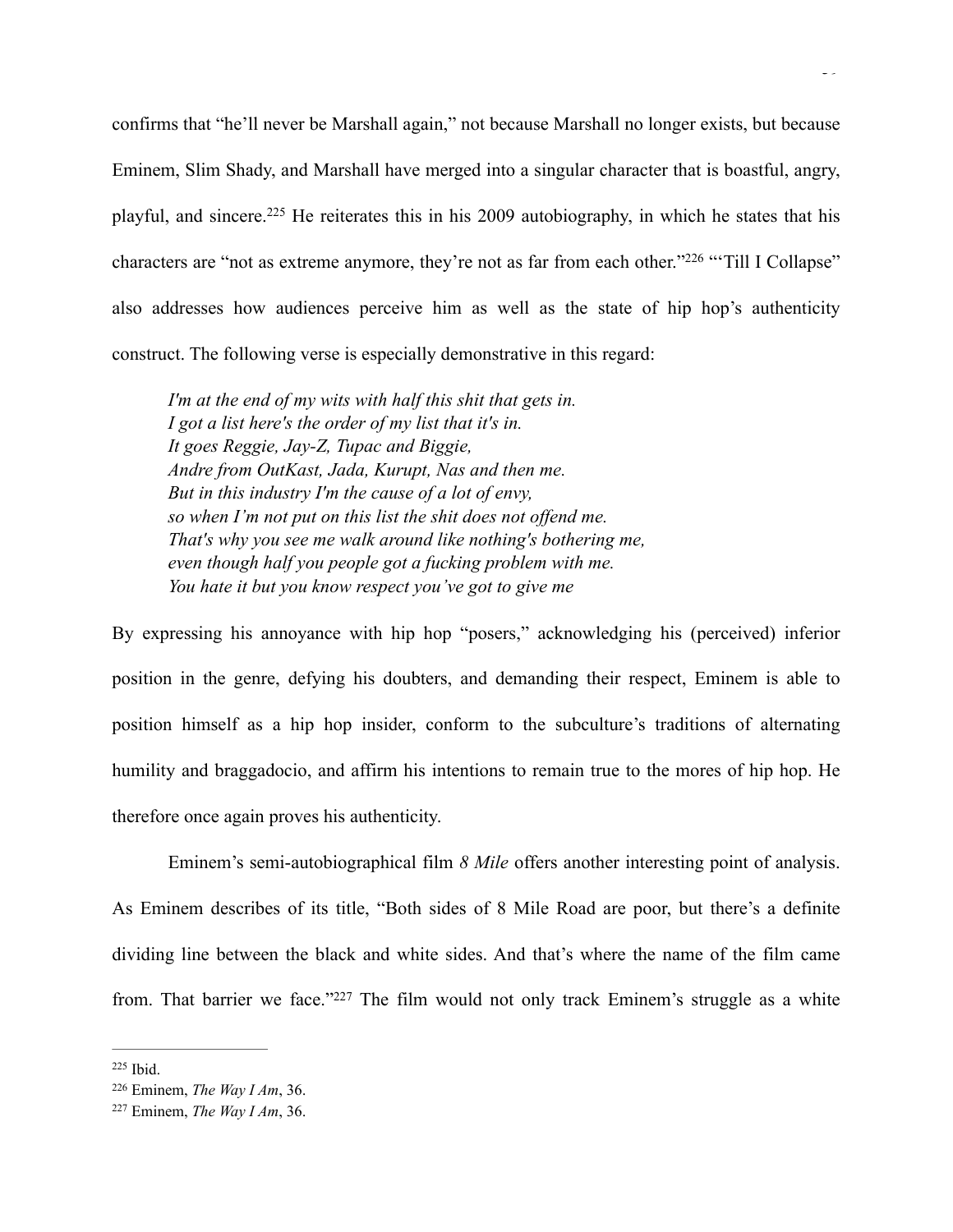confirms that "he'll never be Marshall again," not because Marshall no longer exists, but because Eminem, Slim Shady, and Marshall have merged into a singular character that is boastful, angry, playful, and sincere.[225] He reiterates this in his 2009 autobiography, in which he states that his characters are "not as extreme anymore, they're not as far from each other."[226] "'Till I Collapse" also addresses how audiences perceive him as well as the state of hip hop's authenticity construct. The following verse is especially demonstrative in this regard:

> *I'm at the end of my wits with half this shit that gets in.*
> *I got a list here's the order of my list that it's in.*
> *It goes Reggie, Jay-Z, Tupac and Biggie,*
> *Andre from OutKast, Jada, Kurupt, Nas and then me.*
> *But in this industry I'm the cause of a lot of envy,*
> *so when I'm not put on this list the shit does not offend me.*
> *That's why you see me walk around like nothing's bothering me,*
> *even though half you people got a fucking problem with me.*
> *You hate it but you know respect you've got to give me*

By expressing his annoyance with hip hop "posers," acknowledging his (perceived) inferior position in the genre, defying his doubters, and demanding their respect, Eminem is able to position himself as a hip hop insider, conform to the subculture's traditions of alternating humility and braggadocio, and affirm his intentions to remain true to the mores of hip hop. He therefore once again proves his authenticity.

Eminem's semi-autobiographical film *8 Mile* offers another interesting point of analysis. As Eminem describes of its title, "Both sides of 8 Mile Road are poor, but there's a definite dividing line between the black and white sides. And that's where the name of the film came from. That barrier we face."[227] The film would not only track Eminem's struggle as a white

---

[225] Ibid.

[226] Eminem, *The Way I Am*, 36.

[227] Eminem, *The Way I Am*, 36.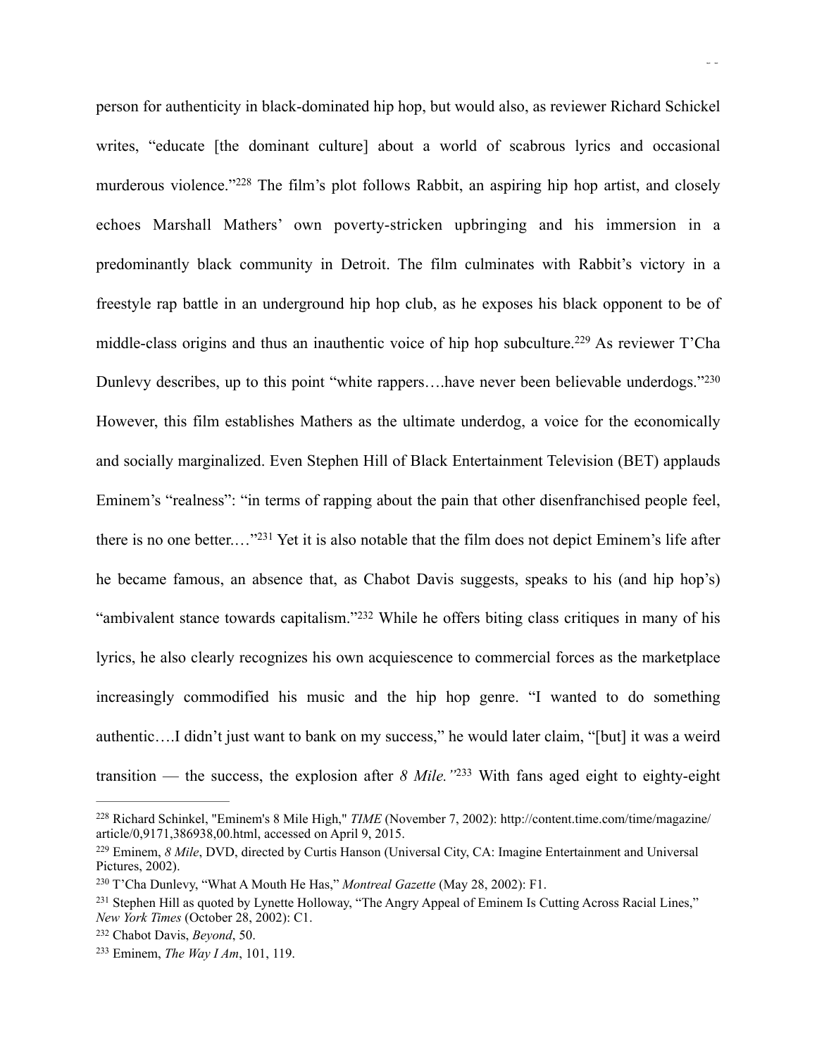person for authenticity in black-dominated hip hop, but would also, as reviewer Richard Schickel writes, "educate [the dominant culture] about a world of scabrous lyrics and occasional murderous violence."[228] The film's plot follows Rabbit, an aspiring hip hop artist, and closely echoes Marshall Mathers' own poverty-stricken upbringing and his immersion in a predominantly black community in Detroit. The film culminates with Rabbit's victory in a freestyle rap battle in an underground hip hop club, as he exposes his black opponent to be of middle-class origins and thus an inauthentic voice of hip hop subculture.[229] As reviewer T'Cha Dunlevy describes, up to this point "white rappers….have never been believable underdogs."[230] However, this film establishes Mathers as the ultimate underdog, a voice for the economically and socially marginalized. Even Stephen Hill of Black Entertainment Television (BET) applauds Eminem's "realness": "in terms of rapping about the pain that other disenfranchised people feel, there is no one better.…"[231] Yet it is also notable that the film does not depict Eminem's life after he became famous, an absence that, as Chabot Davis suggests, speaks to his (and hip hop's) "ambivalent stance towards capitalism."[232] While he offers biting class critiques in many of his lyrics, he also clearly recognizes his own acquiescence to commercial forces as the marketplace increasingly commodified his music and the hip hop genre. "I wanted to do something authentic….I didn't just want to bank on my success," he would later claim, "[but] it was a weird transition — the success, the explosion after *8 Mile.*"[233] With fans aged eight to eighty-eight

---

[228] Richard Schinkel, "Eminem's 8 Mile High," *TIME* (November 7, 2002): http://content.time.com/time/magazine/article/0,9171,386938,00.html, accessed on April 9, 2015.

[229] Eminem, *8 Mile*, DVD, directed by Curtis Hanson (Universal City, CA: Imagine Entertainment and Universal Pictures, 2002).

[230] T'Cha Dunlevy, "What A Mouth He Has," *Montreal Gazette* (May 28, 2002): F1.

[231] Stephen Hill as quoted by Lynette Holloway, "The Angry Appeal of Eminem Is Cutting Across Racial Lines," *New York Times* (October 28, 2002): C1.

[232] Chabot Davis, *Beyond*, 50.

[233] Eminem, *The Way I Am*, 101, 119.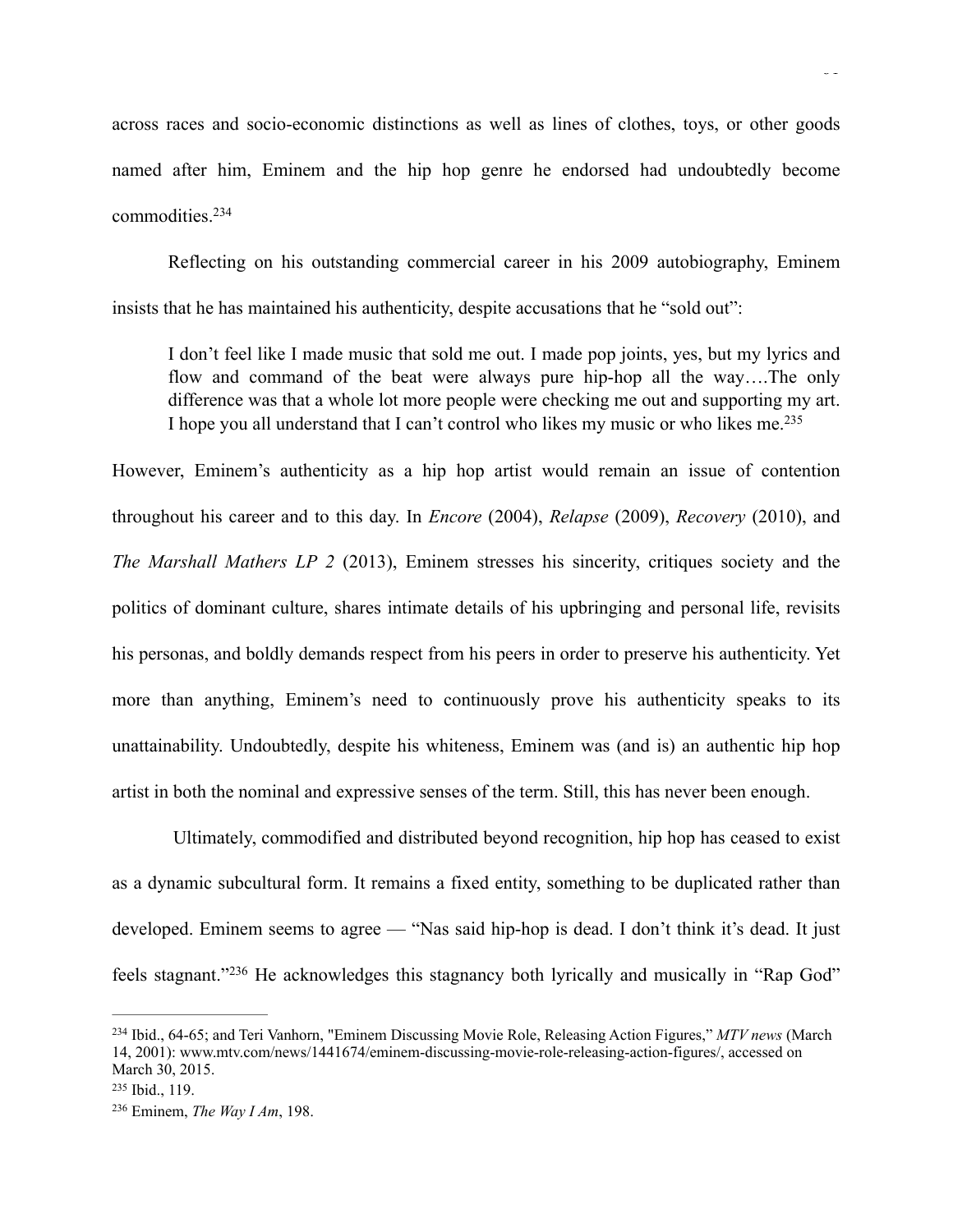across races and socio-economic distinctions as well as lines of clothes, toys, or other goods named after him, Eminem and the hip hop genre he endorsed had undoubtedly become commodities.[234]

Reflecting on his outstanding commercial career in his 2009 autobiography, Eminem insists that he has maintained his authenticity, despite accusations that he "sold out":

> I don't feel like I made music that sold me out. I made pop joints, yes, but my lyrics and flow and command of the beat were always pure hip-hop all the way….The only difference was that a whole lot more people were checking me out and supporting my art. I hope you all understand that I can't control who likes my music or who likes me.[235]

However, Eminem's authenticity as a hip hop artist would remain an issue of contention throughout his career and to this day. In *Encore* (2004), *Relapse* (2009), *Recovery* (2010), and *The Marshall Mathers LP 2* (2013), Eminem stresses his sincerity, critiques society and the politics of dominant culture, shares intimate details of his upbringing and personal life, revisits his personas, and boldly demands respect from his peers in order to preserve his authenticity. Yet more than anything, Eminem's need to continuously prove his authenticity speaks to its unattainability. Undoubtedly, despite his whiteness, Eminem was (and is) an authentic hip hop artist in both the nominal and expressive senses of the term. Still, this has never been enough.

Ultimately, commodified and distributed beyond recognition, hip hop has ceased to exist as a dynamic subcultural form. It remains a fixed entity, something to be duplicated rather than developed. Eminem seems to agree — "Nas said hip-hop is dead. I don't think it's dead. It just feels stagnant."[236] He acknowledges this stagnancy both lyrically and musically in "Rap God"

---

[234] Ibid., 64-65; and Teri Vanhorn, "Eminem Discussing Movie Role, Releasing Action Figures," *MTV news* (March 14, 2001): www.mtv.com/news/1441674/eminem-discussing-movie-role-releasing-action-figures/, accessed on March 30, 2015.

[235] Ibid., 119.

[236] Eminem, *The Way I Am*, 198.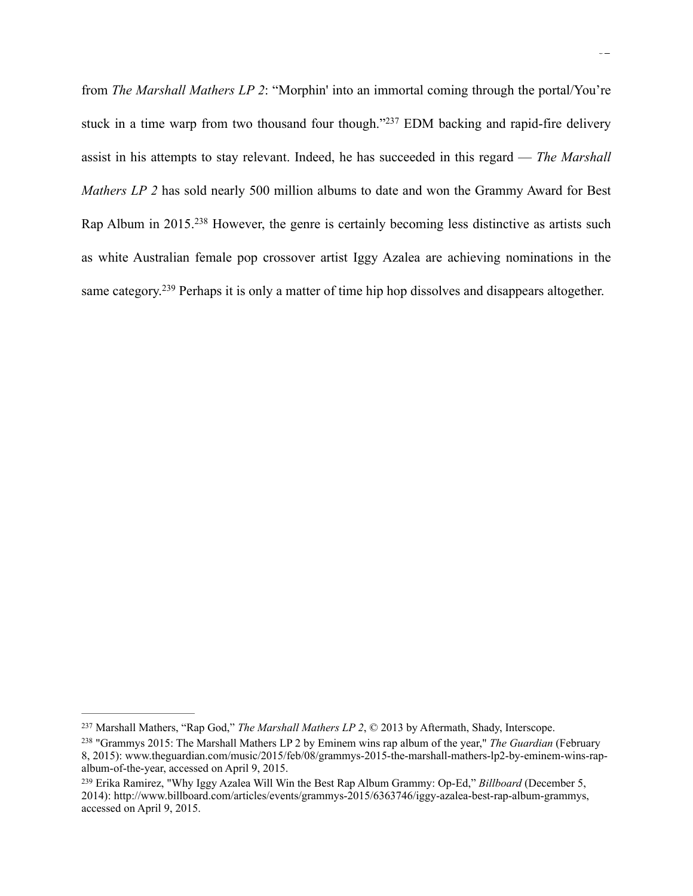from *The Marshall Mathers LP 2*: "Morphin' into an immortal coming through the portal/You're stuck in a time warp from two thousand four though."[237] EDM backing and rapid-fire delivery assist in his attempts to stay relevant. Indeed, he has succeeded in this regard — *The Marshall Mathers LP 2* has sold nearly 500 million albums to date and won the Grammy Award for Best Rap Album in 2015.[238] However, the genre is certainly becoming less distinctive as artists such as white Australian female pop crossover artist Iggy Azalea are achieving nominations in the same category.[239] Perhaps it is only a matter of time hip hop dissolves and disappears altogether.

---

[237] Marshall Mathers, "Rap God," *The Marshall Mathers LP 2*, © 2013 by Aftermath, Shady, Interscope.

[238] "Grammys 2015: The Marshall Mathers LP 2 by Eminem wins rap album of the year," *The Guardian* (February 8, 2015): www.theguardian.com/music/2015/feb/08/grammys-2015-the-marshall-mathers-lp2-by-eminem-wins-rap-album-of-the-year, accessed on April 9, 2015.

[239] Erika Ramirez, "Why Iggy Azalea Will Win the Best Rap Album Grammy: Op-Ed," *Billboard* (December 5, 2014): http://www.billboard.com/articles/events/grammys-2015/6363746/iggy-azalea-best-rap-album-grammys, accessed on April 9, 2015.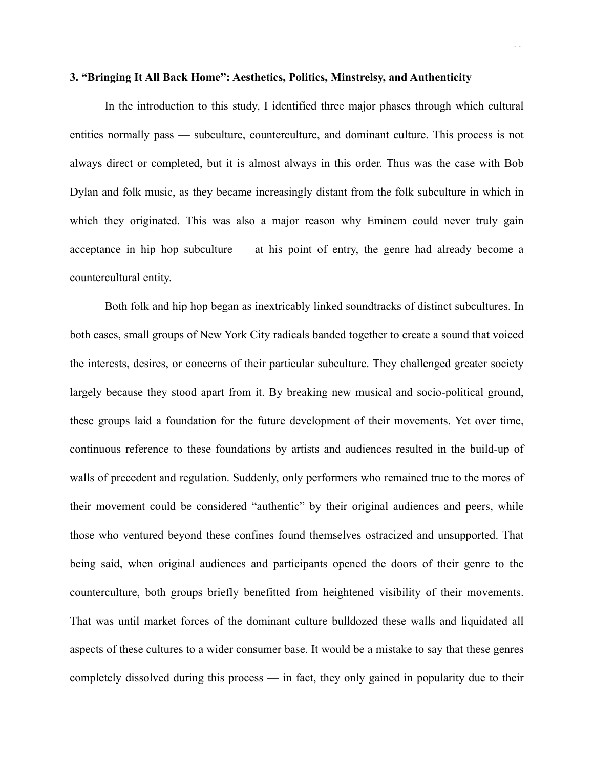### 3. "Bringing It All Back Home": Aesthetics, Politics, Minstrelsy, and Authenticity

In the introduction to this study, I identified three major phases through which cultural entities normally pass — subculture, counterculture, and dominant culture. This process is not always direct or completed, but it is almost always in this order. Thus was the case with Bob Dylan and folk music, as they became increasingly distant from the folk subculture in which in which they originated. This was also a major reason why Eminem could never truly gain acceptance in hip hop subculture — at his point of entry, the genre had already become a countercultural entity.

Both folk and hip hop began as inextricably linked soundtracks of distinct subcultures. In both cases, small groups of New York City radicals banded together to create a sound that voiced the interests, desires, or concerns of their particular subculture. They challenged greater society largely because they stood apart from it. By breaking new musical and socio-political ground, these groups laid a foundation for the future development of their movements. Yet over time, continuous reference to these foundations by artists and audiences resulted in the build-up of walls of precedent and regulation. Suddenly, only performers who remained true to the mores of their movement could be considered "authentic" by their original audiences and peers, while those who ventured beyond these confines found themselves ostracized and unsupported. That being said, when original audiences and participants opened the doors of their genre to the counterculture, both groups briefly benefitted from heightened visibility of their movements. That was until market forces of the dominant culture bulldozed these walls and liquidated all aspects of these cultures to a wider consumer base. It would be a mistake to say that these genres completely dissolved during this process — in fact, they only gained in popularity due to their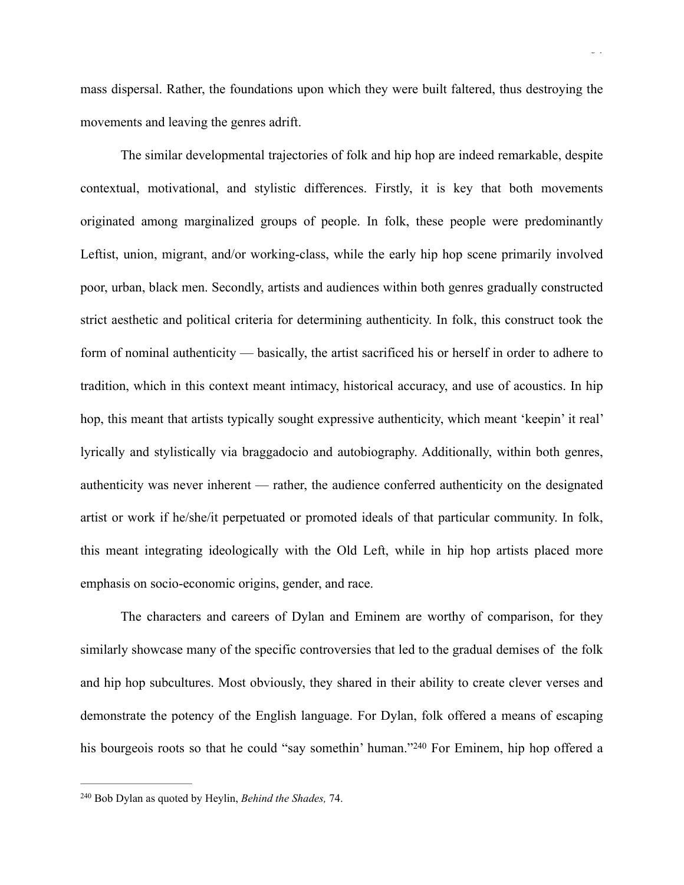mass dispersal. Rather, the foundations upon which they were built faltered, thus destroying the movements and leaving the genres adrift.

The similar developmental trajectories of folk and hip hop are indeed remarkable, despite contextual, motivational, and stylistic differences. Firstly, it is key that both movements originated among marginalized groups of people. In folk, these people were predominantly Leftist, union, migrant, and/or working-class, while the early hip hop scene primarily involved poor, urban, black men. Secondly, artists and audiences within both genres gradually constructed strict aesthetic and political criteria for determining authenticity. In folk, this construct took the form of nominal authenticity — basically, the artist sacrificed his or herself in order to adhere to tradition, which in this context meant intimacy, historical accuracy, and use of acoustics. In hip hop, this meant that artists typically sought expressive authenticity, which meant 'keepin' it real' lyrically and stylistically via braggadocio and autobiography. Additionally, within both genres, authenticity was never inherent — rather, the audience conferred authenticity on the designated artist or work if he/she/it perpetuated or promoted ideals of that particular community. In folk, this meant integrating ideologically with the Old Left, while in hip hop artists placed more emphasis on socio-economic origins, gender, and race.

The characters and careers of Dylan and Eminem are worthy of comparison, for they similarly showcase many of the specific controversies that led to the gradual demises of the folk and hip hop subcultures. Most obviously, they shared in their ability to create clever verses and demonstrate the potency of the English language. For Dylan, folk offered a means of escaping his bourgeois roots so that he could "say somethin' human."[240] For Eminem, hip hop offered a

---

[240] Bob Dylan as quoted by Heylin, *Behind the Shades,* 74.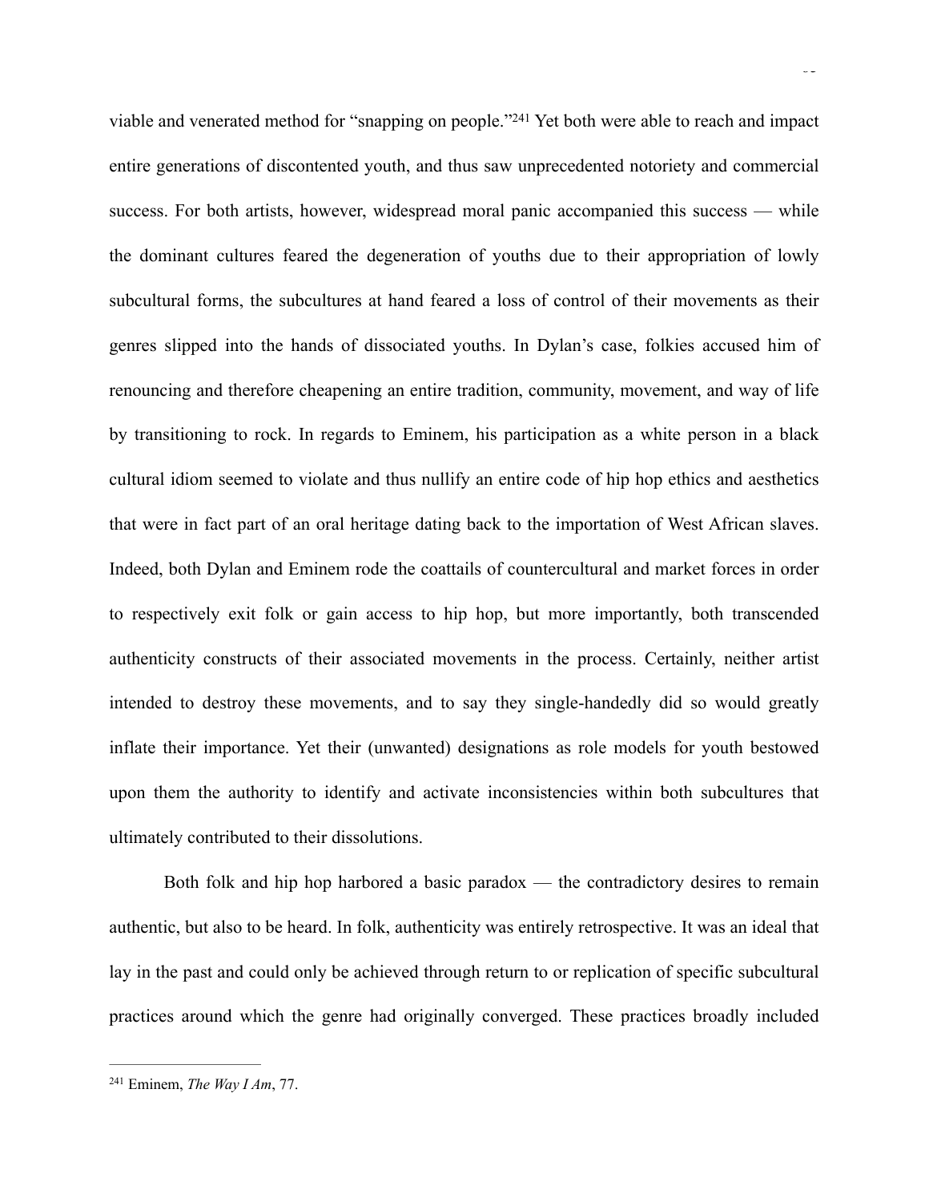viable and venerated method for "snapping on people."[241] Yet both were able to reach and impact entire generations of discontented youth, and thus saw unprecedented notoriety and commercial success. For both artists, however, widespread moral panic accompanied this success — while the dominant cultures feared the degeneration of youths due to their appropriation of lowly subcultural forms, the subcultures at hand feared a loss of control of their movements as their genres slipped into the hands of dissociated youths. In Dylan's case, folkies accused him of renouncing and therefore cheapening an entire tradition, community, movement, and way of life by transitioning to rock. In regards to Eminem, his participation as a white person in a black cultural idiom seemed to violate and thus nullify an entire code of hip hop ethics and aesthetics that were in fact part of an oral heritage dating back to the importation of West African slaves. Indeed, both Dylan and Eminem rode the coattails of countercultural and market forces in order to respectively exit folk or gain access to hip hop, but more importantly, both transcended authenticity constructs of their associated movements in the process. Certainly, neither artist intended to destroy these movements, and to say they single-handedly did so would greatly inflate their importance. Yet their (unwanted) designations as role models for youth bestowed upon them the authority to identify and activate inconsistencies within both subcultures that ultimately contributed to their dissolutions.

Both folk and hip hop harbored a basic paradox — the contradictory desires to remain authentic, but also to be heard. In folk, authenticity was entirely retrospective. It was an ideal that lay in the past and could only be achieved through return to or replication of specific subcultural practices around which the genre had originally converged. These practices broadly included

---

[241] Eminem, *The Way I Am*, 77.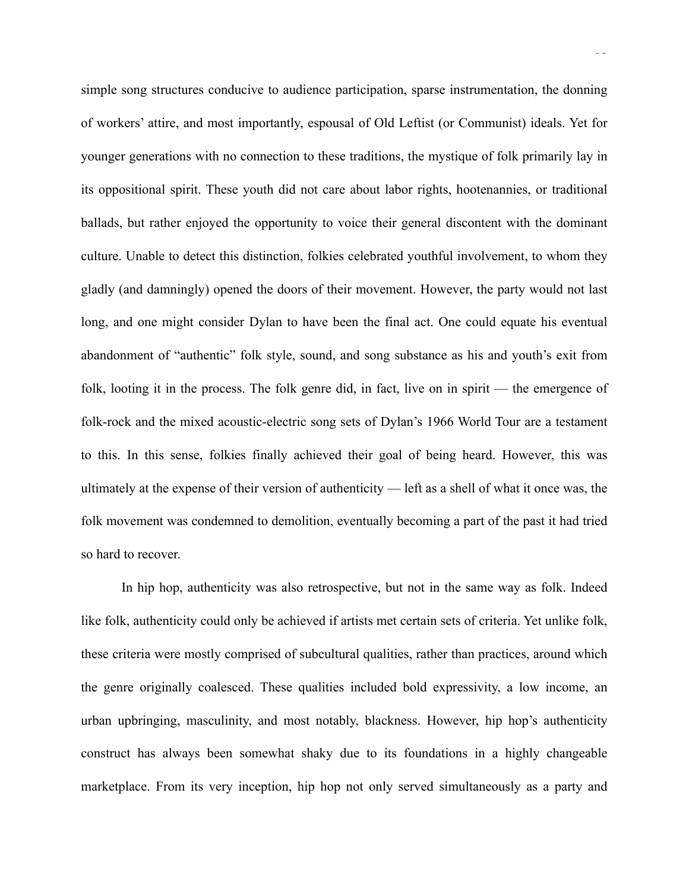simple song structures conducive to audience participation, sparse instrumentation, the donning of workers' attire, and most importantly, espousal of Old Leftist (or Communist) ideals. Yet for younger generations with no connection to these traditions, the mystique of folk primarily lay in its oppositional spirit. These youth did not care about labor rights, hootenannies, or traditional ballads, but rather enjoyed the opportunity to voice their general discontent with the dominant culture. Unable to detect this distinction, folkies celebrated youthful involvement, to whom they gladly (and damningly) opened the doors of their movement. However, the party would not last long, and one might consider Dylan to have been the final act. One could equate his eventual abandonment of "authentic" folk style, sound, and song substance as his and youth's exit from folk, looting it in the process. The folk genre did, in fact, live on in spirit — the emergence of folk-rock and the mixed acoustic-electric song sets of Dylan's 1966 World Tour are a testament to this. In this sense, folkies finally achieved their goal of being heard. However, this was ultimately at the expense of their version of authenticity — left as a shell of what it once was, the folk movement was condemned to demolition, eventually becoming a part of the past it had tried so hard to recover.

In hip hop, authenticity was also retrospective, but not in the same way as folk. Indeed like folk, authenticity could only be achieved if artists met certain sets of criteria. Yet unlike folk, these criteria were mostly comprised of subcultural qualities, rather than practices, around which the genre originally coalesced. These qualities included bold expressivity, a low income, an urban upbringing, masculinity, and most notably, blackness. However, hip hop's authenticity construct has always been somewhat shaky due to its foundations in a highly changeable marketplace. From its very inception, hip hop not only served simultaneously as a party and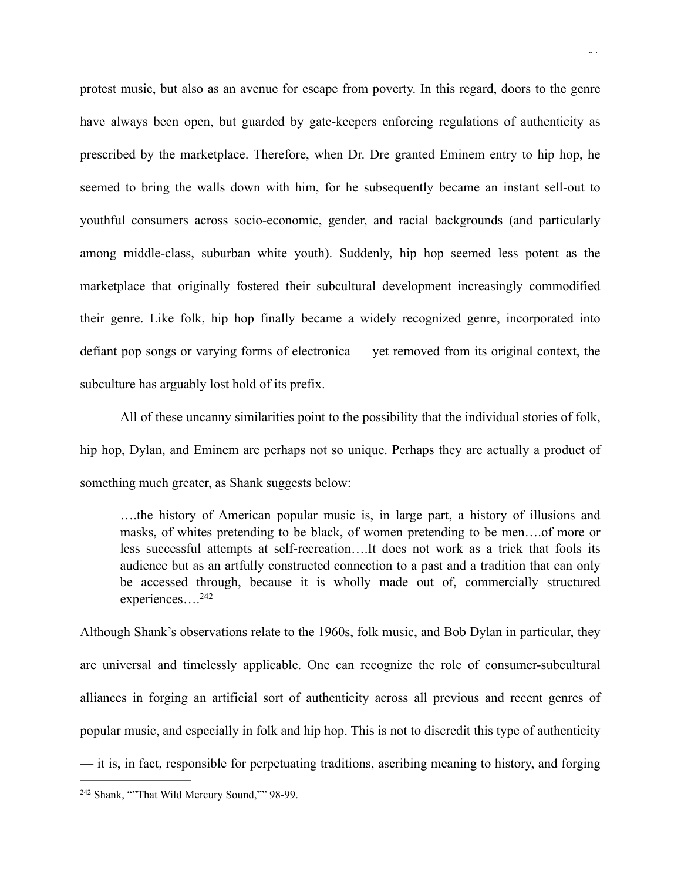protest music, but also as an avenue for escape from poverty. In this regard, doors to the genre have always been open, but guarded by gate-keepers enforcing regulations of authenticity as prescribed by the marketplace. Therefore, when Dr. Dre granted Eminem entry to hip hop, he seemed to bring the walls down with him, for he subsequently became an instant sell-out to youthful consumers across socio-economic, gender, and racial backgrounds (and particularly among middle-class, suburban white youth). Suddenly, hip hop seemed less potent as the marketplace that originally fostered their subcultural development increasingly commodified their genre. Like folk, hip hop finally became a widely recognized genre, incorporated into defiant pop songs or varying forms of electronica — yet removed from its original context, the subculture has arguably lost hold of its prefix.

All of these uncanny similarities point to the possibility that the individual stories of folk, hip hop, Dylan, and Eminem are perhaps not so unique. Perhaps they are actually a product of something much greater, as Shank suggests below:

> ….the history of American popular music is, in large part, a history of illusions and masks, of whites pretending to be black, of women pretending to be men….of more or less successful attempts at self-recreation….It does not work as a trick that fools its audience but as an artfully constructed connection to a past and a tradition that can only be accessed through, because it is wholly made out of, commercially structured experiences….[242]

Although Shank's observations relate to the 1960s, folk music, and Bob Dylan in particular, they are universal and timelessly applicable. One can recognize the role of consumer-subcultural alliances in forging an artificial sort of authenticity across all previous and recent genres of popular music, and especially in folk and hip hop. This is not to discredit this type of authenticity — it is, in fact, responsible for perpetuating traditions, ascribing meaning to history, and forging

---

[242] Shank, ""That Wild Mercury Sound,"" 98-99.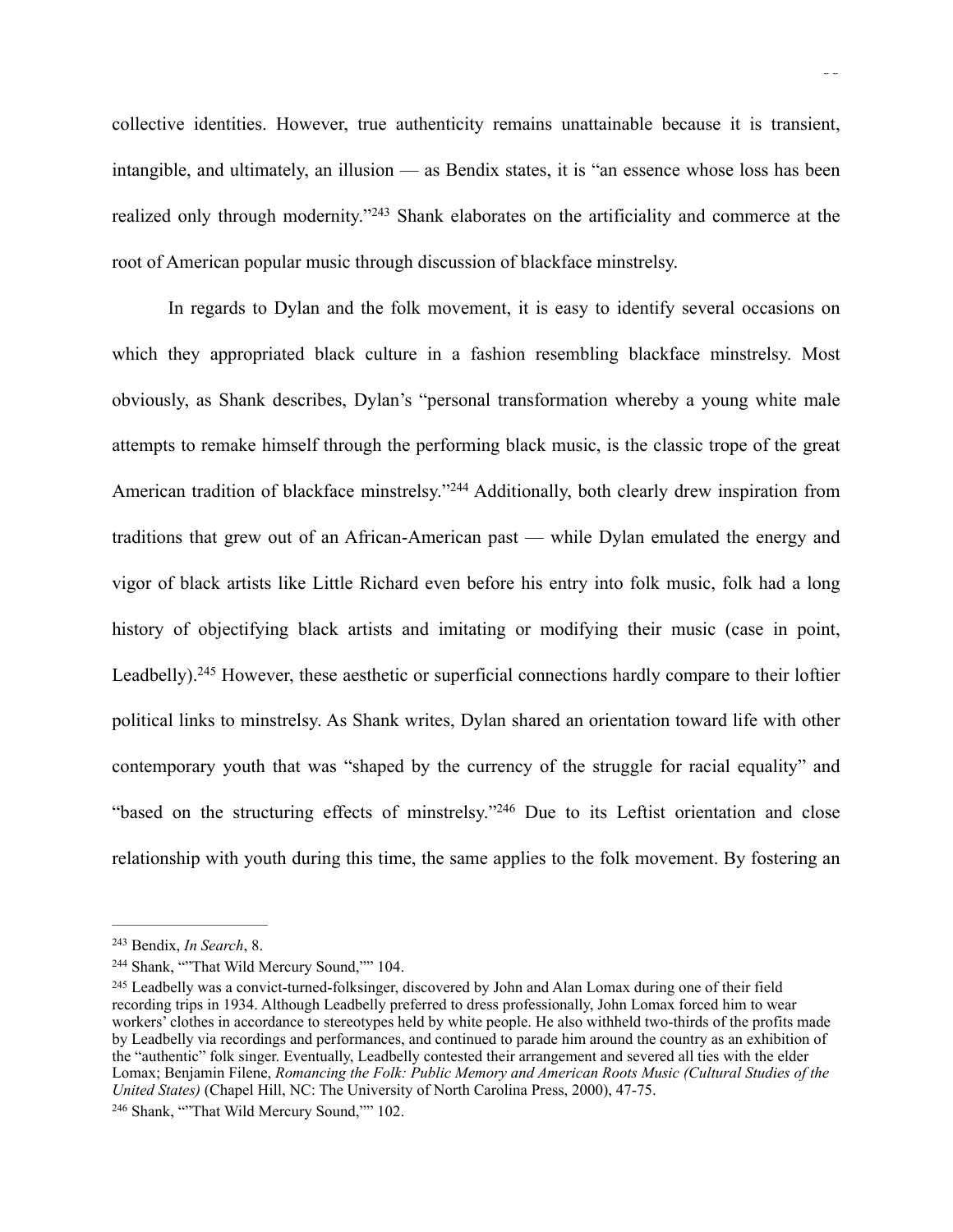collective identities. However, true authenticity remains unattainable because it is transient, intangible, and ultimately, an illusion — as Bendix states, it is "an essence whose loss has been realized only through modernity."[243] Shank elaborates on the artificiality and commerce at the root of American popular music through discussion of blackface minstrelsy.

In regards to Dylan and the folk movement, it is easy to identify several occasions on which they appropriated black culture in a fashion resembling blackface minstrelsy. Most obviously, as Shank describes, Dylan's "personal transformation whereby a young white male attempts to remake himself through the performing black music, is the classic trope of the great American tradition of blackface minstrelsy."[244] Additionally, both clearly drew inspiration from traditions that grew out of an African-American past — while Dylan emulated the energy and vigor of black artists like Little Richard even before his entry into folk music, folk had a long history of objectifying black artists and imitating or modifying their music (case in point, Leadbelly).[245] However, these aesthetic or superficial connections hardly compare to their loftier political links to minstrelsy. As Shank writes, Dylan shared an orientation toward life with other contemporary youth that was "shaped by the currency of the struggle for racial equality" and "based on the structuring effects of minstrelsy."[246] Due to its Leftist orientation and close relationship with youth during this time, the same applies to the folk movement. By fostering an

---

[243] Bendix, *In Search*, 8.

[244] Shank, ""That Wild Mercury Sound,"" 104.

[245] Leadbelly was a convict-turned-folksinger, discovered by John and Alan Lomax during one of their field recording trips in 1934. Although Leadbelly preferred to dress professionally, John Lomax forced him to wear workers' clothes in accordance to stereotypes held by white people. He also withheld two-thirds of the profits made by Leadbelly via recordings and performances, and continued to parade him around the country as an exhibition of the "authentic" folk singer. Eventually, Leadbelly contested their arrangement and severed all ties with the elder Lomax; Benjamin Filene, *Romancing the Folk: Public Memory and American Roots Music (Cultural Studies of the United States)* (Chapel Hill, NC: The University of North Carolina Press, 2000), 47-75.

[246] Shank, ""That Wild Mercury Sound,"" 102.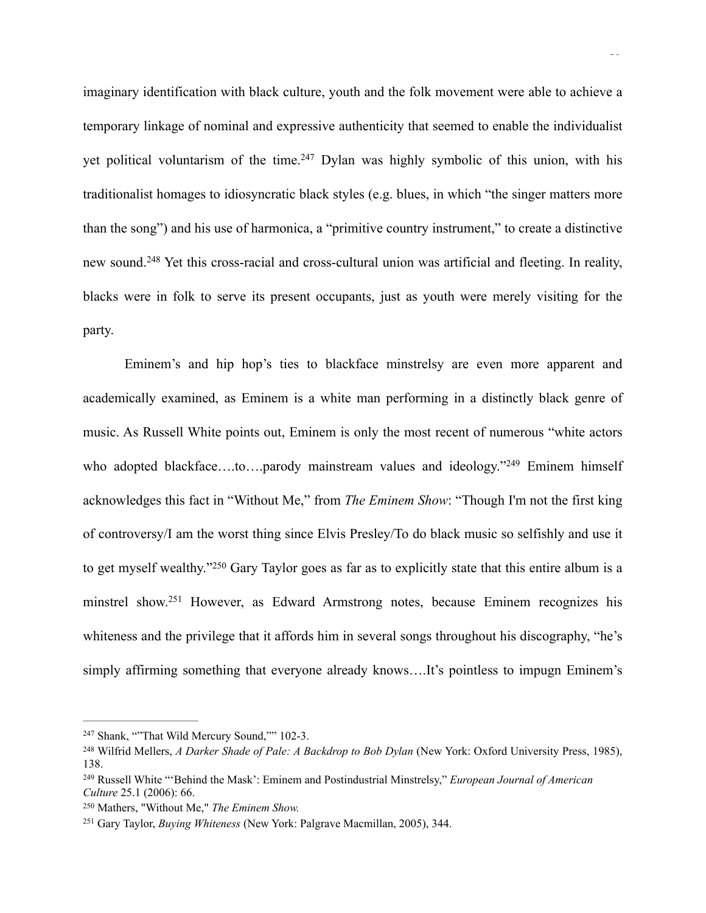imaginary identification with black culture, youth and the folk movement were able to achieve a temporary linkage of nominal and expressive authenticity that seemed to enable the individualist yet political voluntarism of the time.[247] Dylan was highly symbolic of this union, with his traditionalist homages to idiosyncratic black styles (e.g. blues, in which "the singer matters more than the song") and his use of harmonica, a "primitive country instrument," to create a distinctive new sound.[248] Yet this cross-racial and cross-cultural union was artificial and fleeting. In reality, blacks were in folk to serve its present occupants, just as youth were merely visiting for the party.

Eminem's and hip hop's ties to blackface minstrelsy are even more apparent and academically examined, as Eminem is a white man performing in a distinctly black genre of music. As Russell White points out, Eminem is only the most recent of numerous "white actors who adopted blackface….to….parody mainstream values and ideology."[249] Eminem himself acknowledges this fact in "Without Me," from *The Eminem Show*: "Though I'm not the first king of controversy/I am the worst thing since Elvis Presley/To do black music so selfishly and use it to get myself wealthy."[250] Gary Taylor goes as far as to explicitly state that this entire album is a minstrel show.[251] However, as Edward Armstrong notes, because Eminem recognizes his whiteness and the privilege that it affords him in several songs throughout his discography, "he's simply affirming something that everyone already knows….It's pointless to impugn Eminem's

---

[247] Shank, ""That Wild Mercury Sound,"" 102-3.

[248] Wilfrid Mellers, *A Darker Shade of Pale: A Backdrop to Bob Dylan* (New York: Oxford University Press, 1985), 138.

[249] Russell White "'Behind the Mask': Eminem and Postindustrial Minstrelsy," *European Journal of American Culture* 25.1 (2006): 66.

[250] Mathers, "Without Me," *The Eminem Show.*

[251] Gary Taylor, *Buying Whiteness* (New York: Palgrave Macmillan, 2005), 344.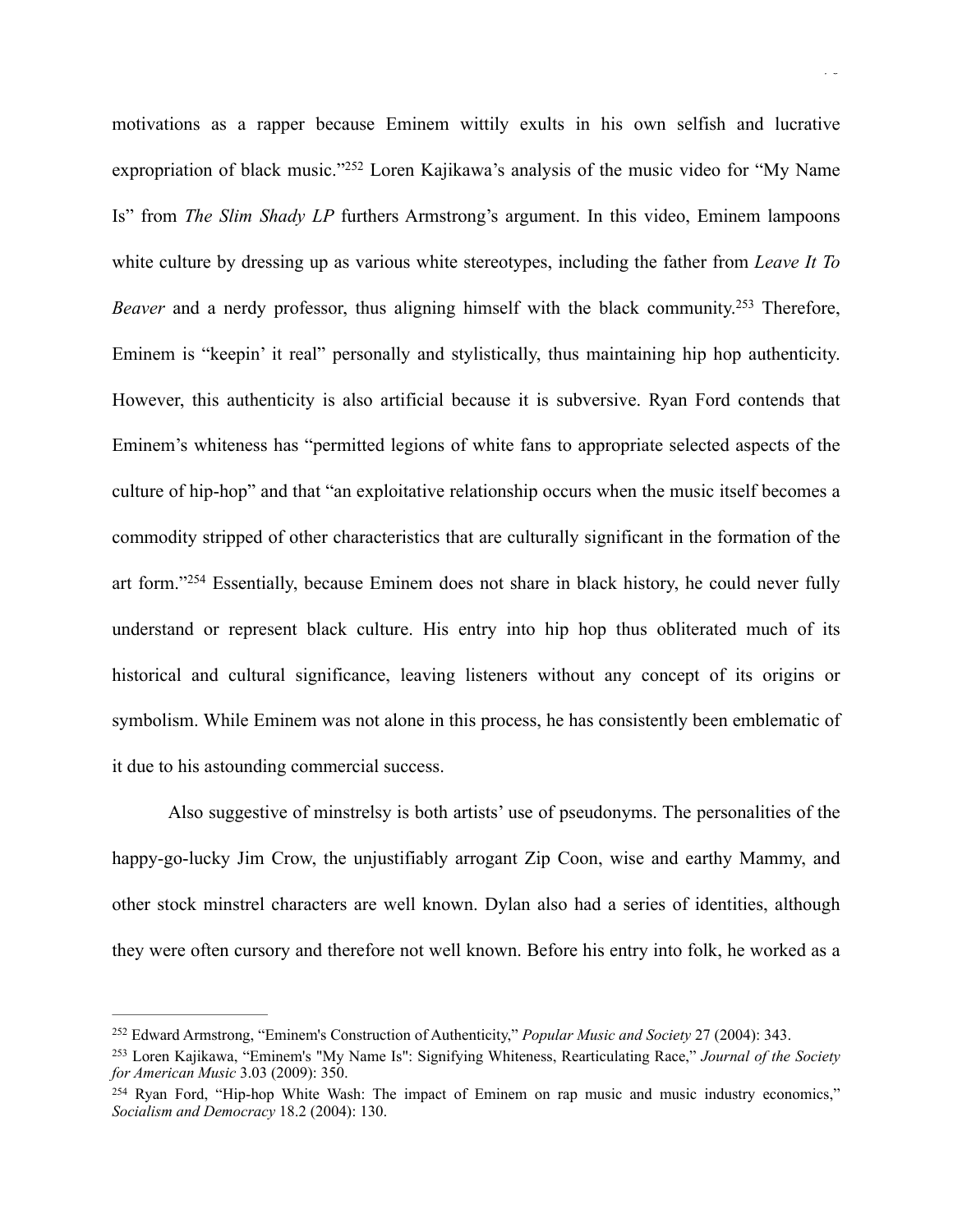motivations as a rapper because Eminem wittily exults in his own selfish and lucrative expropriation of black music."[252] Loren Kajikawa's analysis of the music video for "My Name Is" from *The Slim Shady LP* furthers Armstrong's argument. In this video, Eminem lampoons white culture by dressing up as various white stereotypes, including the father from *Leave It To Beaver* and a nerdy professor, thus aligning himself with the black community.[253] Therefore, Eminem is "keepin' it real" personally and stylistically, thus maintaining hip hop authenticity. However, this authenticity is also artificial because it is subversive. Ryan Ford contends that Eminem's whiteness has "permitted legions of white fans to appropriate selected aspects of the culture of hip-hop" and that "an exploitative relationship occurs when the music itself becomes a commodity stripped of other characteristics that are culturally significant in the formation of the art form."[254] Essentially, because Eminem does not share in black history, he could never fully understand or represent black culture. His entry into hip hop thus obliterated much of its historical and cultural significance, leaving listeners without any concept of its origins or symbolism. While Eminem was not alone in this process, he has consistently been emblematic of it due to his astounding commercial success.

Also suggestive of minstrelsy is both artists' use of pseudonyms. The personalities of the happy-go-lucky Jim Crow, the unjustifiably arrogant Zip Coon, wise and earthy Mammy, and other stock minstrel characters are well known. Dylan also had a series of identities, although they were often cursory and therefore not well known. Before his entry into folk, he worked as a

---

[252] Edward Armstrong, "Eminem's Construction of Authenticity," *Popular Music and Society* 27 (2004): 343.

[253] Loren Kajikawa, "Eminem's "My Name Is": Signifying Whiteness, Rearticulating Race," *Journal of the Society for American Music* 3.03 (2009): 350.

[254] Ryan Ford, "Hip-hop White Wash: The impact of Eminem on rap music and music industry economics," *Socialism and Democracy* 18.2 (2004): 130.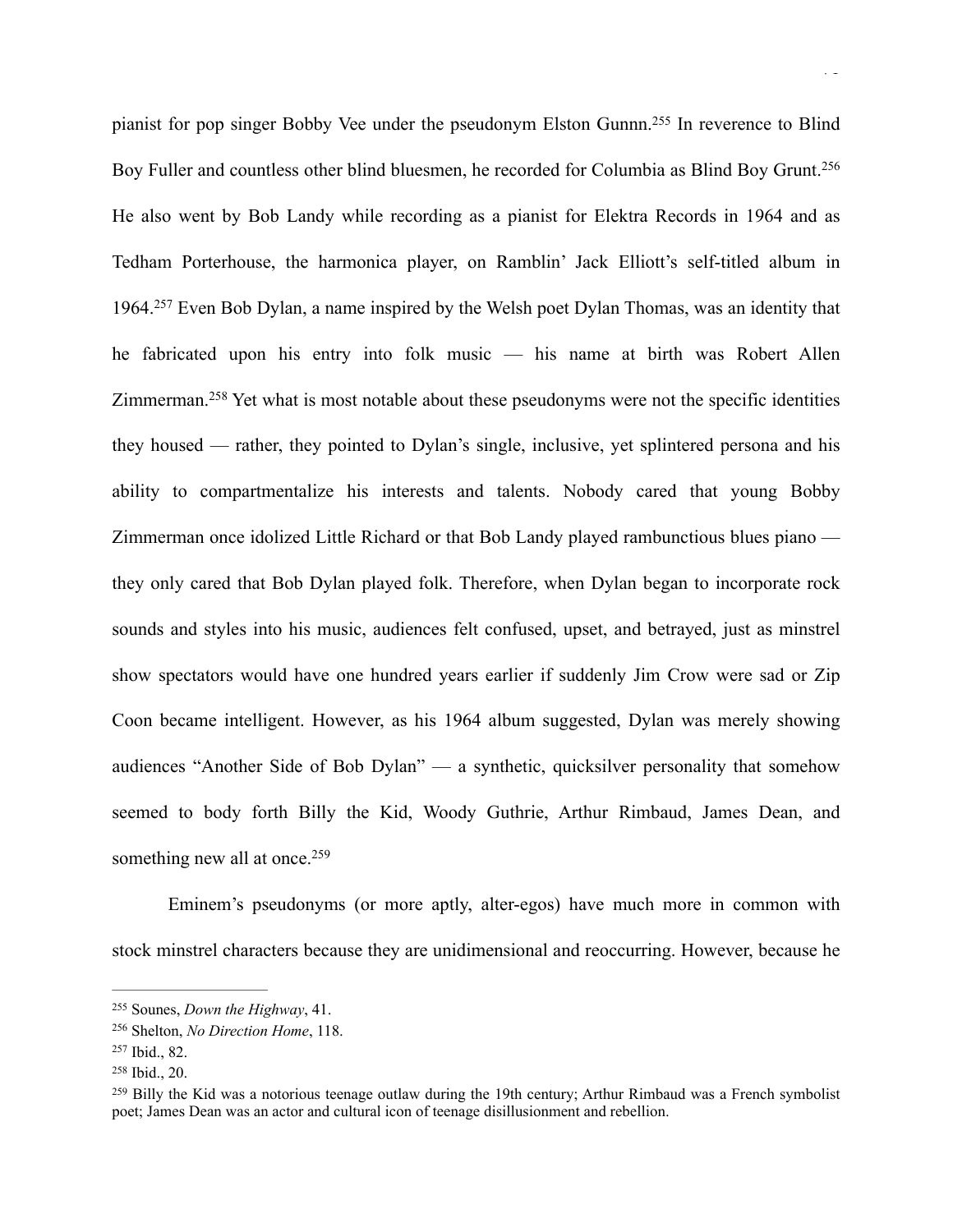pianist for pop singer Bobby Vee under the pseudonym Elston Gunnn.[255] In reverence to Blind Boy Fuller and countless other blind bluesmen, he recorded for Columbia as Blind Boy Grunt.[256] He also went by Bob Landy while recording as a pianist for Elektra Records in 1964 and as Tedham Porterhouse, the harmonica player, on Ramblin' Jack Elliott's self-titled album in 1964.[257] Even Bob Dylan, a name inspired by the Welsh poet Dylan Thomas, was an identity that he fabricated upon his entry into folk music — his name at birth was Robert Allen Zimmerman.[258] Yet what is most notable about these pseudonyms were not the specific identities they housed — rather, they pointed to Dylan's single, inclusive, yet splintered persona and his ability to compartmentalize his interests and talents. Nobody cared that young Bobby Zimmerman once idolized Little Richard or that Bob Landy played rambunctious blues piano — they only cared that Bob Dylan played folk. Therefore, when Dylan began to incorporate rock sounds and styles into his music, audiences felt confused, upset, and betrayed, just as minstrel show spectators would have one hundred years earlier if suddenly Jim Crow were sad or Zip Coon became intelligent. However, as his 1964 album suggested, Dylan was merely showing audiences "Another Side of Bob Dylan" — a synthetic, quicksilver personality that somehow seemed to body forth Billy the Kid, Woody Guthrie, Arthur Rimbaud, James Dean, and something new all at once.[259]

Eminem's pseudonyms (or more aptly, alter-egos) have much more in common with stock minstrel characters because they are unidimensional and reoccurring. However, because he

---

[255] Sounes, *Down the Highway*, 41.

[256] Shelton, *No Direction Home*, 118.

[257] Ibid., 82.

[258] Ibid., 20.

[259] Billy the Kid was a notorious teenage outlaw during the 19th century; Arthur Rimbaud was a French symbolist poet; James Dean was an actor and cultural icon of teenage disillusionment and rebellion.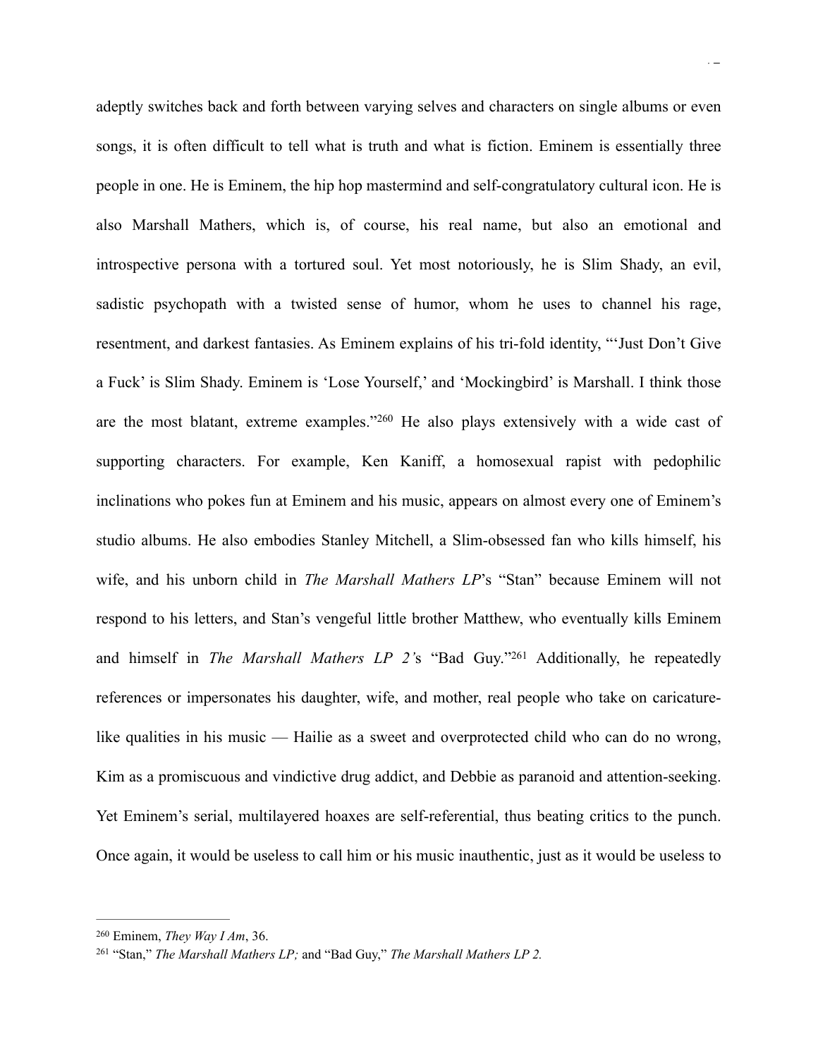adeptly switches back and forth between varying selves and characters on single albums or even songs, it is often difficult to tell what is truth and what is fiction. Eminem is essentially three people in one. He is Eminem, the hip hop mastermind and self-congratulatory cultural icon. He is also Marshall Mathers, which is, of course, his real name, but also an emotional and introspective persona with a tortured soul. Yet most notoriously, he is Slim Shady, an evil, sadistic psychopath with a twisted sense of humor, whom he uses to channel his rage, resentment, and darkest fantasies. As Eminem explains of his tri-fold identity, "'Just Don't Give a Fuck' is Slim Shady. Eminem is 'Lose Yourself,' and 'Mockingbird' is Marshall. I think those are the most blatant, extreme examples."[260] He also plays extensively with a wide cast of supporting characters. For example, Ken Kaniff, a homosexual rapist with pedophilic inclinations who pokes fun at Eminem and his music, appears on almost every one of Eminem's studio albums. He also embodies Stanley Mitchell, a Slim-obsessed fan who kills himself, his wife, and his unborn child in *The Marshall Mathers LP*'s "Stan" because Eminem will not respond to his letters, and Stan's vengeful little brother Matthew, who eventually kills Eminem and himself in *The Marshall Mathers LP 2'*s "Bad Guy."[261] Additionally, he repeatedly references or impersonates his daughter, wife, and mother, real people who take on caricature-like qualities in his music — Hailie as a sweet and overprotected child who can do no wrong, Kim as a promiscuous and vindictive drug addict, and Debbie as paranoid and attention-seeking. Yet Eminem's serial, multilayered hoaxes are self-referential, thus beating critics to the punch. Once again, it would be useless to call him or his music inauthentic, just as it would be useless to

---

[260] Eminem, *They Way I Am*, 36.

[261] "Stan," *The Marshall Mathers LP;* and "Bad Guy," *The Marshall Mathers LP 2.*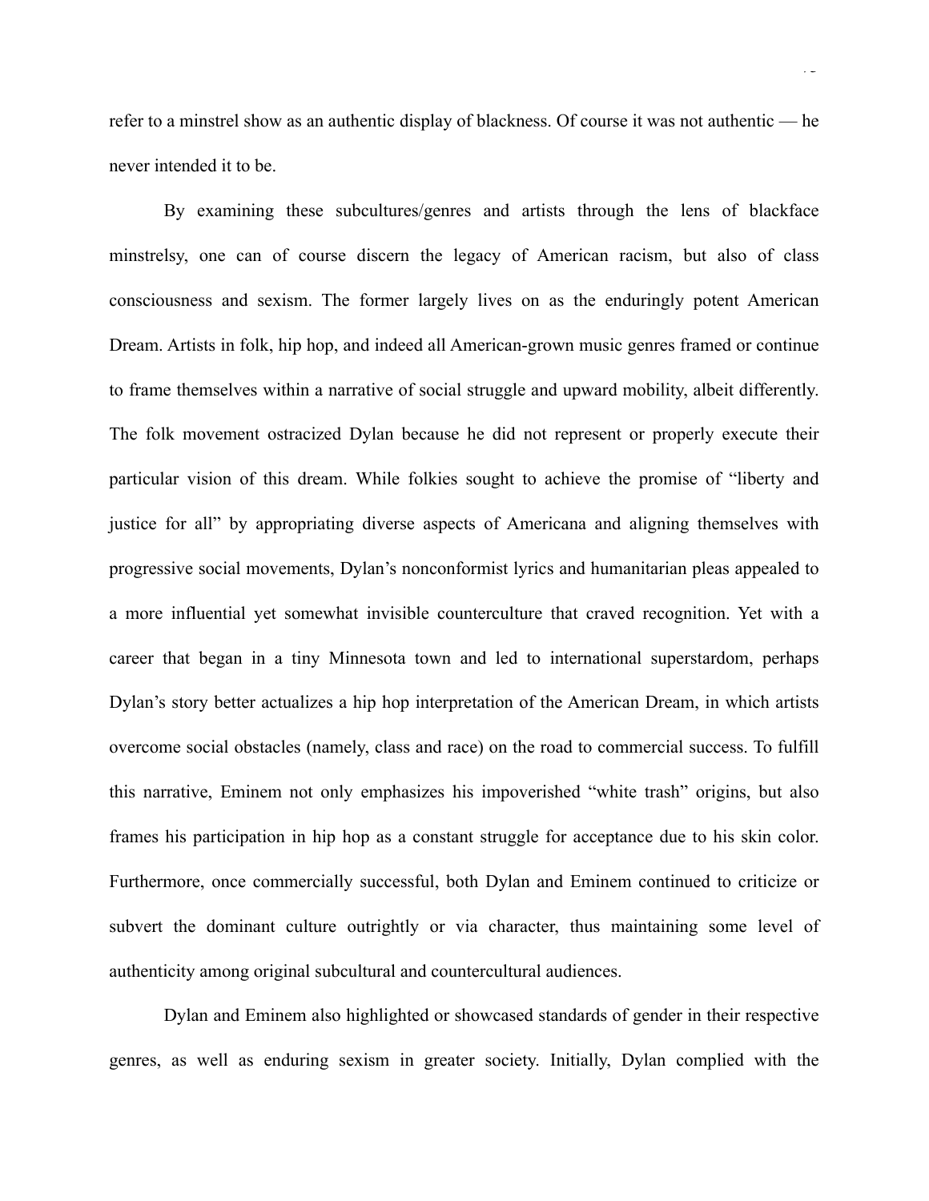refer to a minstrel show as an authentic display of blackness. Of course it was not authentic — he never intended it to be.

By examining these subcultures/genres and artists through the lens of blackface minstrelsy, one can of course discern the legacy of American racism, but also of class consciousness and sexism. The former largely lives on as the enduringly potent American Dream. Artists in folk, hip hop, and indeed all American-grown music genres framed or continue to frame themselves within a narrative of social struggle and upward mobility, albeit differently. The folk movement ostracized Dylan because he did not represent or properly execute their particular vision of this dream. While folkies sought to achieve the promise of "liberty and justice for all" by appropriating diverse aspects of Americana and aligning themselves with progressive social movements, Dylan's nonconformist lyrics and humanitarian pleas appealed to a more influential yet somewhat invisible counterculture that craved recognition. Yet with a career that began in a tiny Minnesota town and led to international superstardom, perhaps Dylan's story better actualizes a hip hop interpretation of the American Dream, in which artists overcome social obstacles (namely, class and race) on the road to commercial success. To fulfill this narrative, Eminem not only emphasizes his impoverished "white trash" origins, but also frames his participation in hip hop as a constant struggle for acceptance due to his skin color. Furthermore, once commercially successful, both Dylan and Eminem continued to criticize or subvert the dominant culture outrightly or via character, thus maintaining some level of authenticity among original subcultural and countercultural audiences.

Dylan and Eminem also highlighted or showcased standards of gender in their respective genres, as well as enduring sexism in greater society. Initially, Dylan complied with the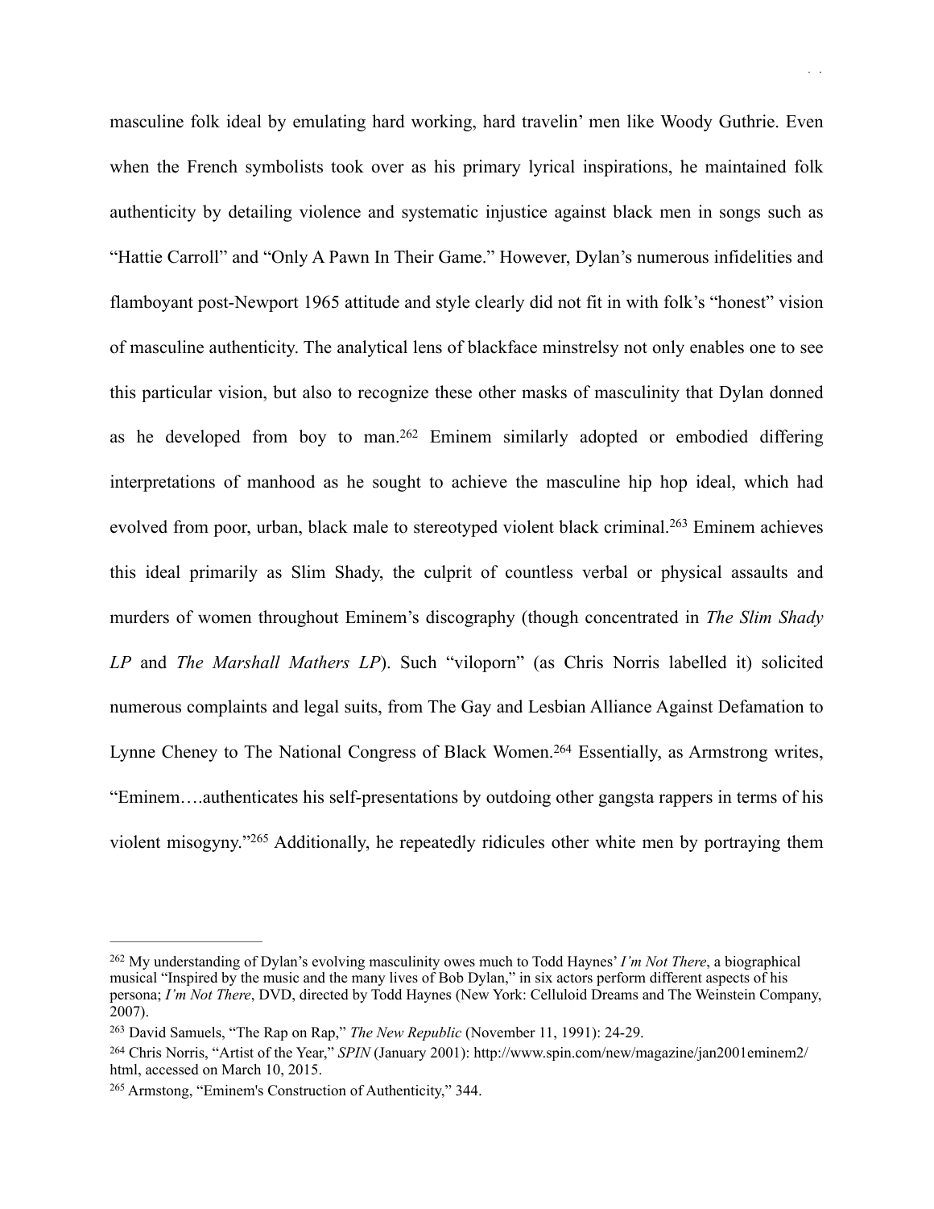masculine folk ideal by emulating hard working, hard travelin' men like Woody Guthrie. Even when the French symbolists took over as his primary lyrical inspirations, he maintained folk authenticity by detailing violence and systematic injustice against black men in songs such as "Hattie Carroll" and "Only A Pawn In Their Game." However, Dylan's numerous infidelities and flamboyant post-Newport 1965 attitude and style clearly did not fit in with folk's "honest" vision of masculine authenticity. The analytical lens of blackface minstrelsy not only enables one to see this particular vision, but also to recognize these other masks of masculinity that Dylan donned as he developed from boy to man.[262] Eminem similarly adopted or embodied differing interpretations of manhood as he sought to achieve the masculine hip hop ideal, which had evolved from poor, urban, black male to stereotyped violent black criminal.[263] Eminem achieves this ideal primarily as Slim Shady, the culprit of countless verbal or physical assaults and murders of women throughout Eminem's discography (though concentrated in *The Slim Shady LP* and *The Marshall Mathers LP*). Such "viloporn" (as Chris Norris labelled it) solicited numerous complaints and legal suits, from The Gay and Lesbian Alliance Against Defamation to Lynne Cheney to The National Congress of Black Women.[264] Essentially, as Armstrong writes, "Eminem….authenticates his self-presentations by outdoing other gangsta rappers in terms of his violent misogyny."[265] Additionally, he repeatedly ridicules other white men by portraying them

---

[262] My understanding of Dylan's evolving masculinity owes much to Todd Haynes' *I'm Not There*, a biographical musical "Inspired by the music and the many lives of Bob Dylan," in six actors perform different aspects of his persona; *I'm Not There*, DVD, directed by Todd Haynes (New York: Celluloid Dreams and The Weinstein Company, 2007).

[263] David Samuels, "The Rap on Rap," *The New Republic* (November 11, 1991): 24-29.

[264] Chris Norris, "Artist of the Year," *SPIN* (January 2001): http://www.spin.com/new/magazine/jan2001eminem2/html, accessed on March 10, 2015.

[265] Armstong, "Eminem's Construction of Authenticity," 344.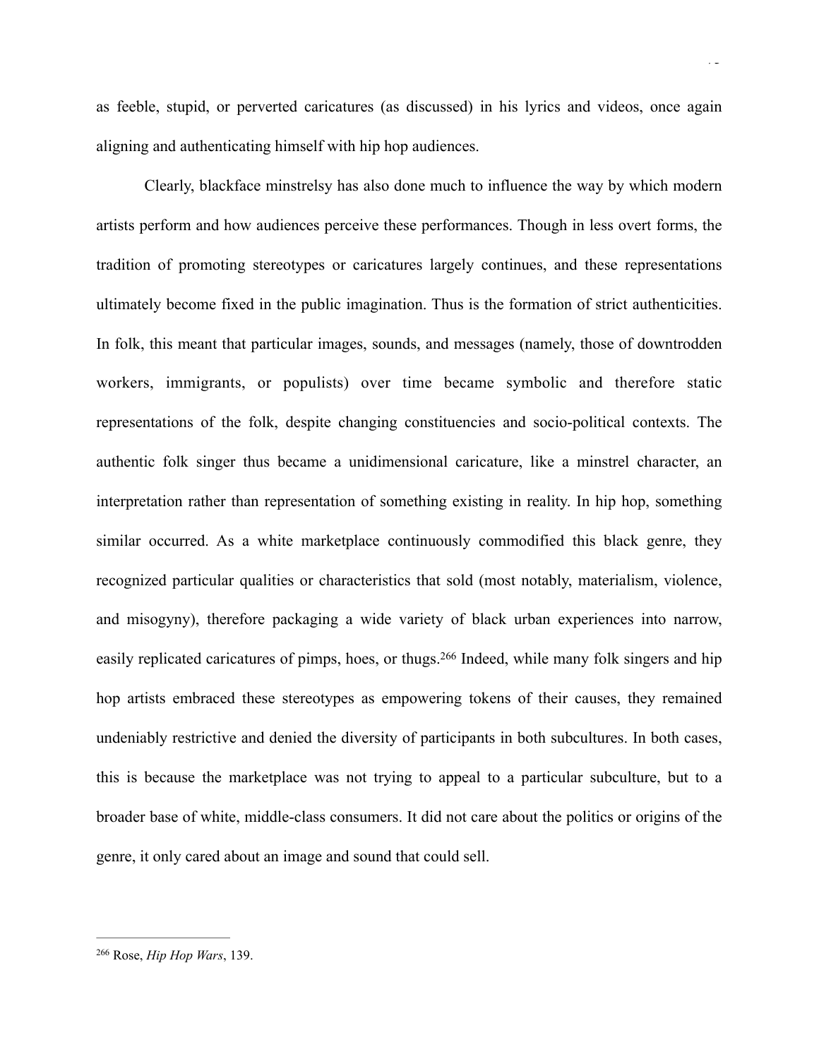as feeble, stupid, or perverted caricatures (as discussed) in his lyrics and videos, once again aligning and authenticating himself with hip hop audiences.

Clearly, blackface minstrelsy has also done much to influence the way by which modern artists perform and how audiences perceive these performances. Though in less overt forms, the tradition of promoting stereotypes or caricatures largely continues, and these representations ultimately become fixed in the public imagination. Thus is the formation of strict authenticities. In folk, this meant that particular images, sounds, and messages (namely, those of downtrodden workers, immigrants, or populists) over time became symbolic and therefore static representations of the folk, despite changing constituencies and socio-political contexts. The authentic folk singer thus became a unidimensional caricature, like a minstrel character, an interpretation rather than representation of something existing in reality. In hip hop, something similar occurred. As a white marketplace continuously commodified this black genre, they recognized particular qualities or characteristics that sold (most notably, materialism, violence, and misogyny), therefore packaging a wide variety of black urban experiences into narrow, easily replicated caricatures of pimps, hoes, or thugs.[266] Indeed, while many folk singers and hip hop artists embraced these stereotypes as empowering tokens of their causes, they remained undeniably restrictive and denied the diversity of participants in both subcultures. In both cases, this is because the marketplace was not trying to appeal to a particular subculture, but to a broader base of white, middle-class consumers. It did not care about the politics or origins of the genre, it only cared about an image and sound that could sell.

---

[266] Rose, *Hip Hop Wars*, 139.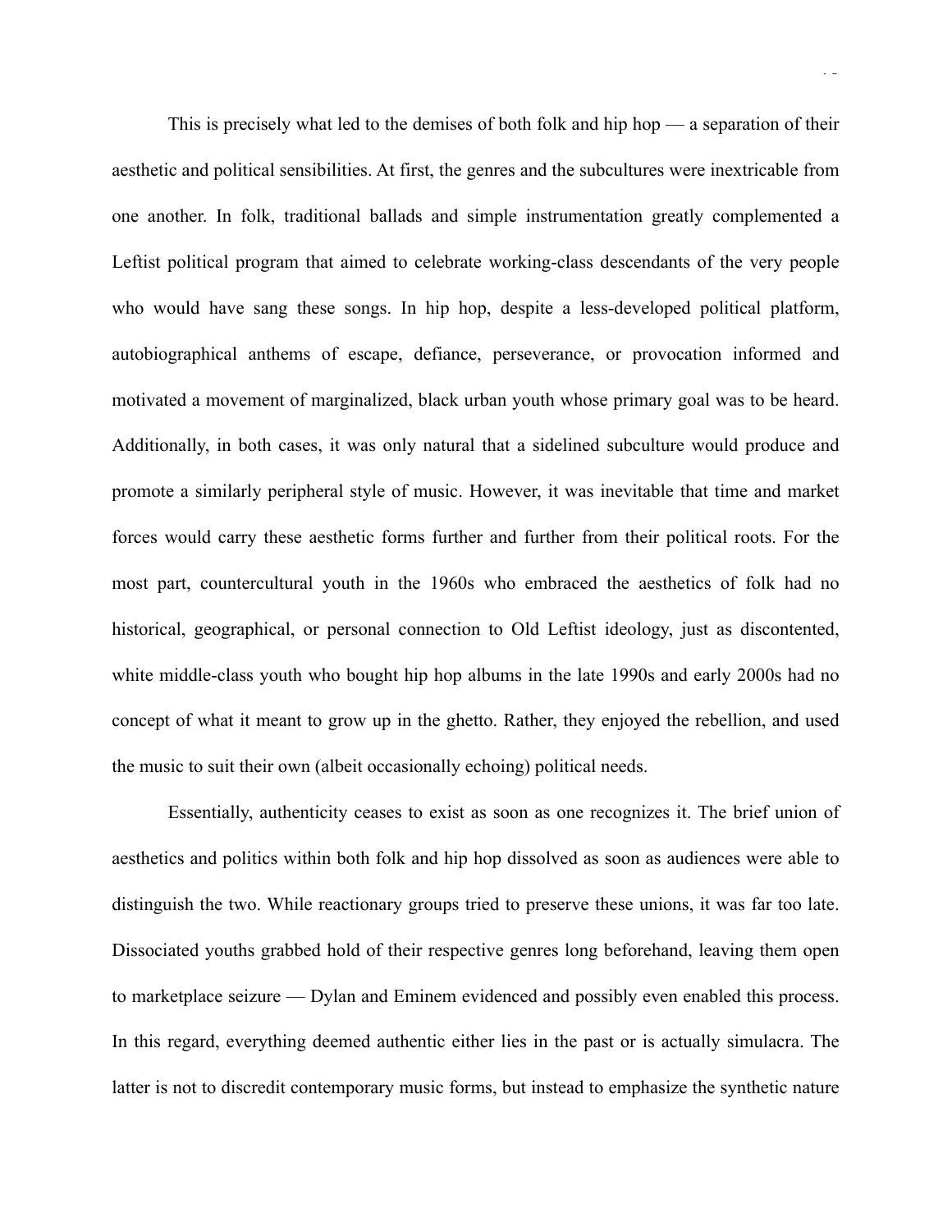This is precisely what led to the demises of both folk and hip hop — a separation of their aesthetic and political sensibilities. At first, the genres and the subcultures were inextricable from one another. In folk, traditional ballads and simple instrumentation greatly complemented a Leftist political program that aimed to celebrate working-class descendants of the very people who would have sang these songs. In hip hop, despite a less-developed political platform, autobiographical anthems of escape, defiance, perseverance, or provocation informed and motivated a movement of marginalized, black urban youth whose primary goal was to be heard. Additionally, in both cases, it was only natural that a sidelined subculture would produce and promote a similarly peripheral style of music. However, it was inevitable that time and market forces would carry these aesthetic forms further and further from their political roots. For the most part, countercultural youth in the 1960s who embraced the aesthetics of folk had no historical, geographical, or personal connection to Old Leftist ideology, just as discontented, white middle-class youth who bought hip hop albums in the late 1990s and early 2000s had no concept of what it meant to grow up in the ghetto. Rather, they enjoyed the rebellion, and used the music to suit their own (albeit occasionally echoing) political needs.

Essentially, authenticity ceases to exist as soon as one recognizes it. The brief union of aesthetics and politics within both folk and hip hop dissolved as soon as audiences were able to distinguish the two. While reactionary groups tried to preserve these unions, it was far too late. Dissociated youths grabbed hold of their respective genres long beforehand, leaving them open to marketplace seizure — Dylan and Eminem evidenced and possibly even enabled this process. In this regard, everything deemed authentic either lies in the past or is actually simulacra. The latter is not to discredit contemporary music forms, but instead to emphasize the synthetic nature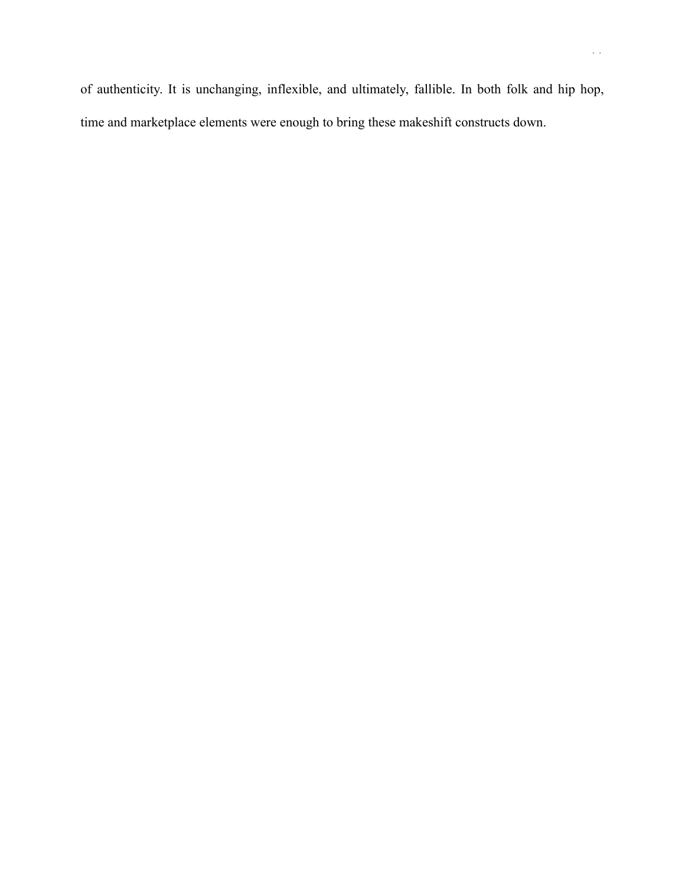of authenticity. It is unchanging, inflexible, and ultimately, fallible. In both folk and hip hop, time and marketplace elements were enough to bring these makeshift constructs down.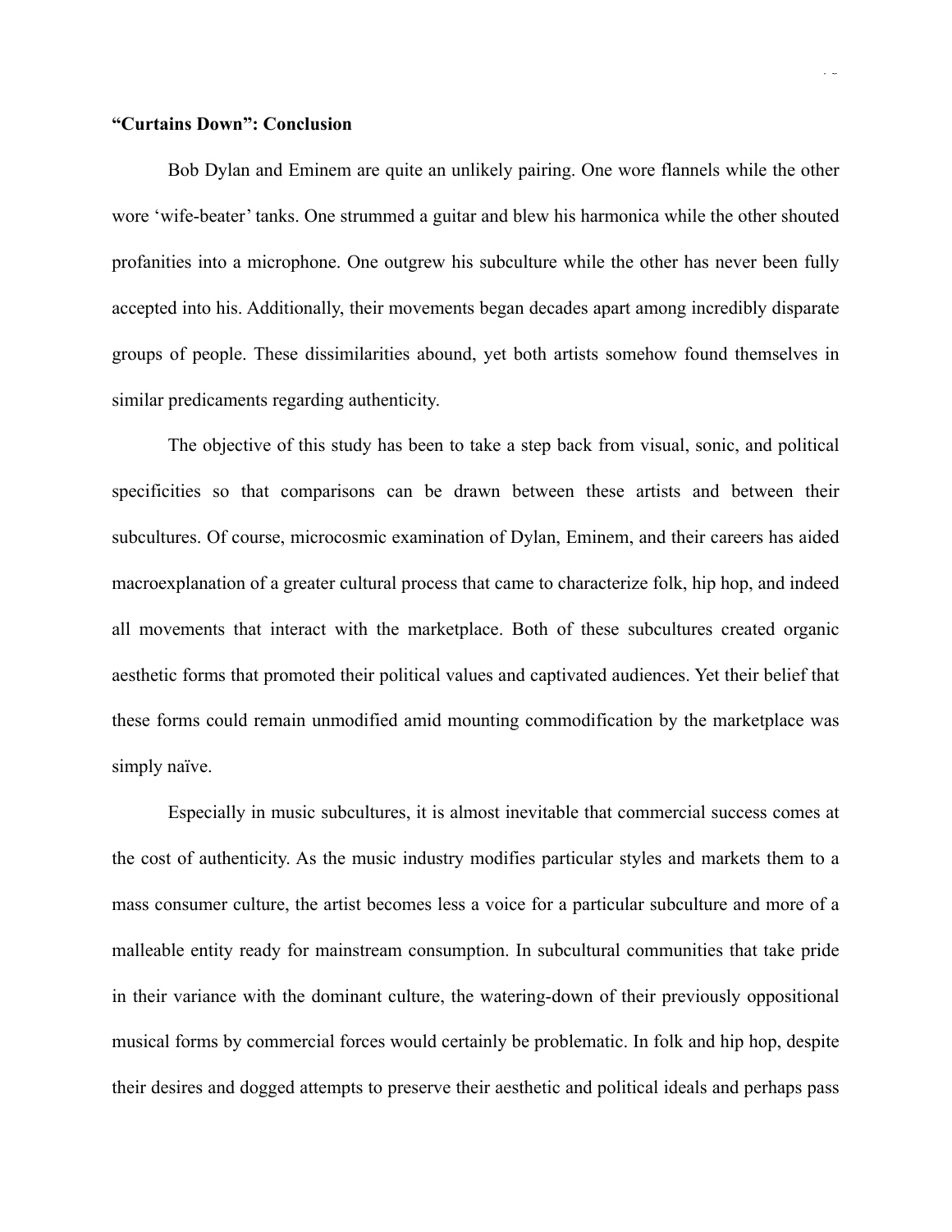**"Curtains Down": Conclusion**

Bob Dylan and Eminem are quite an unlikely pairing. One wore flannels while the other wore 'wife-beater' tanks. One strummed a guitar and blew his harmonica while the other shouted profanities into a microphone. One outgrew his subculture while the other has never been fully accepted into his. Additionally, their movements began decades apart among incredibly disparate groups of people. These dissimilarities abound, yet both artists somehow found themselves in similar predicaments regarding authenticity.

The objective of this study has been to take a step back from visual, sonic, and political specificities so that comparisons can be drawn between these artists and between their subcultures. Of course, microcosmic examination of Dylan, Eminem, and their careers has aided macroexplanation of a greater cultural process that came to characterize folk, hip hop, and indeed all movements that interact with the marketplace. Both of these subcultures created organic aesthetic forms that promoted their political values and captivated audiences. Yet their belief that these forms could remain unmodified amid mounting commodification by the marketplace was simply naïve.

Especially in music subcultures, it is almost inevitable that commercial success comes at the cost of authenticity. As the music industry modifies particular styles and markets them to a mass consumer culture, the artist becomes less a voice for a particular subculture and more of a malleable entity ready for mainstream consumption. In subcultural communities that take pride in their variance with the dominant culture, the watering-down of their previously oppositional musical forms by commercial forces would certainly be problematic. In folk and hip hop, despite their desires and dogged attempts to preserve their aesthetic and political ideals and perhaps pass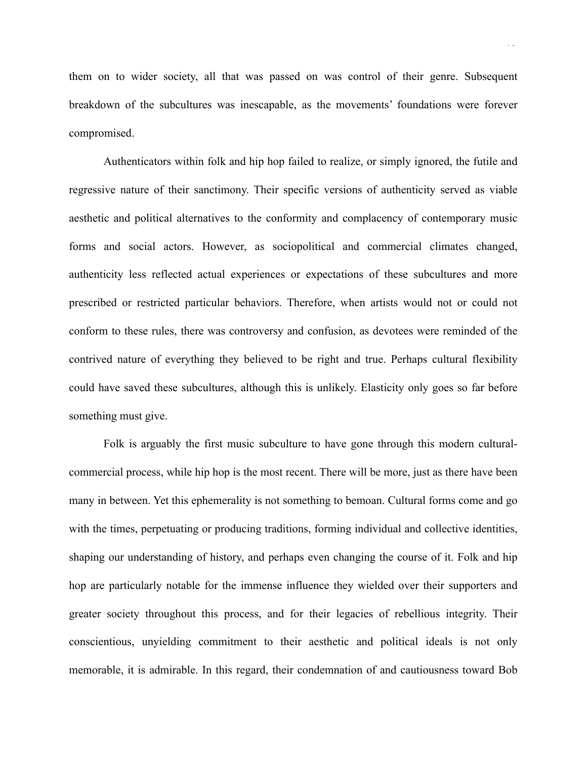them on to wider society, all that was passed on was control of their genre. Subsequent breakdown of the subcultures was inescapable, as the movements' foundations were forever compromised.

Authenticators within folk and hip hop failed to realize, or simply ignored, the futile and regressive nature of their sanctimony. Their specific versions of authenticity served as viable aesthetic and political alternatives to the conformity and complacency of contemporary music forms and social actors. However, as sociopolitical and commercial climates changed, authenticity less reflected actual experiences or expectations of these subcultures and more prescribed or restricted particular behaviors. Therefore, when artists would not or could not conform to these rules, there was controversy and confusion, as devotees were reminded of the contrived nature of everything they believed to be right and true. Perhaps cultural flexibility could have saved these subcultures, although this is unlikely. Elasticity only goes so far before something must give.

Folk is arguably the first music subculture to have gone through this modern cultural-commercial process, while hip hop is the most recent. There will be more, just as there have been many in between. Yet this ephemerality is not something to bemoan. Cultural forms come and go with the times, perpetuating or producing traditions, forming individual and collective identities, shaping our understanding of history, and perhaps even changing the course of it. Folk and hip hop are particularly notable for the immense influence they wielded over their supporters and greater society throughout this process, and for their legacies of rebellious integrity. Their conscientious, unyielding commitment to their aesthetic and political ideals is not only memorable, it is admirable. In this regard, their condemnation of and cautiousness toward Bob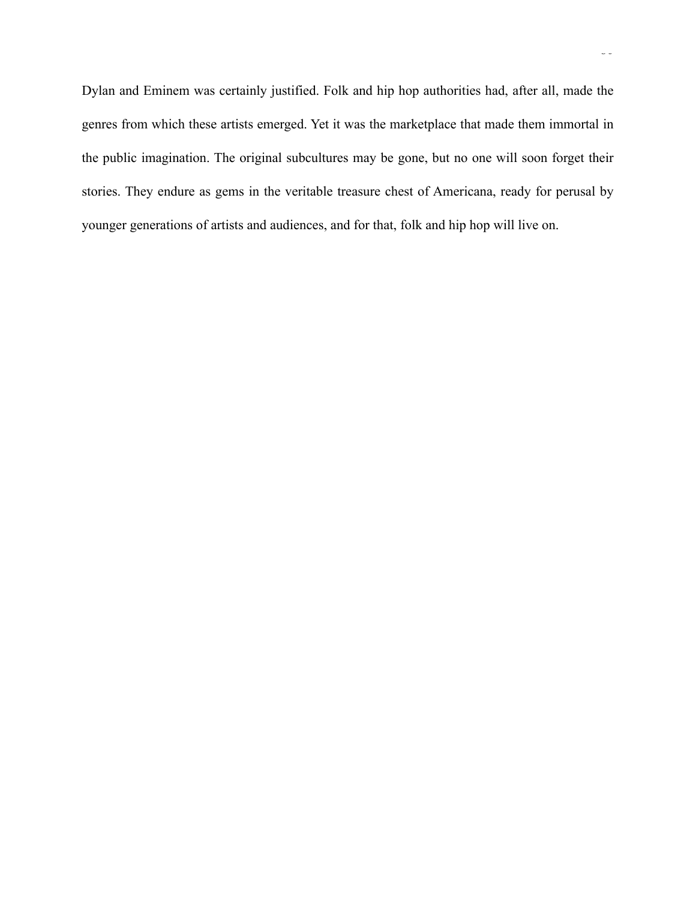Dylan and Eminem was certainly justified. Folk and hip hop authorities had, after all, made the genres from which these artists emerged. Yet it was the marketplace that made them immortal in the public imagination. The original subcultures may be gone, but no one will soon forget their stories. They endure as gems in the veritable treasure chest of Americana, ready for perusal by younger generations of artists and audiences, and for that, folk and hip hop will live on.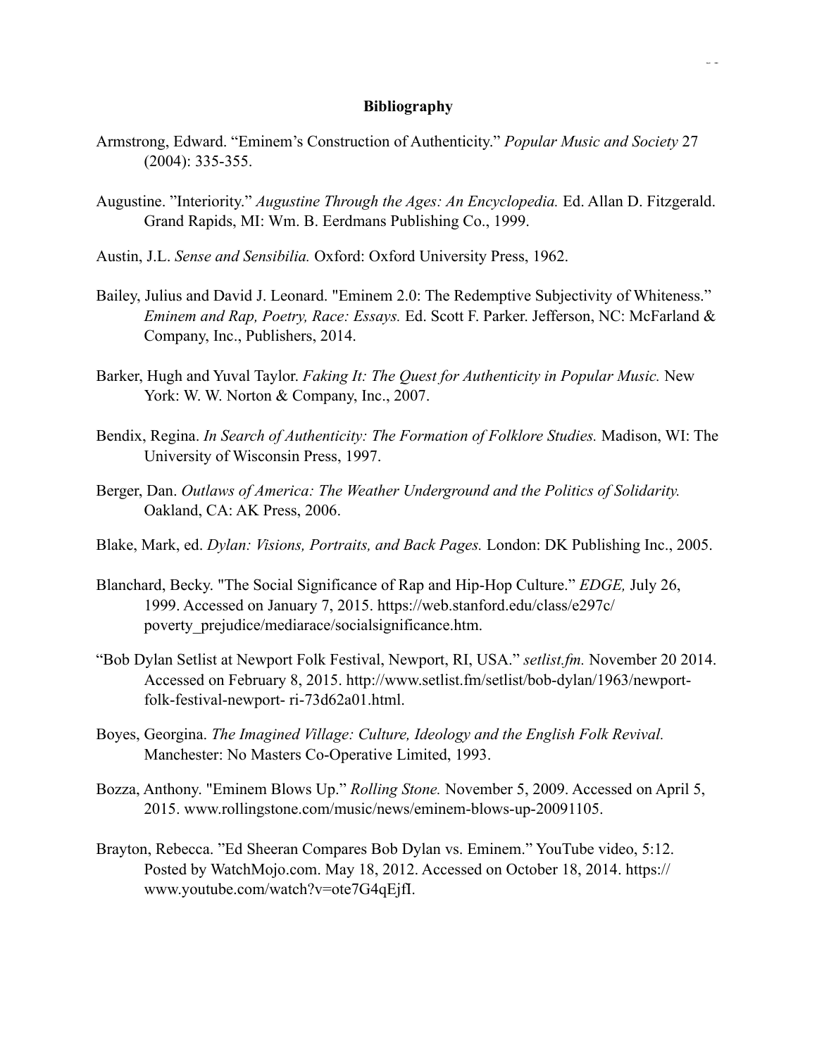**Bibliography**

Armstrong, Edward. “Eminem’s Construction of Authenticity.” *Popular Music and Society* 27 (2004): 335-355.

Augustine. ”Interiority.” *Augustine Through the Ages: An Encyclopedia.* Ed. Allan D. Fitzgerald. Grand Rapids, MI: Wm. B. Eerdmans Publishing Co., 1999.

Austin, J.L. *Sense and Sensibilia.* Oxford: Oxford University Press, 1962.

Bailey, Julius and David J. Leonard. "Eminem 2.0: The Redemptive Subjectivity of Whiteness.” *Eminem and Rap, Poetry, Race: Essays.* Ed. Scott F. Parker. Jefferson, NC: McFarland & Company, Inc., Publishers, 2014.

Barker, Hugh and Yuval Taylor. *Faking It: The Quest for Authenticity in Popular Music.* New York: W. W. Norton & Company, Inc., 2007.

Bendix, Regina. *In Search of Authenticity: The Formation of Folklore Studies.* Madison, WI: The University of Wisconsin Press, 1997.

Berger, Dan. *Outlaws of America: The Weather Underground and the Politics of Solidarity.* Oakland, CA: AK Press, 2006.

Blake, Mark, ed. *Dylan: Visions, Portraits, and Back Pages.* London: DK Publishing Inc., 2005.

Blanchard, Becky. "The Social Significance of Rap and Hip-Hop Culture.” *EDGE,* July 26, 1999. Accessed on January 7, 2015. https://web.stanford.edu/class/e297c/poverty_prejudice/mediarace/socialsignificance.htm.

“Bob Dylan Setlist at Newport Folk Festival, Newport, RI, USA.” *setlist.fm.* November 20 2014. Accessed on February 8, 2015. http://www.setlist.fm/setlist/bob-dylan/1963/newport-folk-festival-newport- ri-73d62a01.html.

Boyes, Georgina. *The Imagined Village: Culture, Ideology and the English Folk Revival.* Manchester: No Masters Co-Operative Limited, 1993.

Bozza, Anthony. "Eminem Blows Up.” *Rolling Stone.* November 5, 2009. Accessed on April 5, 2015. www.rollingstone.com/music/news/eminem-blows-up-20091105.

Brayton, Rebecca. ”Ed Sheeran Compares Bob Dylan vs. Eminem.” YouTube video, 5:12. Posted by WatchMojo.com. May 18, 2012. Accessed on October 18, 2014. https://www.youtube.com/watch?v=ote7G4qEjfI.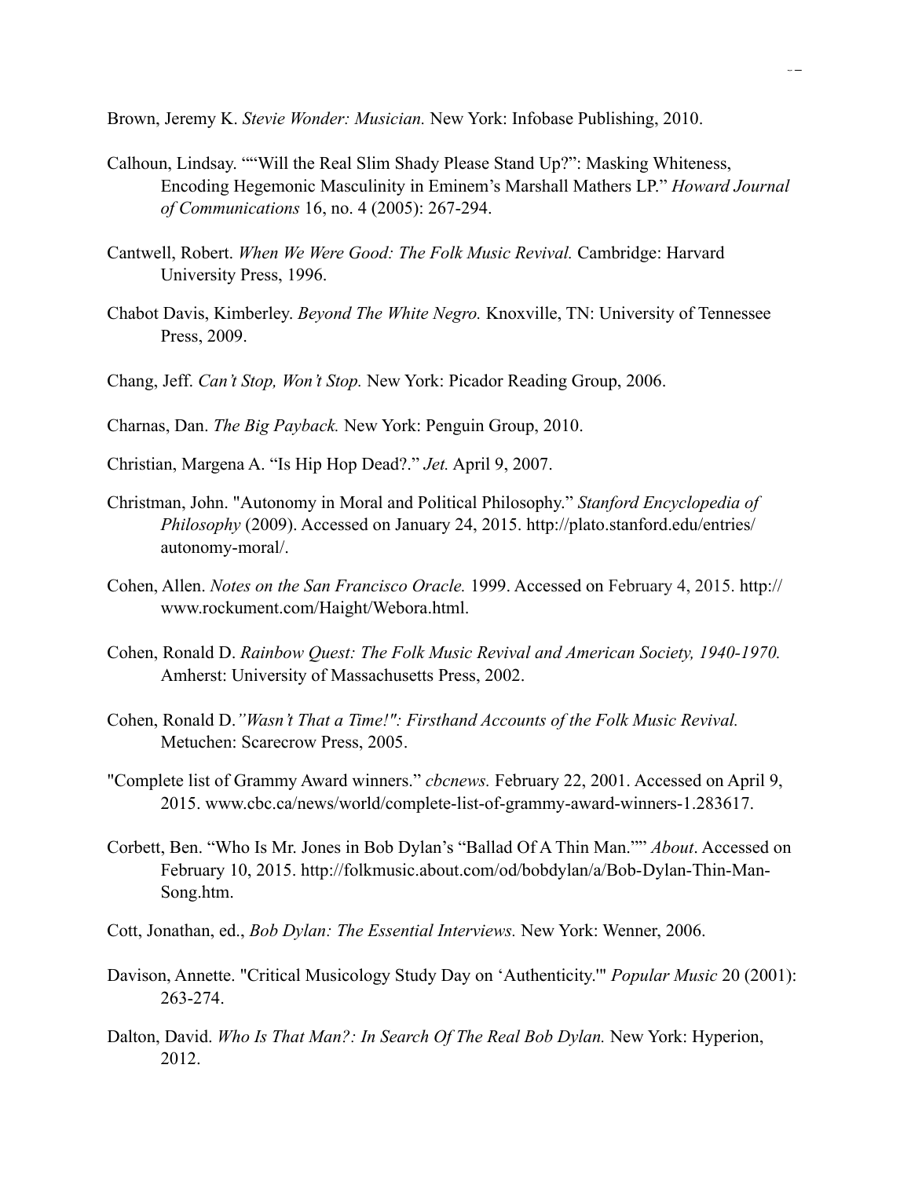Brown, Jeremy K. *Stevie Wonder: Musician.* New York: Infobase Publishing, 2010.

Calhoun, Lindsay. ""Will the Real Slim Shady Please Stand Up?": Masking Whiteness, Encoding Hegemonic Masculinity in Eminem's Marshall Mathers LP." *Howard Journal of Communications* 16, no. 4 (2005): 267-294.

Cantwell, Robert. *When We Were Good: The Folk Music Revival.* Cambridge: Harvard University Press, 1996.

Chabot Davis, Kimberley. *Beyond The White Negro.* Knoxville, TN: University of Tennessee Press, 2009.

Chang, Jeff. *Can't Stop, Won't Stop.* New York: Picador Reading Group, 2006.

Charnas, Dan. *The Big Payback.* New York: Penguin Group, 2010.

Christian, Margena A. "Is Hip Hop Dead?." *Jet.* April 9, 2007.

Christman, John. "Autonomy in Moral and Political Philosophy." *Stanford Encyclopedia of Philosophy* (2009). Accessed on January 24, 2015. http://plato.stanford.edu/entries/autonomy-moral/.

Cohen, Allen. *Notes on the San Francisco Oracle.* 1999. Accessed on February 4, 2015. http://www.rockument.com/Haight/Webora.html.

Cohen, Ronald D. *Rainbow Quest: The Folk Music Revival and American Society, 1940-1970.* Amherst: University of Massachusetts Press, 2002.

Cohen, Ronald D. *"Wasn't That a Time!": Firsthand Accounts of the Folk Music Revival.* Metuchen: Scarecrow Press, 2005.

"Complete list of Grammy Award winners." *cbcnews.* February 22, 2001. Accessed on April 9, 2015. www.cbc.ca/news/world/complete-list-of-grammy-award-winners-1.283617.

Corbett, Ben. "Who Is Mr. Jones in Bob Dylan's "Ballad Of A Thin Man."" *About*. Accessed on February 10, 2015. http://folkmusic.about.com/od/bobdylan/a/Bob-Dylan-Thin-Man-Song.htm.

Cott, Jonathan, ed., *Bob Dylan: The Essential Interviews.* New York: Wenner, 2006.

Davison, Annette. "Critical Musicology Study Day on 'Authenticity.'" *Popular Music* 20 (2001): 263-274.

Dalton, David. *Who Is That Man?: In Search Of The Real Bob Dylan.* New York: Hyperion, 2012.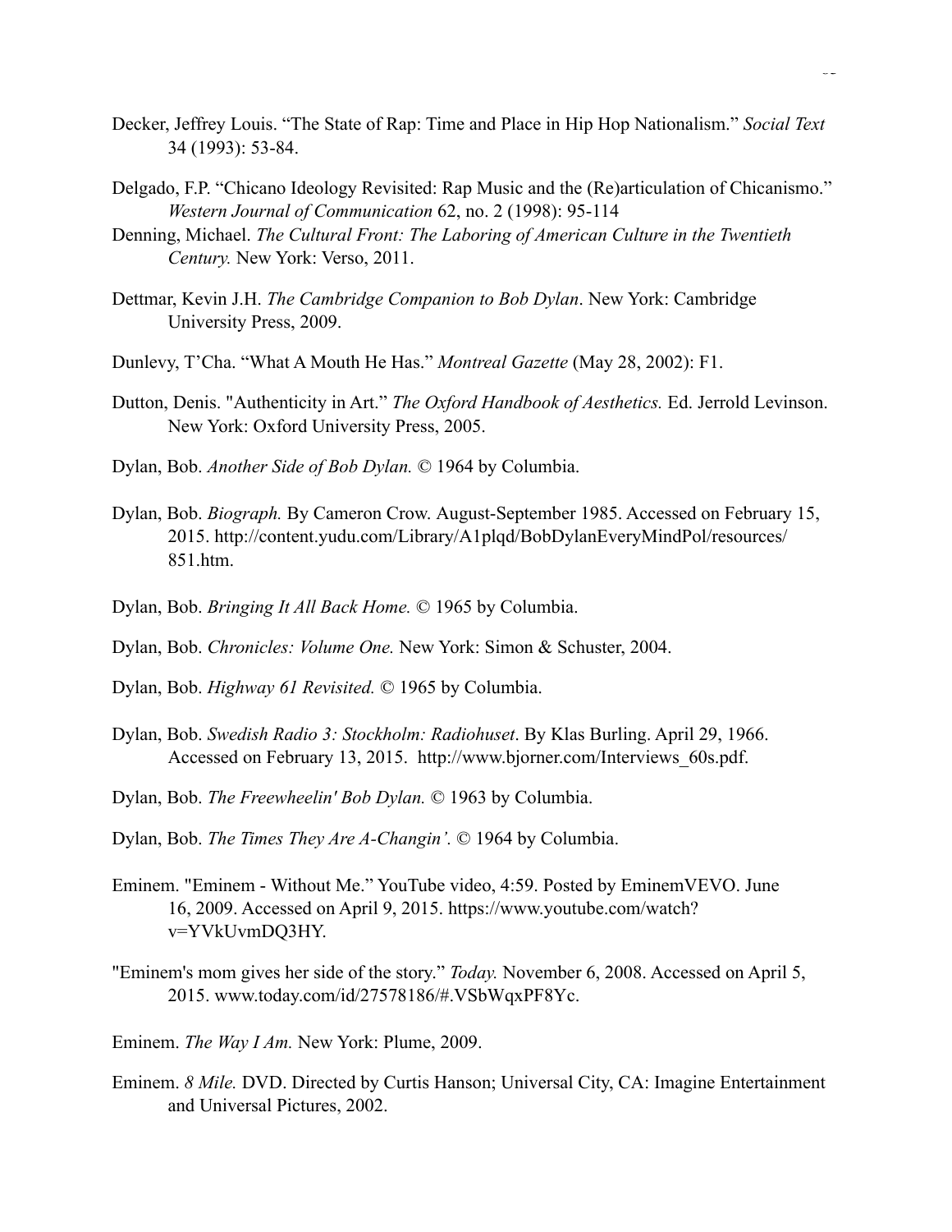Decker, Jeffrey Louis. “The State of Rap: Time and Place in Hip Hop Nationalism.” *Social Text* 34 (1993): 53-84.

Delgado, F.P. “Chicano Ideology Revisited: Rap Music and the (Re)articulation of Chicanismo.” *Western Journal of Communication* 62, no. 2 (1998): 95-114

Denning, Michael. *The Cultural Front: The Laboring of American Culture in the Twentieth Century.* New York: Verso, 2011.

Dettmar, Kevin J.H. *The Cambridge Companion to Bob Dylan*. New York: Cambridge University Press, 2009.

Dunlevy, T’Cha. “What A Mouth He Has.” *Montreal Gazette* (May 28, 2002): F1.

Dutton, Denis. "Authenticity in Art.” *The Oxford Handbook of Aesthetics.* Ed. Jerrold Levinson. New York: Oxford University Press, 2005.

Dylan, Bob. *Another Side of Bob Dylan.* © 1964 by Columbia.

Dylan, Bob. *Biograph.* By Cameron Crow. August-September 1985. Accessed on February 15, 2015. http://content.yudu.com/Library/A1plqd/BobDylanEveryMindPol/resources/851.htm.

Dylan, Bob. *Bringing It All Back Home.* © 1965 by Columbia.

Dylan, Bob. *Chronicles: Volume One.* New York: Simon & Schuster, 2004.

Dylan, Bob. *Highway 61 Revisited.* © 1965 by Columbia.

Dylan, Bob. *Swedish Radio 3: Stockholm: Radiohuset*. By Klas Burling. April 29, 1966. Accessed on February 13, 2015. http://www.bjorner.com/Interviews_60s.pdf.

Dylan, Bob. *The Freewheelin' Bob Dylan.* © 1963 by Columbia.

Dylan, Bob. *The Times They Are A-Changin’.* © 1964 by Columbia.

Eminem. "Eminem - Without Me.” YouTube video, 4:59. Posted by EminemVEVO. June 16, 2009. Accessed on April 9, 2015. https://www.youtube.com/watch?v=YVkUvmDQ3HY.

"Eminem's mom gives her side of the story.” *Today.* November 6, 2008. Accessed on April 5, 2015. www.today.com/id/27578186/#.VSbWqxPF8Yc.

Eminem. *The Way I Am.* New York: Plume, 2009.

Eminem. *8 Mile.* DVD. Directed by Curtis Hanson; Universal City, CA: Imagine Entertainment and Universal Pictures, 2002.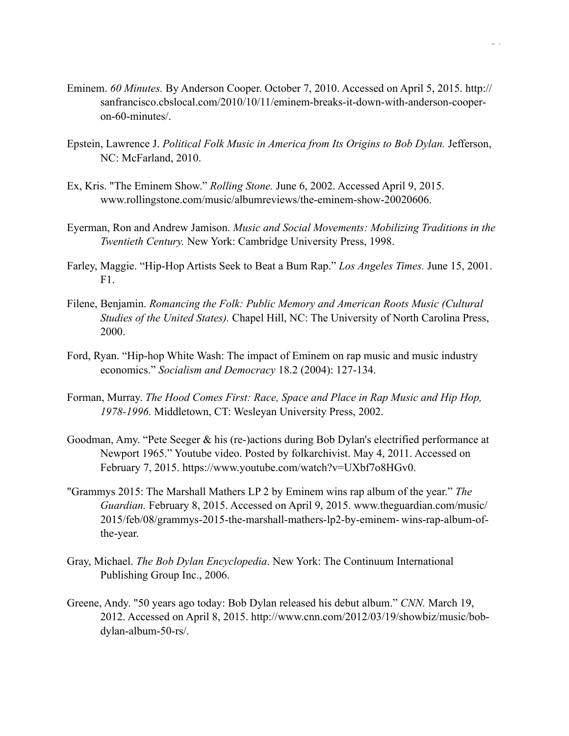Eminem. *60 Minutes.* By Anderson Cooper. October 7, 2010. Accessed on April 5, 2015. http://sanfrancisco.cbslocal.com/2010/10/11/eminem-breaks-it-down-with-anderson-cooper-on-60-minutes/.

Epstein, Lawrence J. *Political Folk Music in America from Its Origins to Bob Dylan.* Jefferson, NC: McFarland, 2010.

Ex, Kris. "The Eminem Show." *Rolling Stone.* June 6, 2002. Accessed April 9, 2015. www.rollingstone.com/music/albumreviews/the-eminem-show-20020606.

Eyerman, Ron and Andrew Jamison. *Music and Social Movements: Mobilizing Traditions in the Twentieth Century.* New York: Cambridge University Press, 1998.

Farley, Maggie. "Hip-Hop Artists Seek to Beat a Bum Rap." *Los Angeles Times.* June 15, 2001. F1.

Filene, Benjamin. *Romancing the Folk: Public Memory and American Roots Music (Cultural Studies of the United States).* Chapel Hill, NC: The University of North Carolina Press, 2000.

Ford, Ryan. "Hip-hop White Wash: The impact of Eminem on rap music and music industry economics." *Socialism and Democracy* 18.2 (2004): 127-134.

Forman, Murray. *The Hood Comes First: Race, Space and Place in Rap Music and Hip Hop, 1978-1996.* Middletown, CT: Wesleyan University Press, 2002.

Goodman, Amy. "Pete Seeger & his (re-)actions during Bob Dylan's electrified performance at Newport 1965." Youtube video. Posted by folkarchivist. May 4, 2011. Accessed on February 7, 2015. https://www.youtube.com/watch?v=UXbf7o8HGv0.

"Grammys 2015: The Marshall Mathers LP 2 by Eminem wins rap album of the year." *The Guardian.* February 8, 2015. Accessed on April 9, 2015. www.theguardian.com/music/2015/feb/08/grammys-2015-the-marshall-mathers-lp2-by-eminem- wins-rap-album-of-the-year.

Gray, Michael. *The Bob Dylan Encyclopedia*. New York: The Continuum International Publishing Group Inc., 2006.

Greene, Andy. "50 years ago today: Bob Dylan released his debut album." *CNN.* March 19, 2012. Accessed on April 8, 2015. http://www.cnn.com/2012/03/19/showbiz/music/bob-dylan-album-50-rs/.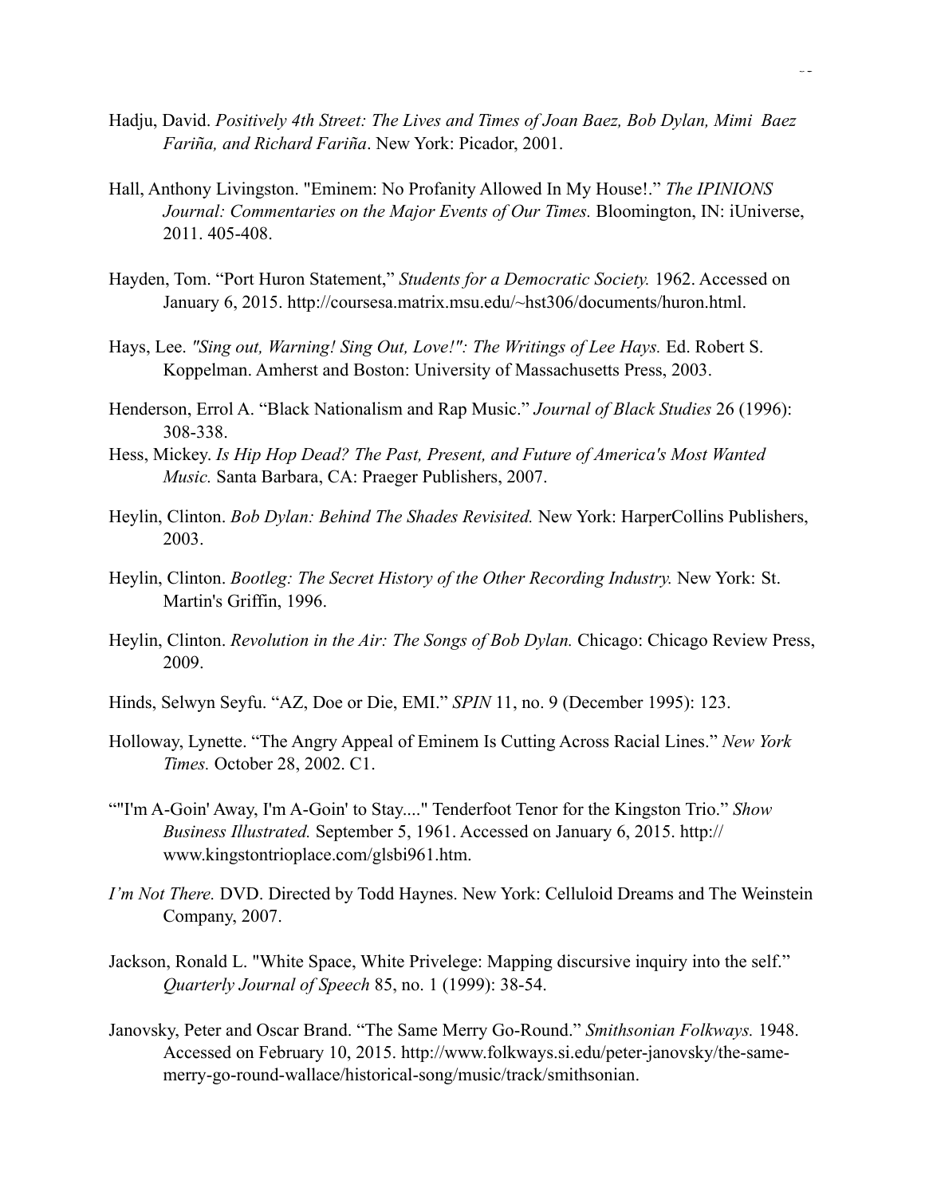Hadju, David. *Positively 4th Street: The Lives and Times of Joan Baez, Bob Dylan, Mimi Baez Fariña, and Richard Fariña*. New York: Picador, 2001.

Hall, Anthony Livingston. "Eminem: No Profanity Allowed In My House!." *The IPINIONS Journal: Commentaries on the Major Events of Our Times.* Bloomington, IN: iUniverse, 2011. 405-408.

Hayden, Tom. "Port Huron Statement," *Students for a Democratic Society.* 1962. Accessed on January 6, 2015. http://coursesa.matrix.msu.edu/~hst306/documents/huron.html.

Hays, Lee. *"Sing out, Warning! Sing Out, Love!": The Writings of Lee Hays.* Ed. Robert S. Koppelman. Amherst and Boston: University of Massachusetts Press, 2003.

Henderson, Errol A. "Black Nationalism and Rap Music." *Journal of Black Studies* 26 (1996): 308-338.

Hess, Mickey. *Is Hip Hop Dead? The Past, Present, and Future of America's Most Wanted Music.* Santa Barbara, CA: Praeger Publishers, 2007.

Heylin, Clinton. *Bob Dylan: Behind The Shades Revisited.* New York: HarperCollins Publishers, 2003.

Heylin, Clinton. *Bootleg: The Secret History of the Other Recording Industry.* New York: St. Martin's Griffin, 1996.

Heylin, Clinton. *Revolution in the Air: The Songs of Bob Dylan.* Chicago: Chicago Review Press, 2009.

Hinds, Selwyn Seyfu. "AZ, Doe or Die, EMI." *SPIN* 11, no. 9 (December 1995): 123.

Holloway, Lynette. "The Angry Appeal of Eminem Is Cutting Across Racial Lines." *New York Times.* October 28, 2002. C1.

""I'm A-Goin' Away, I'm A-Goin' to Stay...." Tenderfoot Tenor for the Kingston Trio." *Show Business Illustrated.* September 5, 1961. Accessed on January 6, 2015. http://www.kingstontrioplace.com/glsbi961.htm.

*I'm Not There.* DVD. Directed by Todd Haynes. New York: Celluloid Dreams and The Weinstein Company, 2007.

Jackson, Ronald L. "White Space, White Privelege: Mapping discursive inquiry into the self." *Quarterly Journal of Speech* 85, no. 1 (1999): 38-54.

Janovsky, Peter and Oscar Brand. "The Same Merry Go-Round." *Smithsonian Folkways.* 1948. Accessed on February 10, 2015. http://www.folkways.si.edu/peter-janovsky/the-same-merry-go-round-wallace/historical-song/music/track/smithsonian.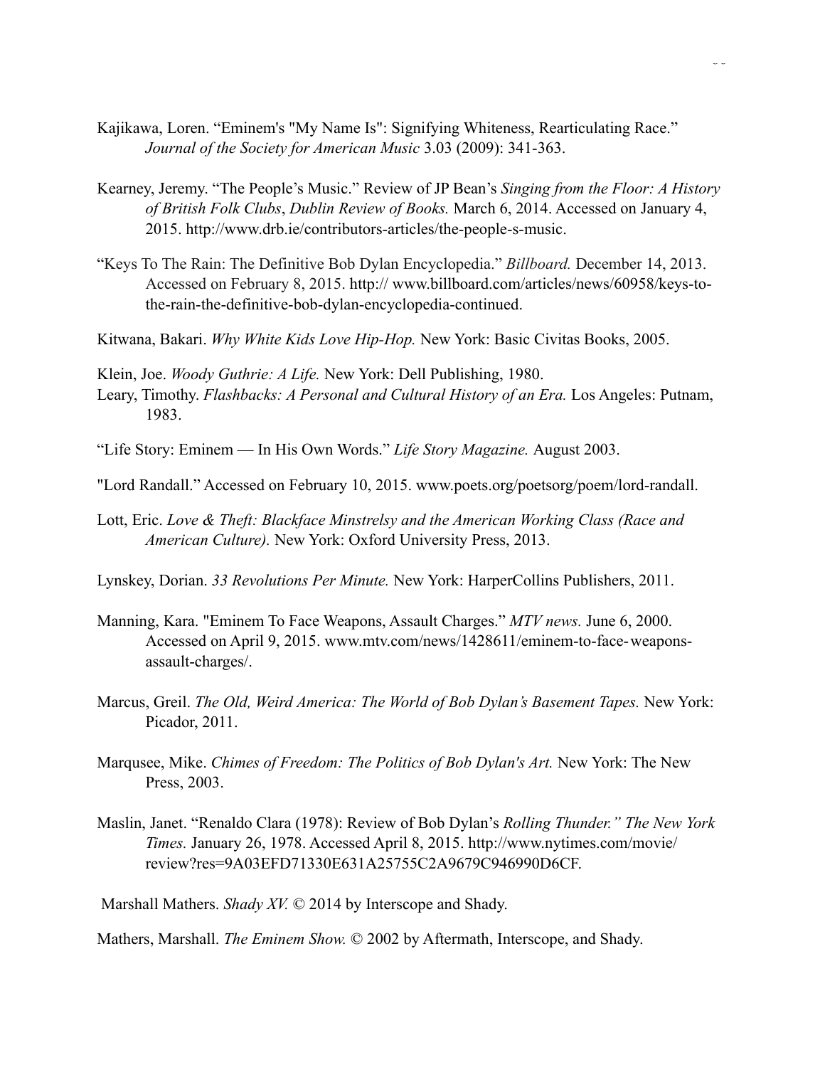Kajikawa, Loren. “Eminem's "My Name Is": Signifying Whiteness, Rearticulating Race.” *Journal of the Society for American Music* 3.03 (2009): 341-363.

Kearney, Jeremy. “The People’s Music.” Review of JP Bean’s *Singing from the Floor: A History of British Folk Clubs*, *Dublin Review of Books.* March 6, 2014. Accessed on January 4, 2015. http://www.drb.ie/contributors-articles/the-people-s-music.

“Keys To The Rain: The Definitive Bob Dylan Encyclopedia.” *Billboard.* December 14, 2013. Accessed on February 8, 2015. http:// www.billboard.com/articles/news/60958/keys-to-the-rain-the-definitive-bob-dylan-encyclopedia-continued.

Kitwana, Bakari. *Why White Kids Love Hip-Hop.* New York: Basic Civitas Books, 2005.

Klein, Joe. *Woody Guthrie: A Life.* New York: Dell Publishing, 1980.

Leary, Timothy. *Flashbacks: A Personal and Cultural History of an Era.* Los Angeles: Putnam, 1983.

“Life Story: Eminem — In His Own Words.” *Life Story Magazine.* August 2003.

"Lord Randall.” Accessed on February 10, 2015. www.poets.org/poetsorg/poem/lord-randall.

Lott, Eric. *Love & Theft: Blackface Minstrelsy and the American Working Class (Race and American Culture).* New York: Oxford University Press, 2013.

Lynskey, Dorian. *33 Revolutions Per Minute.* New York: HarperCollins Publishers, 2011.

Manning, Kara. "Eminem To Face Weapons, Assault Charges.” *MTV news.* June 6, 2000. Accessed on April 9, 2015. www.mtv.com/news/1428611/eminem-to-face-weapons-assault-charges/.

Marcus, Greil. *The Old, Weird America: The World of Bob Dylan’s Basement Tapes.* New York: Picador, 2011.

Marqusee, Mike. *Chimes of Freedom: The Politics of Bob Dylan's Art.* New York: The New Press, 2003.

Maslin, Janet. “Renaldo Clara (1978): Review of Bob Dylan’s *Rolling Thunder.” The New York Times.* January 26, 1978. Accessed April 8, 2015. http://www.nytimes.com/movie/review?res=9A03EFD71330E631A25755C2A9679C946990D6CF.

Marshall Mathers. *Shady XV.* © 2014 by Interscope and Shady.

Mathers, Marshall. *The Eminem Show.* © 2002 by Aftermath, Interscope, and Shady.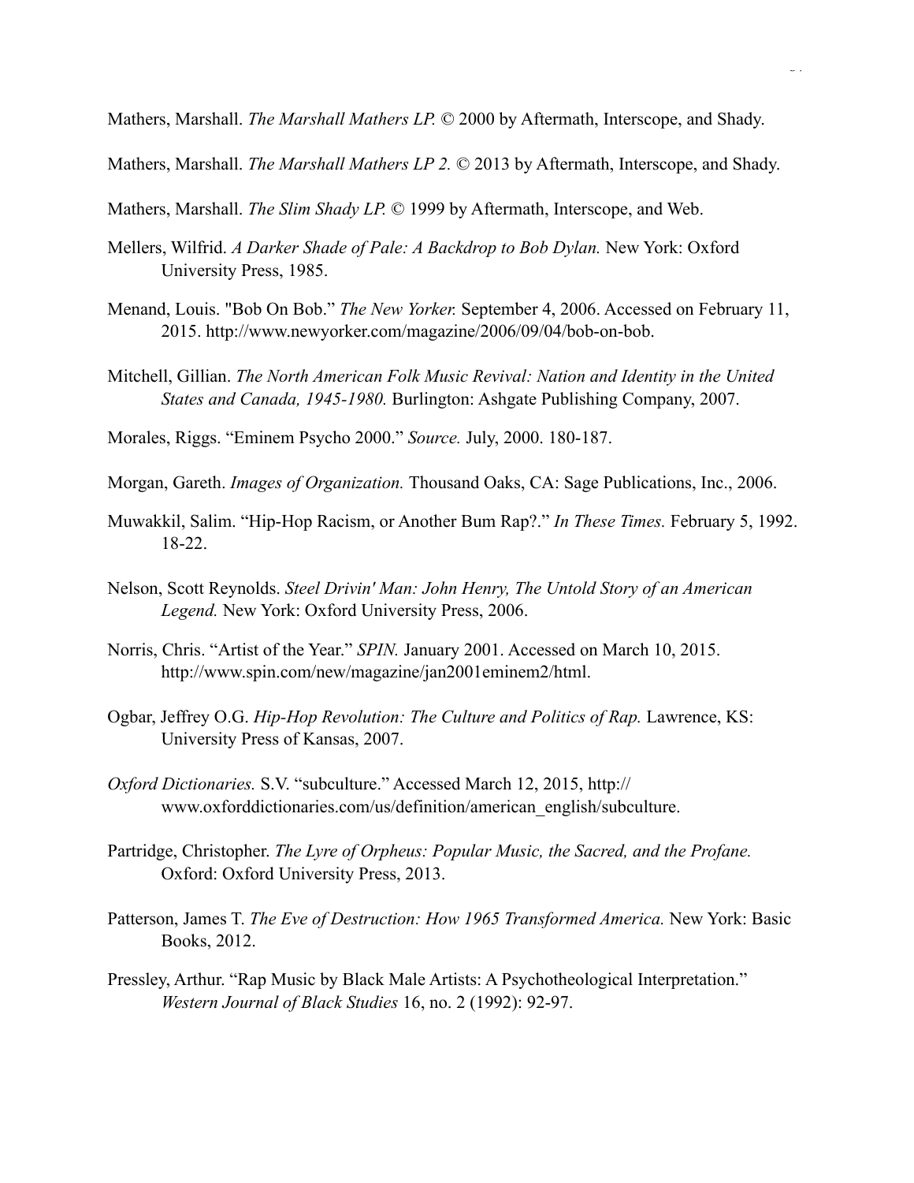Mathers, Marshall. *The Marshall Mathers LP.* © 2000 by Aftermath, Interscope, and Shady.

Mathers, Marshall. *The Marshall Mathers LP 2.* © 2013 by Aftermath, Interscope, and Shady.

Mathers, Marshall. *The Slim Shady LP.* © 1999 by Aftermath, Interscope, and Web.

Mellers, Wilfrid. *A Darker Shade of Pale: A Backdrop to Bob Dylan.* New York: Oxford University Press, 1985.

Menand, Louis. "Bob On Bob." *The New Yorker.* September 4, 2006. Accessed on February 11, 2015. http://www.newyorker.com/magazine/2006/09/04/bob-on-bob.

Mitchell, Gillian. *The North American Folk Music Revival: Nation and Identity in the United States and Canada, 1945-1980.* Burlington: Ashgate Publishing Company, 2007.

Morales, Riggs. "Eminem Psycho 2000." *Source.* July, 2000. 180-187.

Morgan, Gareth. *Images of Organization.* Thousand Oaks, CA: Sage Publications, Inc., 2006.

Muwakkil, Salim. "Hip-Hop Racism, or Another Bum Rap?." *In These Times.* February 5, 1992. 18-22.

Nelson, Scott Reynolds. *Steel Drivin' Man: John Henry, The Untold Story of an American Legend.* New York: Oxford University Press, 2006.

Norris, Chris. "Artist of the Year." *SPIN.* January 2001. Accessed on March 10, 2015. http://www.spin.com/new/magazine/jan2001eminem2/html.

Ogbar, Jeffrey O.G. *Hip-Hop Revolution: The Culture and Politics of Rap.* Lawrence, KS: University Press of Kansas, 2007.

*Oxford Dictionaries.* S.V. "subculture." Accessed March 12, 2015, http://www.oxforddictionaries.com/us/definition/american_english/subculture.

Partridge, Christopher. *The Lyre of Orpheus: Popular Music, the Sacred, and the Profane.* Oxford: Oxford University Press, 2013.

Patterson, James T. *The Eve of Destruction: How 1965 Transformed America.* New York: Basic Books, 2012.

Pressley, Arthur. "Rap Music by Black Male Artists: A Psychotheological Interpretation." *Western Journal of Black Studies* 16, no. 2 (1992): 92-97.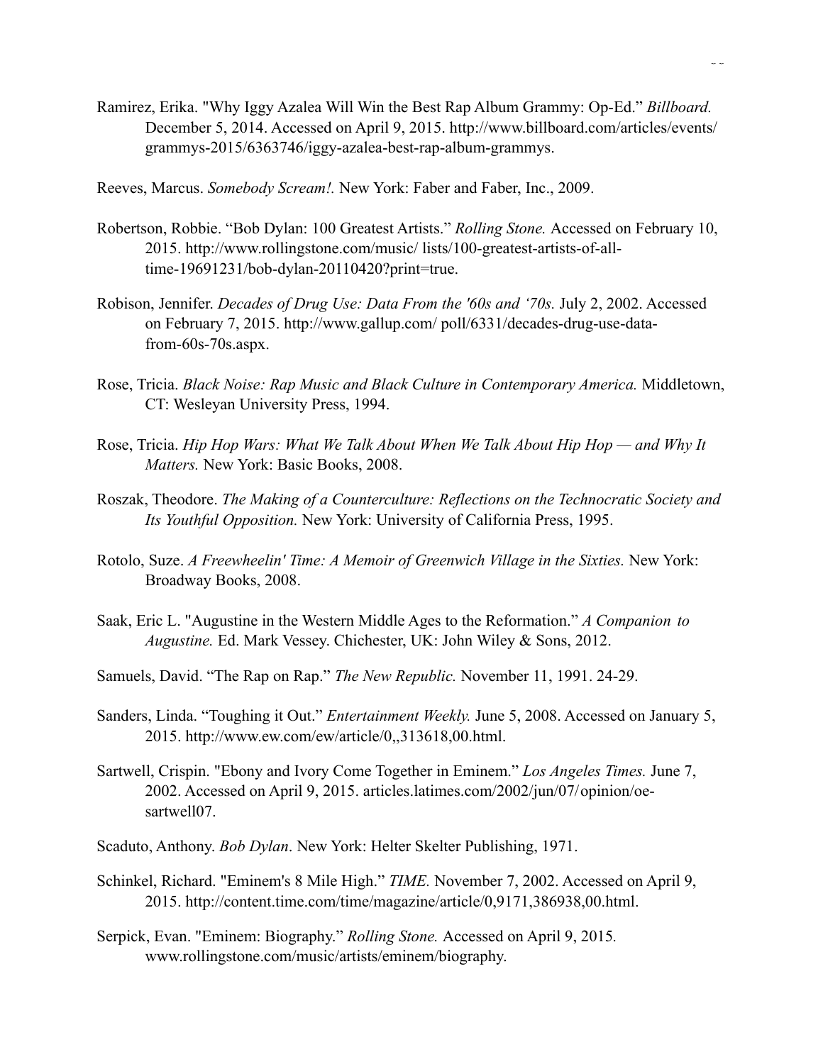Ramirez, Erika. "Why Iggy Azalea Will Win the Best Rap Album Grammy: Op-Ed." *Billboard.* December 5, 2014. Accessed on April 9, 2015. http://www.billboard.com/articles/events/grammys-2015/6363746/iggy-azalea-best-rap-album-grammys.

Reeves, Marcus. *Somebody Scream!.* New York: Faber and Faber, Inc., 2009.

Robertson, Robbie. "Bob Dylan: 100 Greatest Artists." *Rolling Stone.* Accessed on February 10, 2015. http://www.rollingstone.com/music/ lists/100-greatest-artists-of-all-time-19691231/bob-dylan-20110420?print=true.

Robison, Jennifer. *Decades of Drug Use: Data From the '60s and '70s.* July 2, 2002. Accessed on February 7, 2015. http://www.gallup.com/ poll/6331/decades-drug-use-data-from-60s-70s.aspx.

Rose, Tricia. *Black Noise: Rap Music and Black Culture in Contemporary America.* Middletown, CT: Wesleyan University Press, 1994.

Rose, Tricia. *Hip Hop Wars: What We Talk About When We Talk About Hip Hop — and Why It Matters.* New York: Basic Books, 2008.

Roszak, Theodore. *The Making of a Counterculture: Reflections on the Technocratic Society and Its Youthful Opposition.* New York: University of California Press, 1995.

Rotolo, Suze. *A Freewheelin' Time: A Memoir of Greenwich Village in the Sixties.* New York: Broadway Books, 2008.

Saak, Eric L. "Augustine in the Western Middle Ages to the Reformation." *A Companion to Augustine.* Ed. Mark Vessey. Chichester, UK: John Wiley & Sons, 2012.

Samuels, David. "The Rap on Rap." *The New Republic.* November 11, 1991. 24-29.

Sanders, Linda. "Toughing it Out." *Entertainment Weekly.* June 5, 2008. Accessed on January 5, 2015. http://www.ew.com/ew/article/0,,313618,00.html.

Sartwell, Crispin. "Ebony and Ivory Come Together in Eminem." *Los Angeles Times.* June 7, 2002. Accessed on April 9, 2015. articles.latimes.com/2002/jun/07/opinion/oe-sartwell07.

Scaduto, Anthony. *Bob Dylan*. New York: Helter Skelter Publishing, 1971.

Schinkel, Richard. "Eminem's 8 Mile High." *TIME.* November 7, 2002. Accessed on April 9, 2015. http://content.time.com/time/magazine/article/0,9171,386938,00.html.

Serpick, Evan. "Eminem: Biography." *Rolling Stone.* Accessed on April 9, 2015. www.rollingstone.com/music/artists/eminem/biography.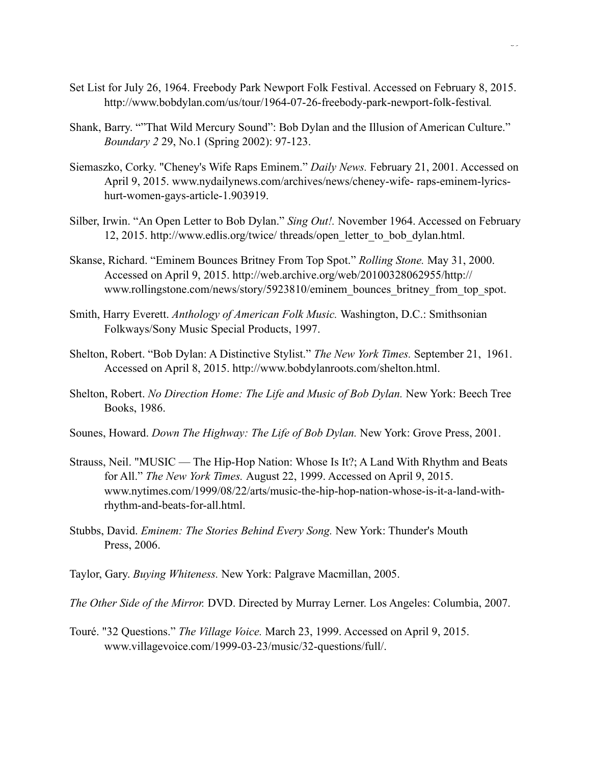Set List for July 26, 1964. Freebody Park Newport Folk Festival. Accessed on February 8, 2015. http://www.bobdylan.com/us/tour/1964-07-26-freebody-park-newport-folk-festival.

Shank, Barry. ""That Wild Mercury Sound": Bob Dylan and the Illusion of American Culture." *Boundary 2* 29, No.1 (Spring 2002): 97-123.

Siemaszko, Corky. "Cheney's Wife Raps Eminem." *Daily News.* February 21, 2001. Accessed on April 9, 2015. www.nydailynews.com/archives/news/cheney-wife- raps-eminem-lyrics-hurt-women-gays-article-1.903919.

Silber, Irwin. "An Open Letter to Bob Dylan." *Sing Out!.* November 1964. Accessed on February 12, 2015. http://www.edlis.org/twice/ threads/open_letter_to_bob_dylan.html.

Skanse, Richard. "Eminem Bounces Britney From Top Spot." *Rolling Stone.* May 31, 2000. Accessed on April 9, 2015. http://web.archive.org/web/20100328062955/http://www.rollingstone.com/news/story/5923810/eminem_bounces_britney_from_top_spot.

Smith, Harry Everett. *Anthology of American Folk Music.* Washington, D.C.: Smithsonian Folkways/Sony Music Special Products, 1997.

Shelton, Robert. "Bob Dylan: A Distinctive Stylist." *The New York Times.* September 21, 1961. Accessed on April 8, 2015. http://www.bobdylanroots.com/shelton.html.

Shelton, Robert. *No Direction Home: The Life and Music of Bob Dylan.* New York: Beech Tree Books, 1986.

Sounes, Howard. *Down The Highway: The Life of Bob Dylan.* New York: Grove Press, 2001.

Strauss, Neil. "MUSIC — The Hip-Hop Nation: Whose Is It?; A Land With Rhythm and Beats for All." *The New York Times.* August 22, 1999. Accessed on April 9, 2015. www.nytimes.com/1999/08/22/arts/music-the-hip-hop-nation-whose-is-it-a-land-with-rhythm-and-beats-for-all.html.

Stubbs, David. *Eminem: The Stories Behind Every Song.* New York: Thunder's Mouth Press, 2006.

Taylor, Gary. *Buying Whiteness.* New York: Palgrave Macmillan, 2005.

*The Other Side of the Mirror.* DVD. Directed by Murray Lerner. Los Angeles: Columbia, 2007.

Touré. "32 Questions." *The Village Voice.* March 23, 1999. Accessed on April 9, 2015. www.villagevoice.com/1999-03-23/music/32-questions/full/.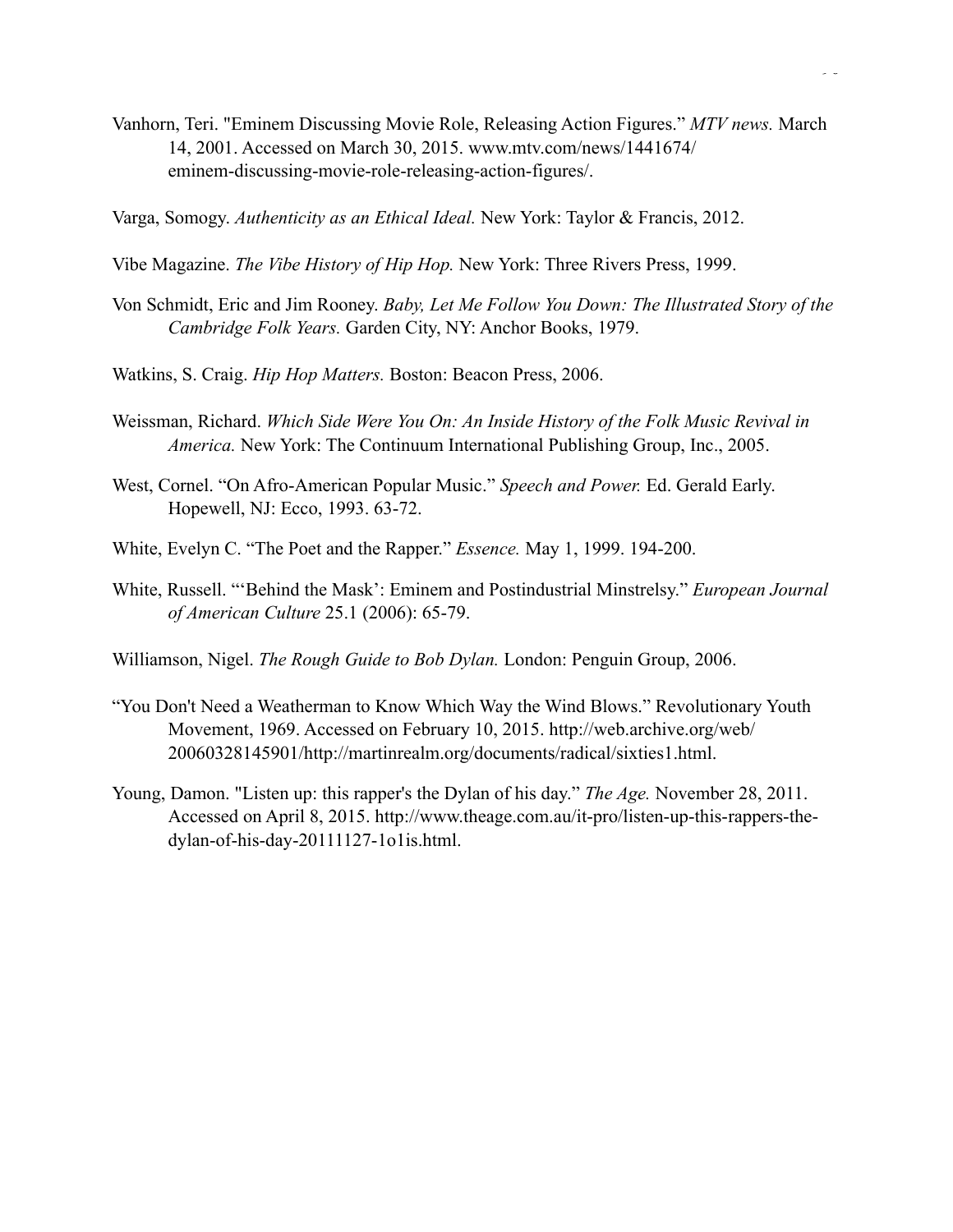Vanhorn, Teri. "Eminem Discussing Movie Role, Releasing Action Figures." *MTV news.* March 14, 2001. Accessed on March 30, 2015. www.mtv.com/news/1441674/eminem-discussing-movie-role-releasing-action-figures/.

Varga, Somogy. *Authenticity as an Ethical Ideal.* New York: Taylor & Francis, 2012.

Vibe Magazine. *The Vibe History of Hip Hop.* New York: Three Rivers Press, 1999.

Von Schmidt, Eric and Jim Rooney. *Baby, Let Me Follow You Down: The Illustrated Story of the Cambridge Folk Years.* Garden City, NY: Anchor Books, 1979.

Watkins, S. Craig. *Hip Hop Matters.* Boston: Beacon Press, 2006.

Weissman, Richard. *Which Side Were You On: An Inside History of the Folk Music Revival in America.* New York: The Continuum International Publishing Group, Inc., 2005.

West, Cornel. "On Afro-American Popular Music." *Speech and Power.* Ed. Gerald Early. Hopewell, NJ: Ecco, 1993. 63-72.

White, Evelyn C. "The Poet and the Rapper." *Essence.* May 1, 1999. 194-200.

White, Russell. "'Behind the Mask': Eminem and Postindustrial Minstrelsy." *European Journal of American Culture* 25.1 (2006): 65-79.

Williamson, Nigel. *The Rough Guide to Bob Dylan.* London: Penguin Group, 2006.

"You Don't Need a Weatherman to Know Which Way the Wind Blows." Revolutionary Youth Movement, 1969. Accessed on February 10, 2015. http://web.archive.org/web/20060328145901/http://martinrealm.org/documents/radical/sixties1.html.

Young, Damon. "Listen up: this rapper's the Dylan of his day." *The Age.* November 28, 2011. Accessed on April 8, 2015. http://www.theage.com.au/it-pro/listen-up-this-rappers-the-dylan-of-his-day-20111127-1o1is.html.